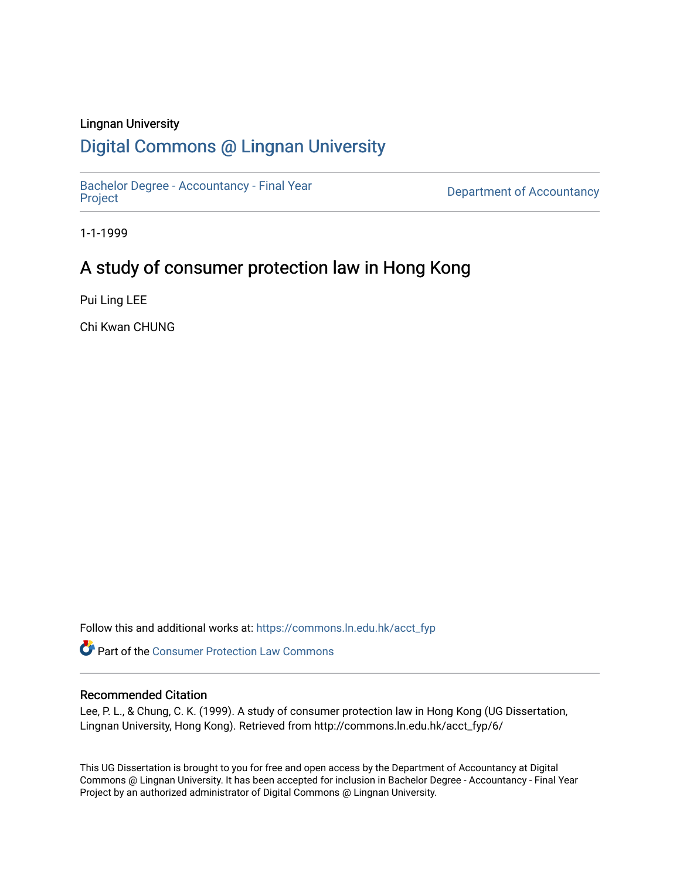Lingnan University

# Digital Commons @ Lingnan University

Bachelor Degree - Accountancy - Final Year Project

Department of Accountancy

1-1-1999

## A study of consumer protection law in Hong Kong

Pui Ling LEE

Chi Kwan CHUNG

Follow this and additional works at: https://commons.ln.edu.hk/acct_fyp

Part of the Consumer Protection Law Commons

### Recommended Citation

Lee, P. L., & Chung, C. K. (1999). A study of consumer protection law in Hong Kong (UG Dissertation, Lingnan University, Hong Kong). Retrieved from http://commons.ln.edu.hk/acct_fyp/6/

This UG Dissertation is brought to you for free and open access by the Department of Accountancy at Digital Commons @ Lingnan University. It has been accepted for inclusion in Bachelor Degree - Accountancy - Final Year Project by an authorized administrator of Digital Commons @ Lingnan University.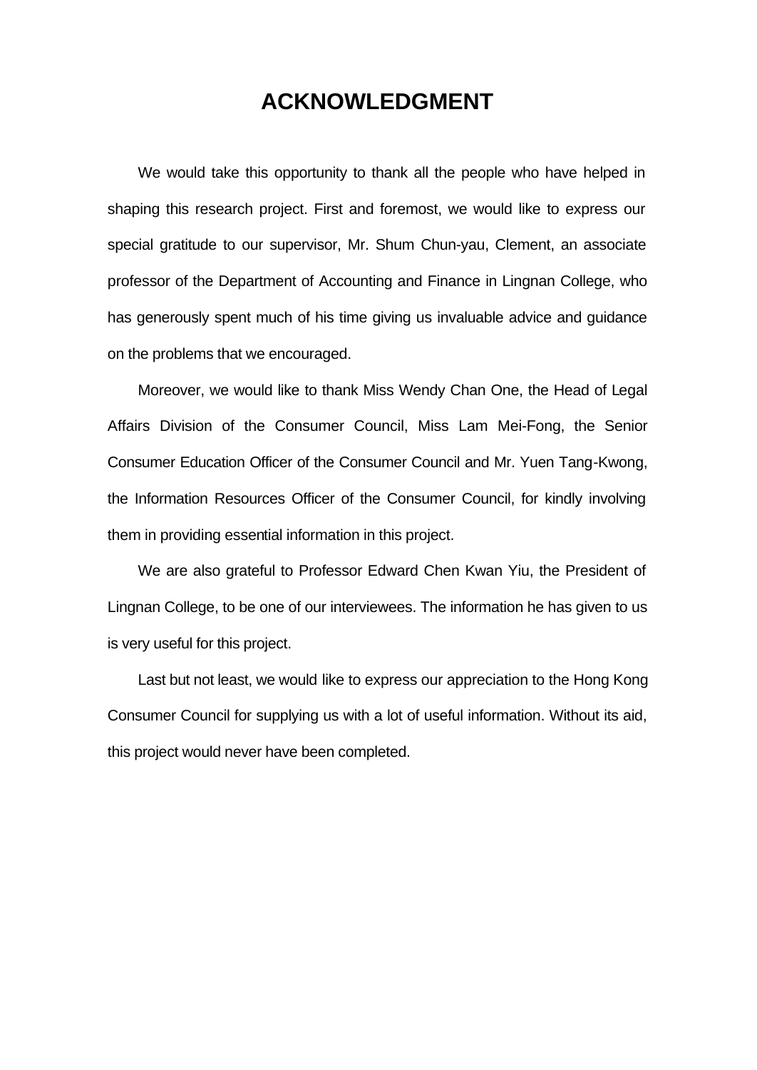# ACKNOWLEDGMENT

We would take this opportunity to thank all the people who have helped in shaping this research project. First and foremost, we would like to express our special gratitude to our supervisor, Mr. Shum Chun-yau, Clement, an associate professor of the Department of Accounting and Finance in Lingnan College, who has generously spent much of his time giving us invaluable advice and guidance on the problems that we encouraged.

Moreover, we would like to thank Miss Wendy Chan One, the Head of Legal Affairs Division of the Consumer Council, Miss Lam Mei-Fong, the Senior Consumer Education Officer of the Consumer Council and Mr. Yuen Tang-Kwong, the Information Resources Officer of the Consumer Council, for kindly involving them in providing essential information in this project.

We are also grateful to Professor Edward Chen Kwan Yiu, the President of Lingnan College, to be one of our interviewees. The information he has given to us is very useful for this project.

Last but not least, we would like to express our appreciation to the Hong Kong Consumer Council for supplying us with a lot of useful information. Without its aid, this project would never have been completed.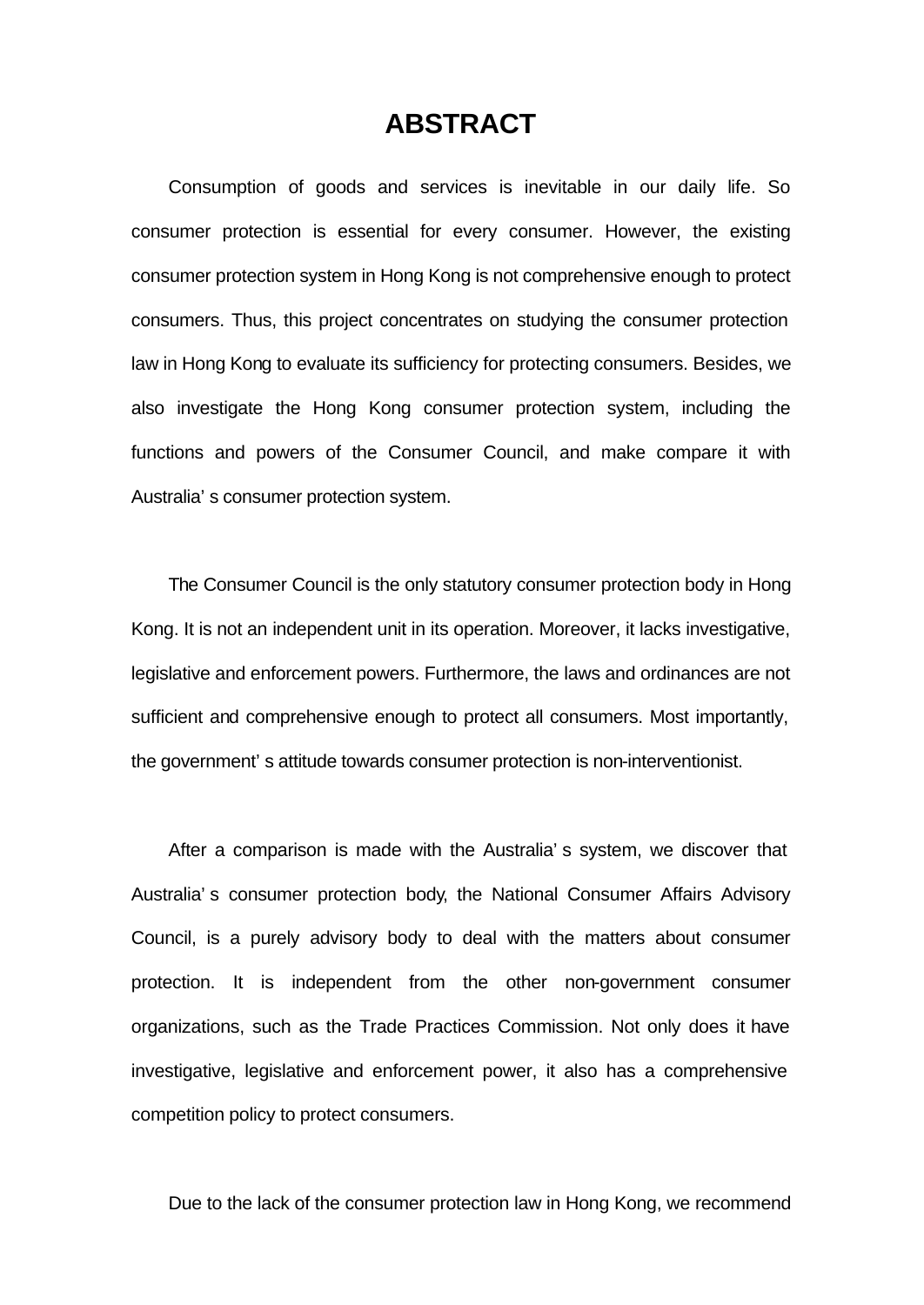# ABSTRACT

Consumption of goods and services is inevitable in our daily life. So consumer protection is essential for every consumer. However, the existing consumer protection system in Hong Kong is not comprehensive enough to protect consumers. Thus, this project concentrates on studying the consumer protection law in Hong Kong to evaluate its sufficiency for protecting consumers. Besides, we also investigate the Hong Kong consumer protection system, including the functions and powers of the Consumer Council, and make compare it with Australia' s consumer protection system.

The Consumer Council is the only statutory consumer protection body in Hong Kong. It is not an independent unit in its operation. Moreover, it lacks investigative, legislative and enforcement powers. Furthermore, the laws and ordinances are not sufficient and comprehensive enough to protect all consumers. Most importantly, the government' s attitude towards consumer protection is non-interventionist.

After a comparison is made with the Australia' s system, we discover that Australia' s consumer protection body, the National Consumer Affairs Advisory Council, is a purely advisory body to deal with the matters about consumer protection. It is independent from the other non-government consumer organizations, such as the Trade Practices Commission. Not only does it have investigative, legislative and enforcement power, it also has a comprehensive competition policy to protect consumers.

Due to the lack of the consumer protection law in Hong Kong, we recommend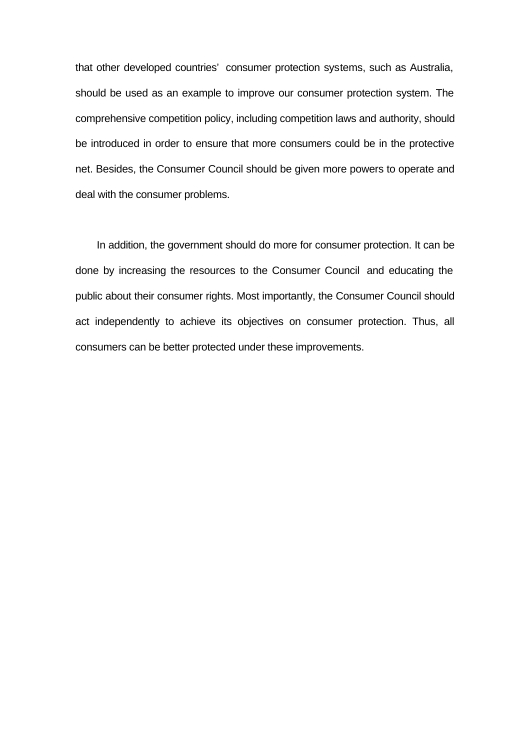that other developed countries' consumer protection systems, such as Australia, should be used as an example to improve our consumer protection system. The comprehensive competition policy, including competition laws and authority, should be introduced in order to ensure that more consumers could be in the protective net. Besides, the Consumer Council should be given more powers to operate and deal with the consumer problems.

In addition, the government should do more for consumer protection. It can be done by increasing the resources to the Consumer Council and educating the public about their consumer rights. Most importantly, the Consumer Council should act independently to achieve its objectives on consumer protection. Thus, all consumers can be better protected under these improvements.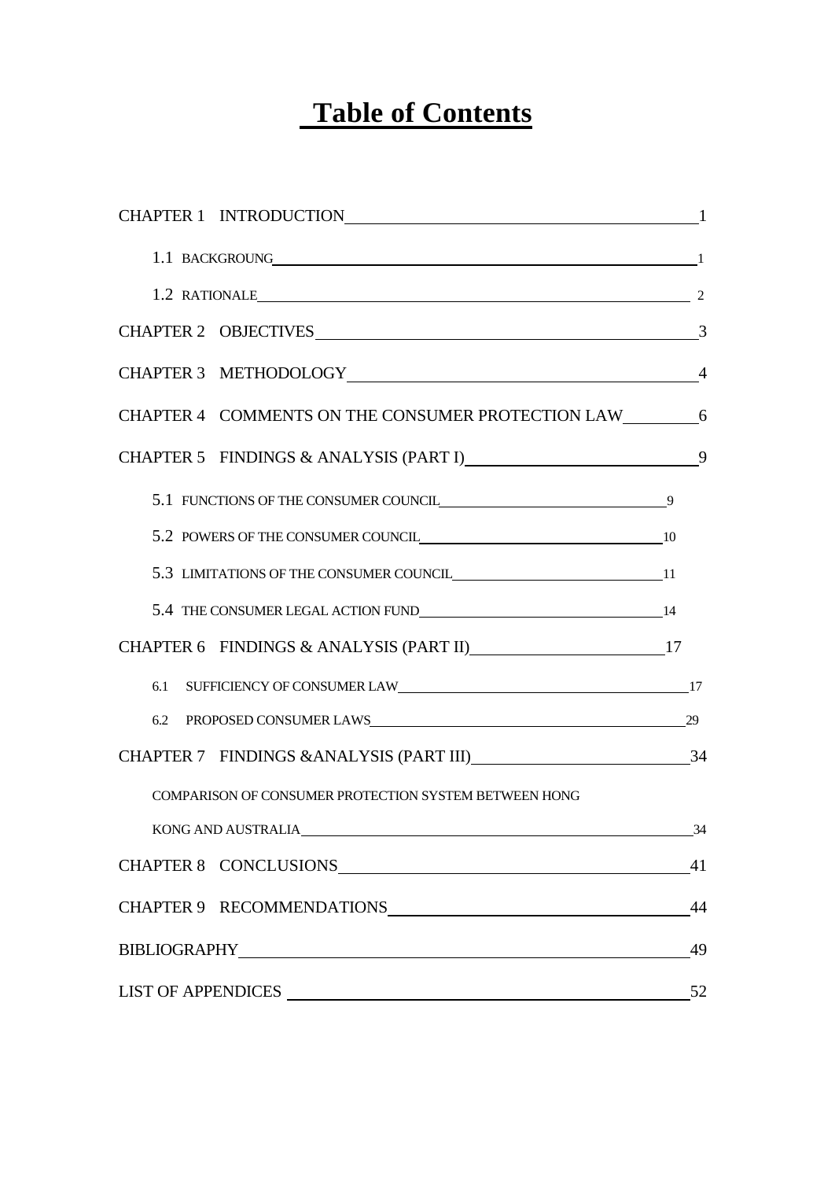# Table of Contents

CHAPTER 1 INTRODUCTION 1

- 1.1 BACKGROUNG 1
- 1.2 RATIONALE 2

CHAPTER 2 OBJECTIVES 3

CHAPTER 3 METHODOLOGY 4

CHAPTER 4 COMMENTS ON THE CONSUMER PROTECTION LAW 6

CHAPTER 5 FINDINGS & ANALYSIS (PART I) 9

- 5.1 FUNCTIONS OF THE CONSUMER COUNCIL 9
- 5.2 POWERS OF THE CONSUMER COUNCIL 10
- 5.3 LIMITATIONS OF THE CONSUMER COUNCIL 11
- 5.4 THE CONSUMER LEGAL ACTION FUND 14

CHAPTER 6 FINDINGS & ANALYSIS (PART II) 17

- 6.1 SUFFICIENCY OF CONSUMER LAW 17
- 6.2 PROPOSED CONSUMER LAWS 29

CHAPTER 7 FINDINGS &ANALYSIS (PART III) 34

- COMPARISON OF CONSUMER PROTECTION SYSTEM BETWEEN HONG KONG AND AUSTRALIA 34

CHAPTER 8 CONCLUSIONS 41

CHAPTER 9 RECOMMENDATIONS 44

BIBLIOGRAPHY 49

LIST OF APPENDICES 52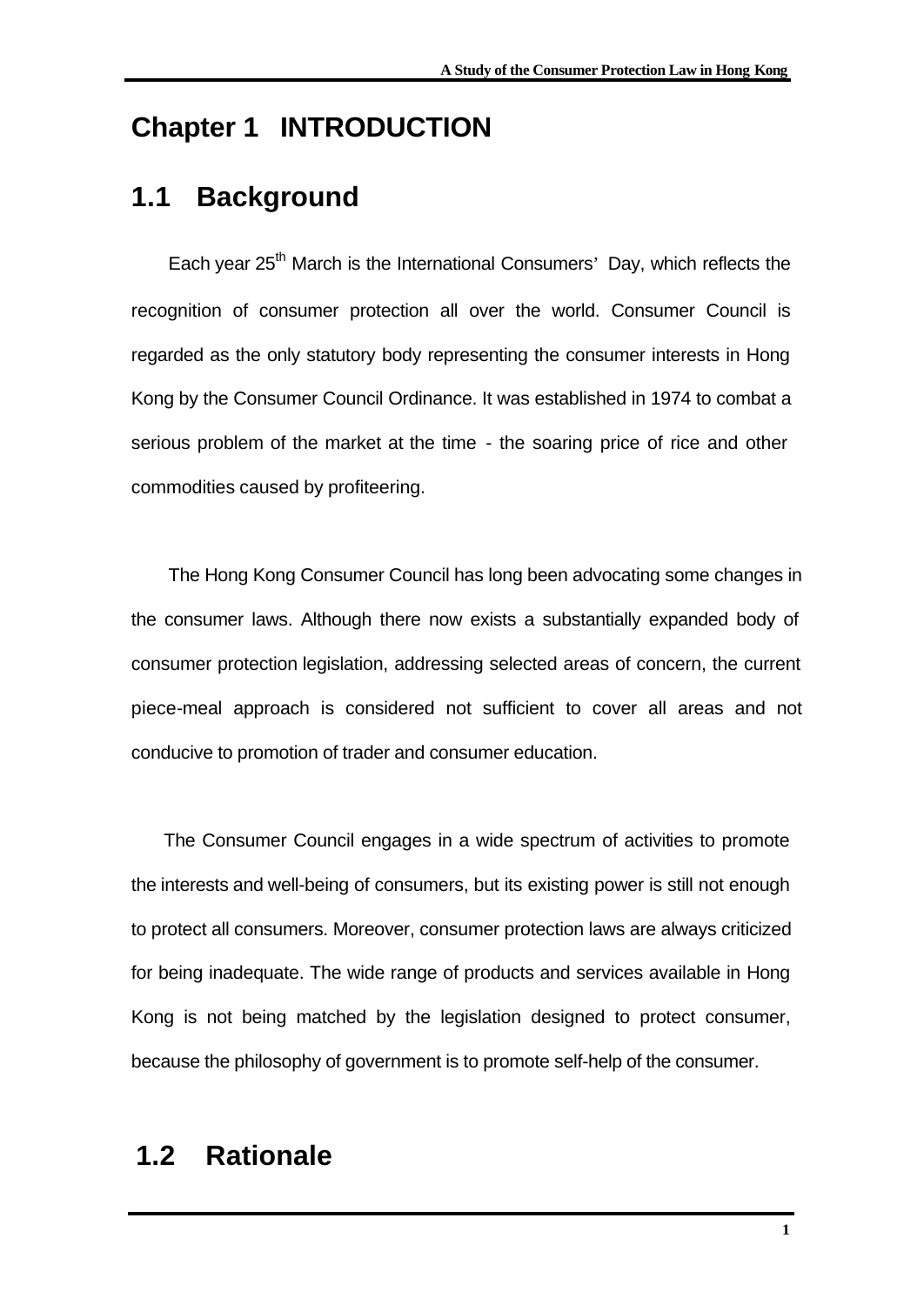# Chapter 1 INTRODUCTION

## 1.1 Background

Each year 25th March is the International Consumers' Day, which reflects the recognition of consumer protection all over the world. Consumer Council is regarded as the only statutory body representing the consumer interests in Hong Kong by the Consumer Council Ordinance. It was established in 1974 to combat a serious problem of the market at the time - the soaring price of rice and other commodities caused by profiteering.

The Hong Kong Consumer Council has long been advocating some changes in the consumer laws. Although there now exists a substantially expanded body of consumer protection legislation, addressing selected areas of concern, the current piece-meal approach is considered not sufficient to cover all areas and not conducive to promotion of trader and consumer education.

The Consumer Council engages in a wide spectrum of activities to promote the interests and well-being of consumers, but its existing power is still not enough to protect all consumers. Moreover, consumer protection laws are always criticized for being inadequate. The wide range of products and services available in Hong Kong is not being matched by the legislation designed to protect consumer, because the philosophy of government is to promote self-help of the consumer.

## 1.2 Rationale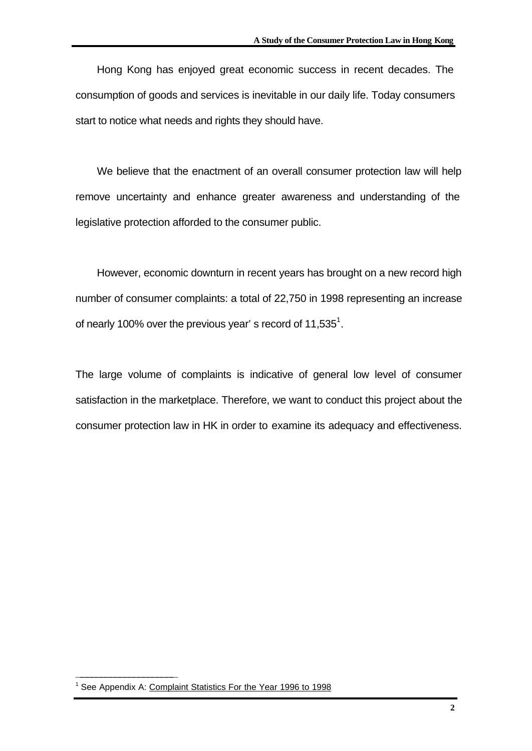Hong Kong has enjoyed great economic success in recent decades. The consumption of goods and services is inevitable in our daily life. Today consumers start to notice what needs and rights they should have.

We believe that the enactment of an overall consumer protection law will help remove uncertainty and enhance greater awareness and understanding of the legislative protection afforded to the consumer public.

However, economic downturn in recent years has brought on a new record high number of consumer complaints: a total of 22,750 in 1998 representing an increase of nearly 100% over the previous year' s record of 11,535[1].

The large volume of complaints is indicative of general low level of consumer satisfaction in the marketplace. Therefore, we want to conduct this project about the consumer protection law in HK in order to examine its adequacy and effectiveness.

---

[1] See Appendix A: Complaint Statistics For the Year 1996 to 1998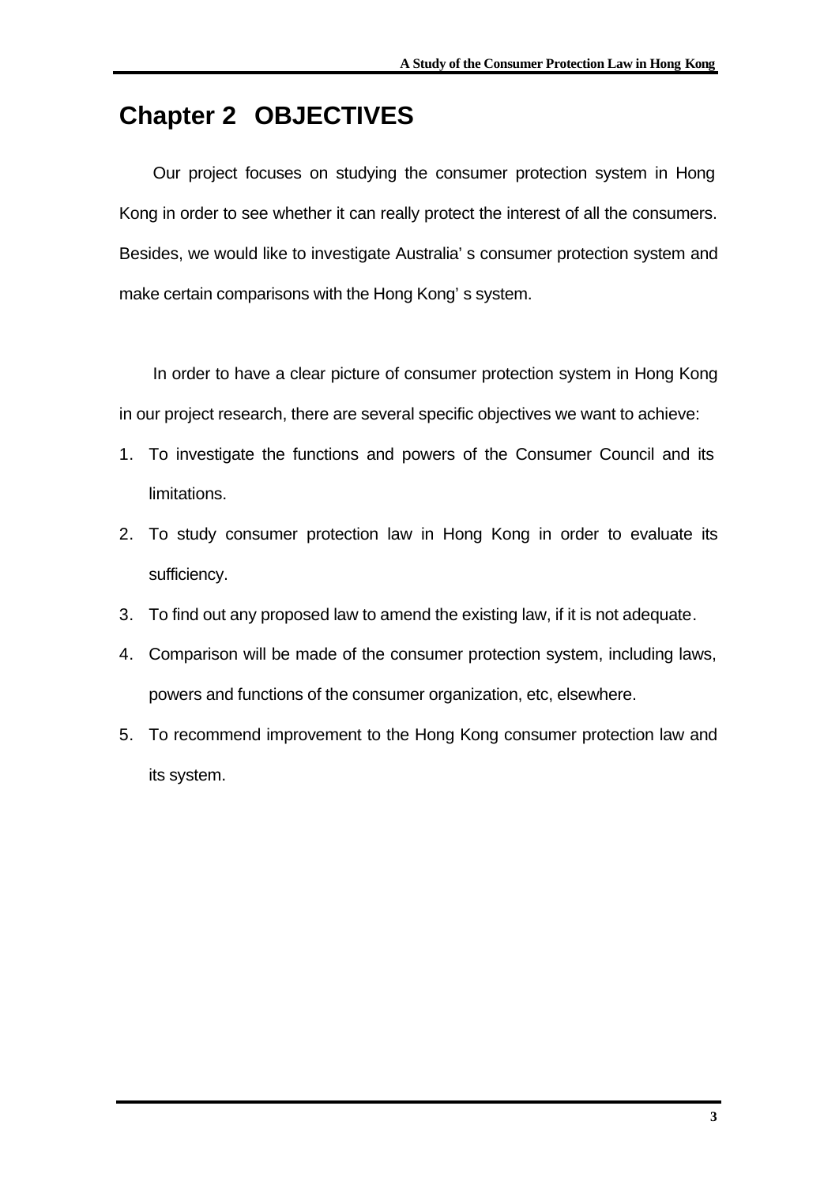# Chapter 2 OBJECTIVES

Our project focuses on studying the consumer protection system in Hong Kong in order to see whether it can really protect the interest of all the consumers. Besides, we would like to investigate Australia' s consumer protection system and make certain comparisons with the Hong Kong' s system.

In order to have a clear picture of consumer protection system in Hong Kong in our project research, there are several specific objectives we want to achieve:

1. To investigate the functions and powers of the Consumer Council and its limitations.
2. To study consumer protection law in Hong Kong in order to evaluate its sufficiency.
3. To find out any proposed law to amend the existing law, if it is not adequate.
4. Comparison will be made of the consumer protection system, including laws, powers and functions of the consumer organization, etc, elsewhere.
5. To recommend improvement to the Hong Kong consumer protection law and its system.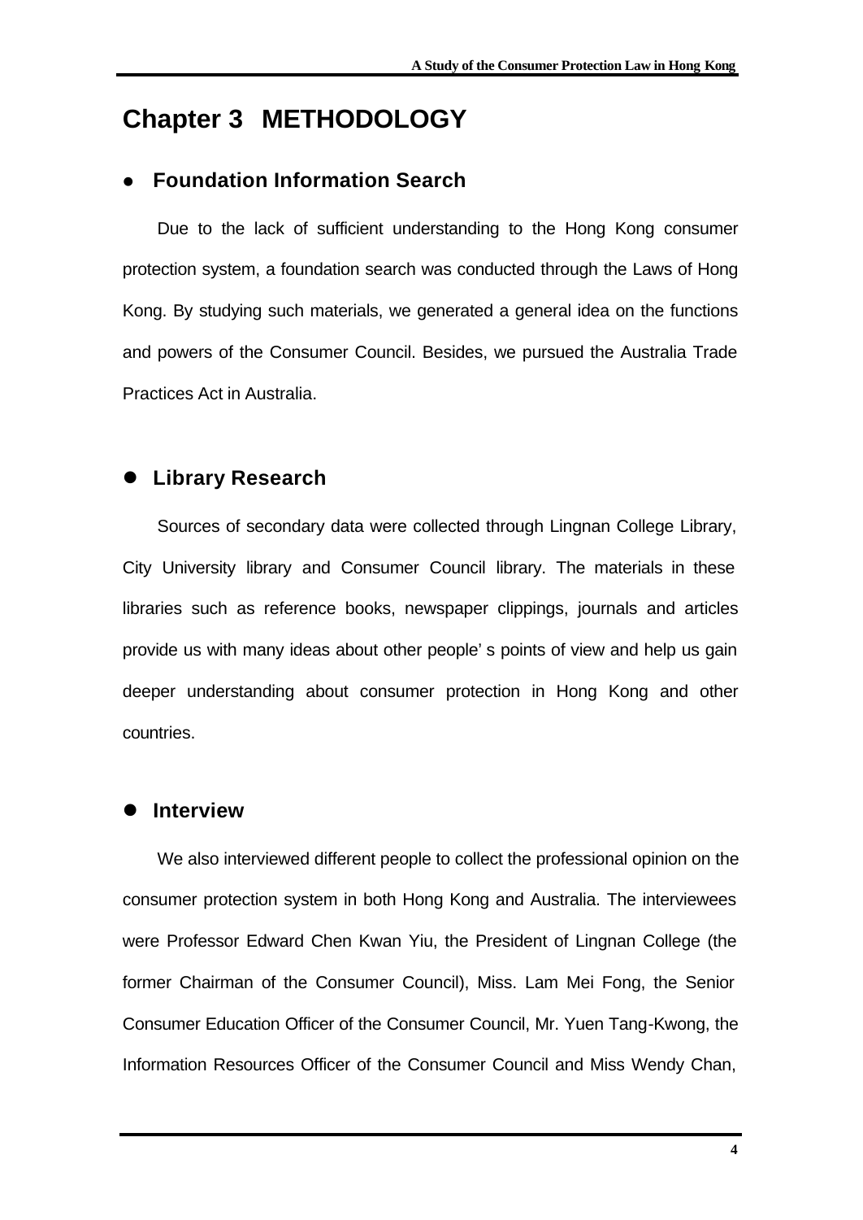# Chapter 3 METHODOLOGY

## ● Foundation Information Search

Due to the lack of sufficient understanding to the Hong Kong consumer protection system, a foundation search was conducted through the Laws of Hong Kong. By studying such materials, we generated a general idea on the functions and powers of the Consumer Council. Besides, we pursued the Australia Trade Practices Act in Australia.

## ● Library Research

Sources of secondary data were collected through Lingnan College Library, City University library and Consumer Council library. The materials in these libraries such as reference books, newspaper clippings, journals and articles provide us with many ideas about other people' s points of view and help us gain deeper understanding about consumer protection in Hong Kong and other countries.

## ● Interview

We also interviewed different people to collect the professional opinion on the consumer protection system in both Hong Kong and Australia. The interviewees were Professor Edward Chen Kwan Yiu, the President of Lingnan College (the former Chairman of the Consumer Council), Miss. Lam Mei Fong, the Senior Consumer Education Officer of the Consumer Council, Mr. Yuen Tang-Kwong, the Information Resources Officer of the Consumer Council and Miss Wendy Chan,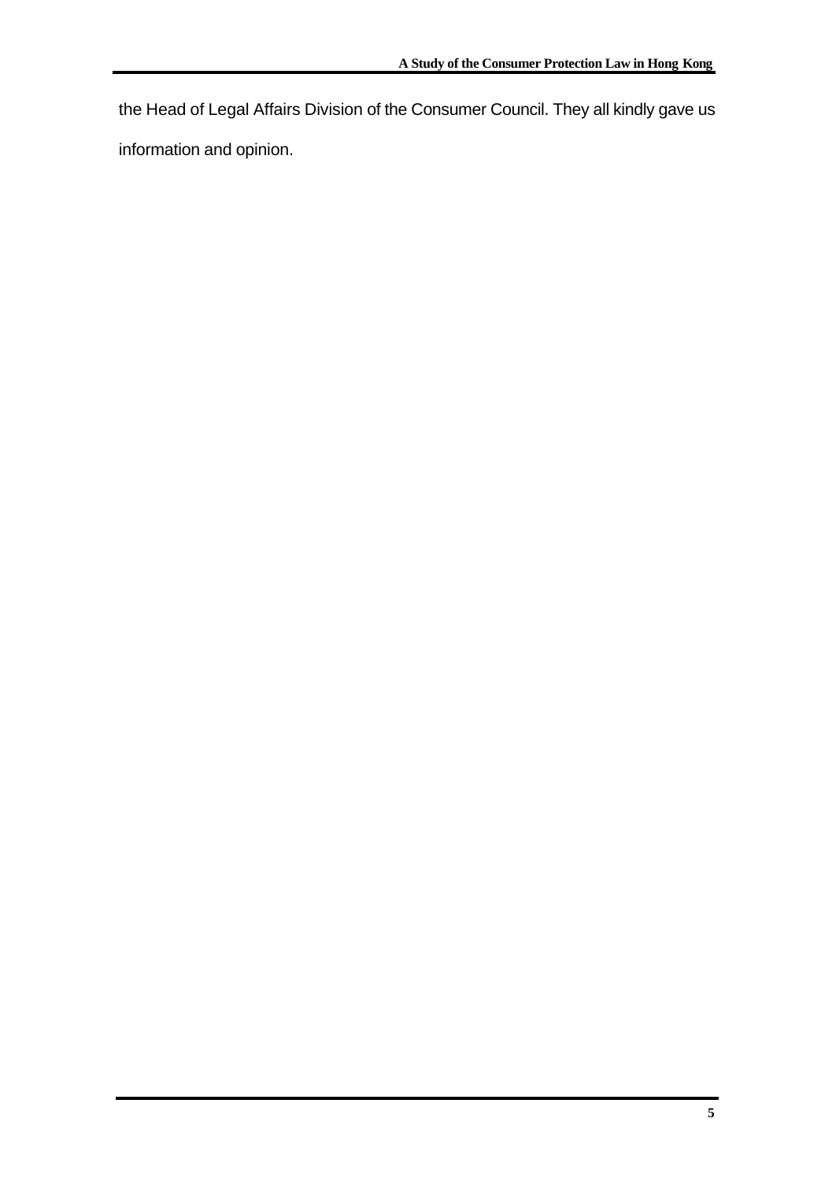the Head of Legal Affairs Division of the Consumer Council. They all kindly gave us information and opinion.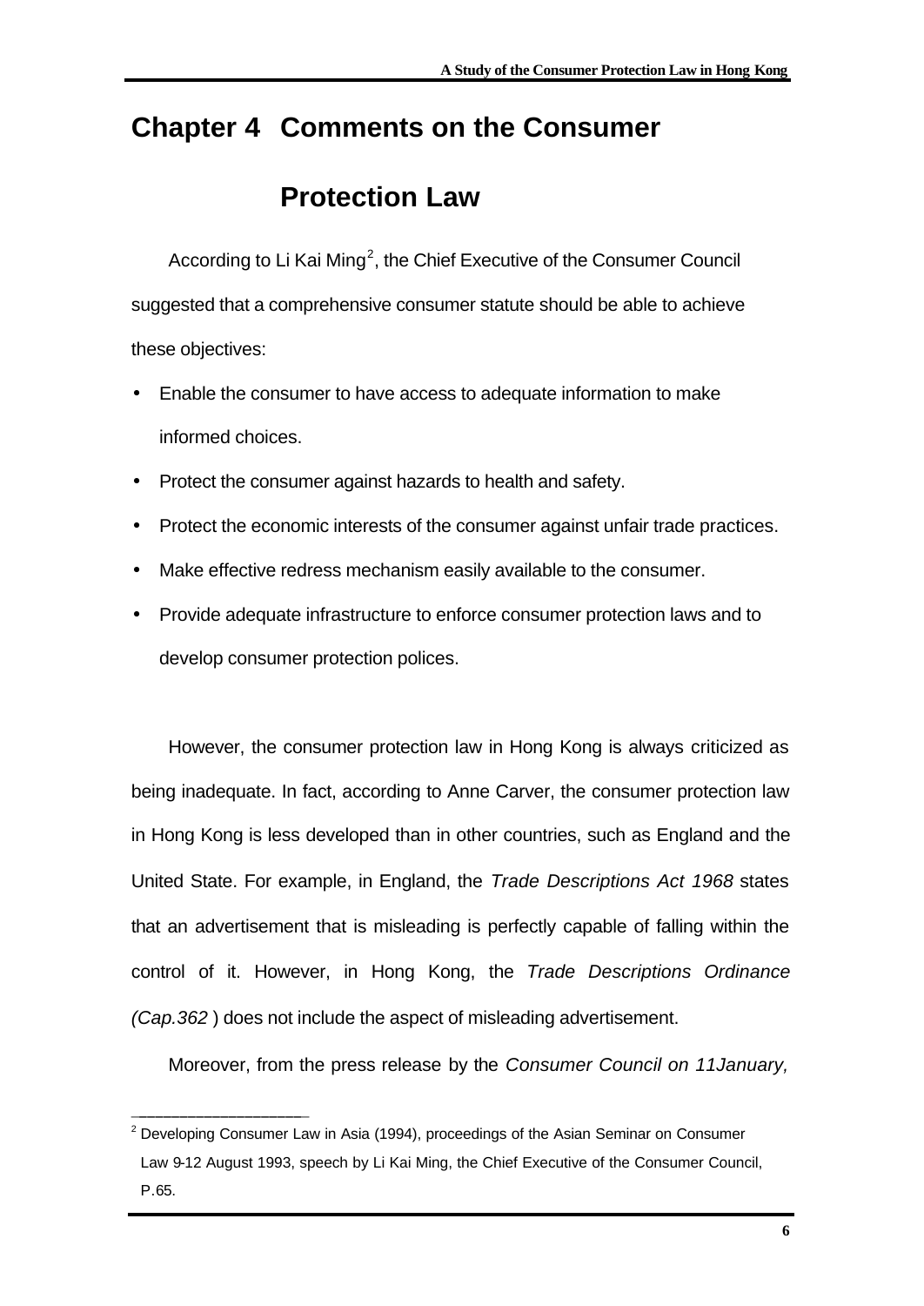# Chapter 4 Comments on the Consumer Protection Law

According to Li Kai Ming[2], the Chief Executive of the Consumer Council suggested that a comprehensive consumer statute should be able to achieve these objectives:

- Enable the consumer to have access to adequate information to make informed choices.
- Protect the consumer against hazards to health and safety.
- Protect the economic interests of the consumer against unfair trade practices.
- Make effective redress mechanism easily available to the consumer.
- Provide adequate infrastructure to enforce consumer protection laws and to develop consumer protection polices.

However, the consumer protection law in Hong Kong is always criticized as being inadequate. In fact, according to Anne Carver, the consumer protection law in Hong Kong is less developed than in other countries, such as England and the United State. For example, in England, the *Trade Descriptions Act 1968* states that an advertisement that is misleading is perfectly capable of falling within the control of it. However, in Hong Kong, the *Trade Descriptions Ordinance (Cap.362* ) does not include the aspect of misleading advertisement.

Moreover, from the press release by the *Consumer Council on 11January,*

---

[2] Developing Consumer Law in Asia (1994), proceedings of the Asian Seminar on Consumer Law 9-12 August 1993, speech by Li Kai Ming, the Chief Executive of the Consumer Council, P.65.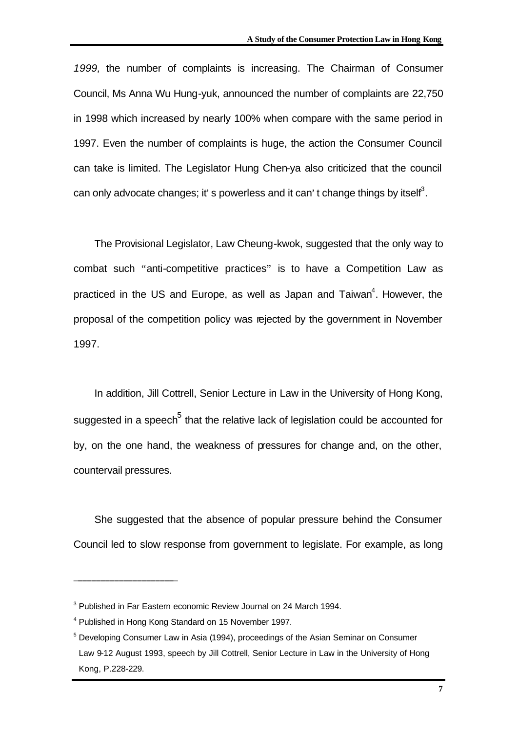*1999,* the number of complaints is increasing. The Chairman of Consumer Council, Ms Anna Wu Hung-yuk, announced the number of complaints are 22,750 in 1998 which increased by nearly 100% when compare with the same period in 1997. Even the number of complaints is huge, the action the Consumer Council can take is limited. The Legislator Hung Chen-ya also criticized that the council can only advocate changes; it's powerless and it can't change things by itself[3].

The Provisional Legislator, Law Cheung-kwok, suggested that the only way to combat such "anti-competitive practices" is to have a Competition Law as practiced in the US and Europe, as well as Japan and Taiwan[4]. However, the proposal of the competition policy was rejected by the government in November 1997.

In addition, Jill Cottrell, Senior Lecture in Law in the University of Hong Kong, suggested in a speech[5] that the relative lack of legislation could be accounted for by, on the one hand, the weakness of pressures for change and, on the other, countervail pressures.

She suggested that the absence of popular pressure behind the Consumer Council led to slow response from government to legislate. For example, as long

---

[3] Published in Far Eastern economic Review Journal on 24 March 1994.

[4] Published in Hong Kong Standard on 15 November 1997.

[5] Developing Consumer Law in Asia (1994), proceedings of the Asian Seminar on Consumer Law 9-12 August 1993, speech by Jill Cottrell, Senior Lecture in Law in the University of Hong Kong, P.228-229.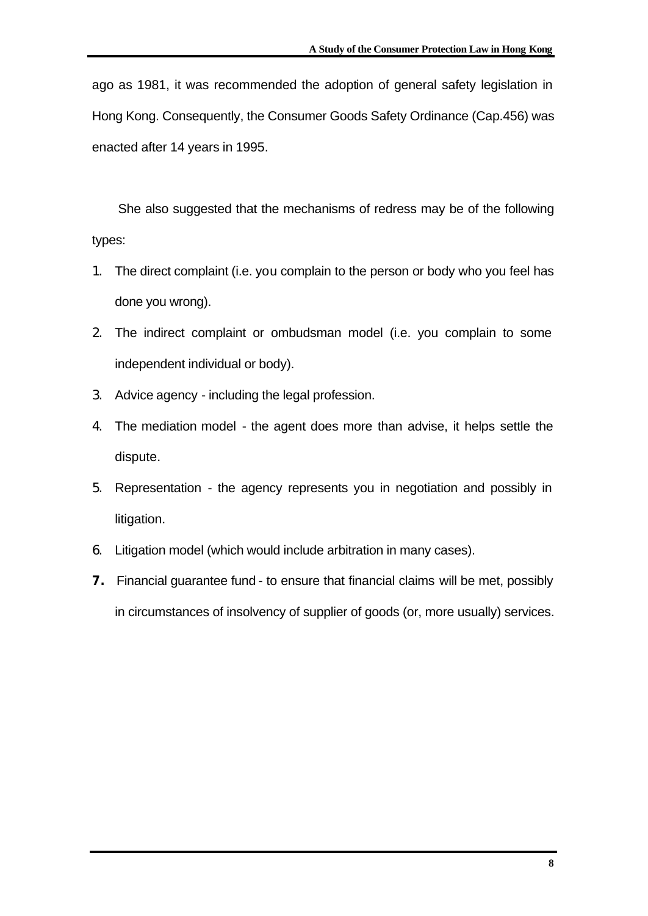ago as 1981, it was recommended the adoption of general safety legislation in Hong Kong. Consequently, the Consumer Goods Safety Ordinance (Cap.456) was enacted after 14 years in 1995.

She also suggested that the mechanisms of redress may be of the following types:

1. The direct complaint (i.e. you complain to the person or body who you feel has done you wrong).
2. The indirect complaint or ombudsman model (i.e. you complain to some independent individual or body).
3. Advice agency - including the legal profession.
4. The mediation model - the agent does more than advise, it helps settle the dispute.
5. Representation - the agency represents you in negotiation and possibly in litigation.
6. Litigation model (which would include arbitration in many cases).
7. Financial guarantee fund - to ensure that financial claims will be met, possibly in circumstances of insolvency of supplier of goods (or, more usually) services.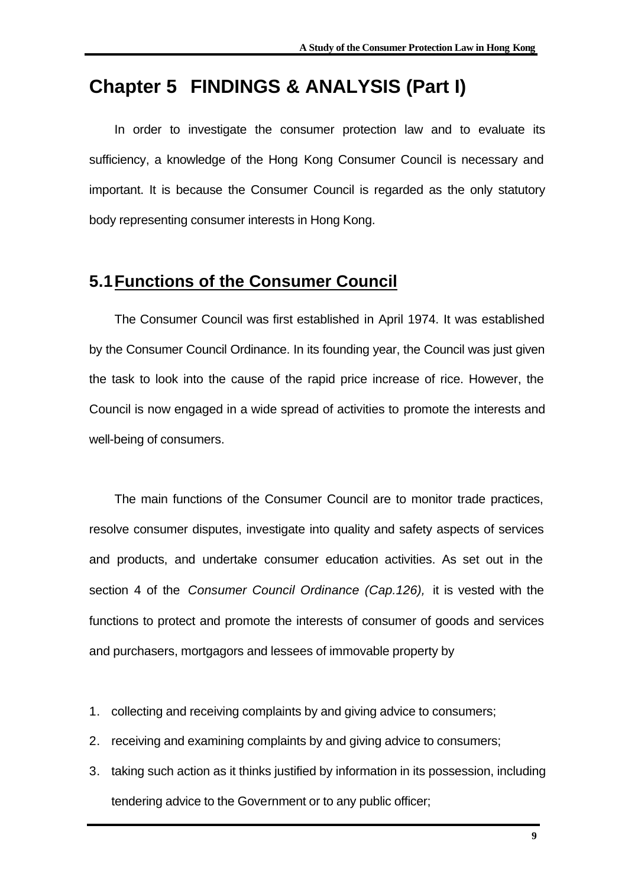# Chapter 5 FINDINGS & ANALYSIS (Part I)

In order to investigate the consumer protection law and to evaluate its sufficiency, a knowledge of the Hong Kong Consumer Council is necessary and important. It is because the Consumer Council is regarded as the only statutory body representing consumer interests in Hong Kong.

## 5.1 Functions of the Consumer Council

The Consumer Council was first established in April 1974. It was established by the Consumer Council Ordinance. In its founding year, the Council was just given the task to look into the cause of the rapid price increase of rice. However, the Council is now engaged in a wide spread of activities to promote the interests and well-being of consumers.

The main functions of the Consumer Council are to monitor trade practices, resolve consumer disputes, investigate into quality and safety aspects of services and products, and undertake consumer education activities. As set out in the section 4 of the *Consumer Council Ordinance (Cap.126),* it is vested with the functions to protect and promote the interests of consumer of goods and services and purchasers, mortgagors and lessees of immovable property by

1. collecting and receiving complaints by and giving advice to consumers;
2. receiving and examining complaints by and giving advice to consumers;
3. taking such action as it thinks justified by information in its possession, including tendering advice to the Government or to any public officer;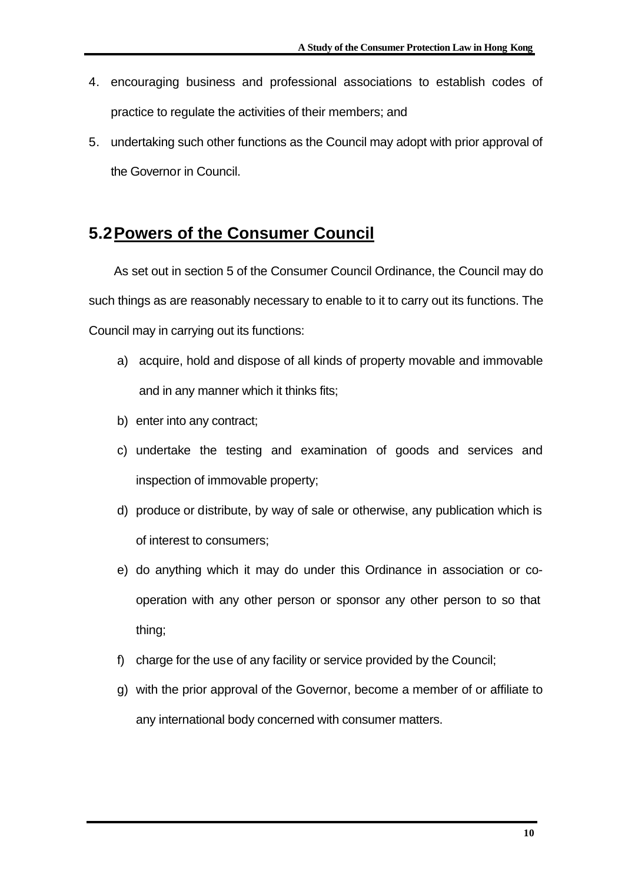4. encouraging business and professional associations to establish codes of practice to regulate the activities of their members; and
5. undertaking such other functions as the Council may adopt with prior approval of the Governor in Council.

## 5.2 Powers of the Consumer Council

As set out in section 5 of the Consumer Council Ordinance, the Council may do such things as are reasonably necessary to enable to it to carry out its functions. The Council may in carrying out its functions:

a) acquire, hold and dispose of all kinds of property movable and immovable and in any manner which it thinks fits;
b) enter into any contract;
c) undertake the testing and examination of goods and services and inspection of immovable property;
d) produce or distribute, by way of sale or otherwise, any publication which is of interest to consumers;
e) do anything which it may do under this Ordinance in association or co-operation with any other person or sponsor any other person to so that thing;
f) charge for the use of any facility or service provided by the Council;
g) with the prior approval of the Governor, become a member of or affiliate to any international body concerned with consumer matters.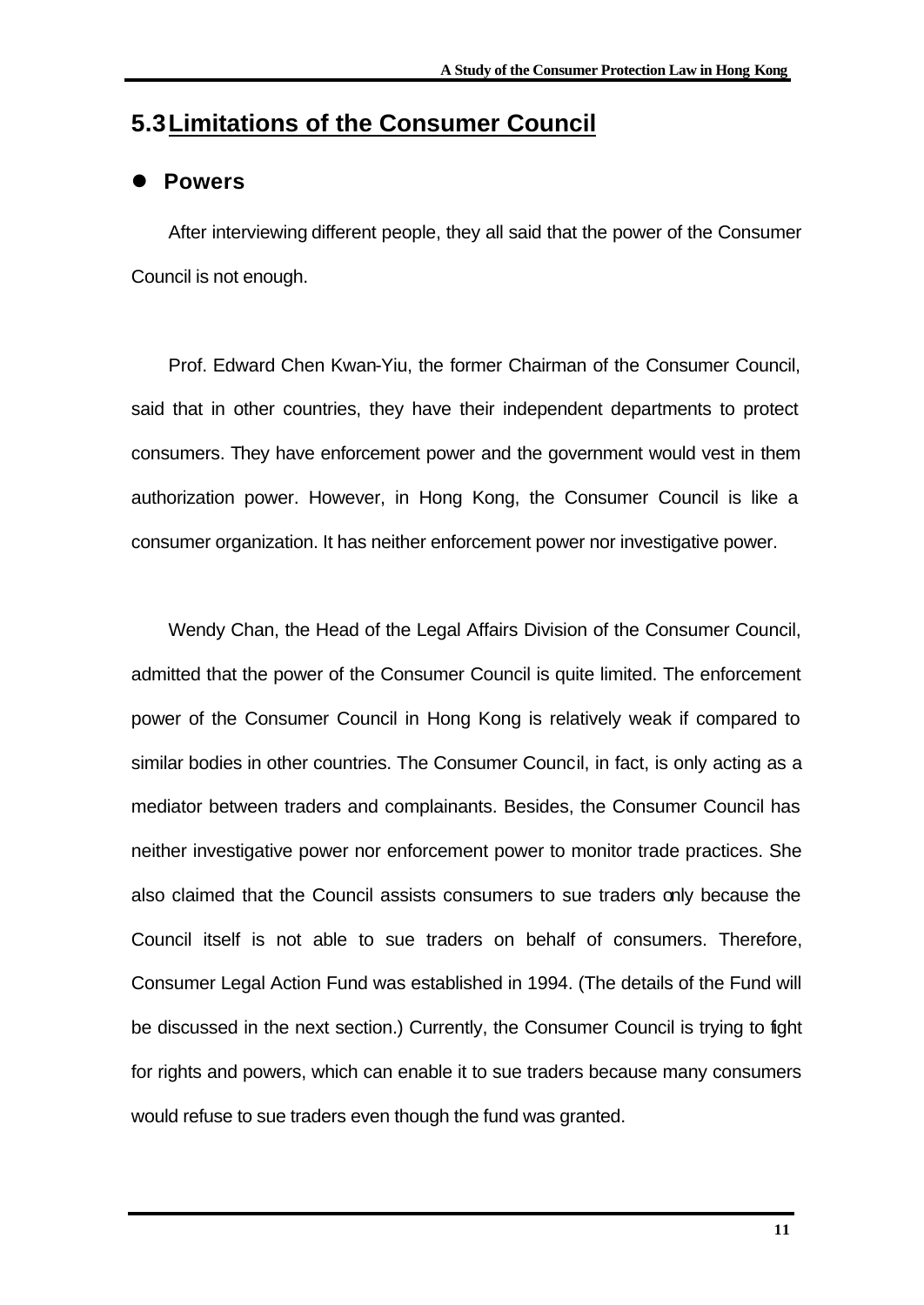## 5.3 Limitations of the Consumer Council

- **Powers**

After interviewing different people, they all said that the power of the Consumer Council is not enough.

Prof. Edward Chen Kwan-Yiu, the former Chairman of the Consumer Council, said that in other countries, they have their independent departments to protect consumers. They have enforcement power and the government would vest in them authorization power. However, in Hong Kong, the Consumer Council is like a consumer organization. It has neither enforcement power nor investigative power.

Wendy Chan, the Head of the Legal Affairs Division of the Consumer Council, admitted that the power of the Consumer Council is quite limited. The enforcement power of the Consumer Council in Hong Kong is relatively weak if compared to similar bodies in other countries. The Consumer Council, in fact, is only acting as a mediator between traders and complainants. Besides, the Consumer Council has neither investigative power nor enforcement power to monitor trade practices. She also claimed that the Council assists consumers to sue traders only because the Council itself is not able to sue traders on behalf of consumers. Therefore, Consumer Legal Action Fund was established in 1994. (The details of the Fund will be discussed in the next section.) Currently, the Consumer Council is trying to fight for rights and powers, which can enable it to sue traders because many consumers would refuse to sue traders even though the fund was granted.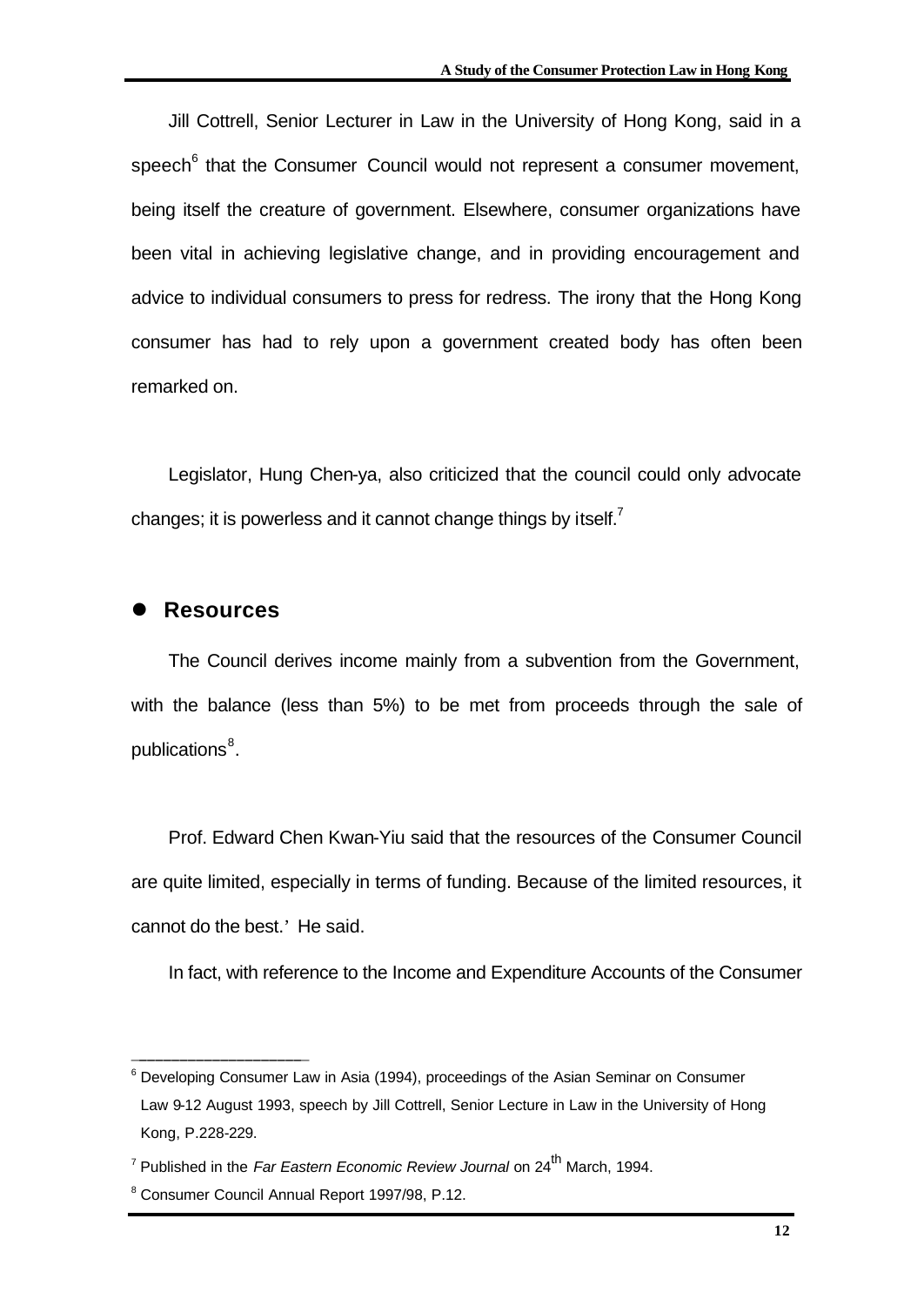Jill Cottrell, Senior Lecturer in Law in the University of Hong Kong, said in a speech[6] that the Consumer Council would not represent a consumer movement, being itself the creature of government. Elsewhere, consumer organizations have been vital in achieving legislative change, and in providing encouragement and advice to individual consumers to press for redress. The irony that the Hong Kong consumer has had to rely upon a government created body has often been remarked on.

Legislator, Hung Chen-ya, also criticized that the council could only advocate changes; it is powerless and it cannot change things by itself.[7]

- **Resources**

The Council derives income mainly from a subvention from the Government, with the balance (less than 5%) to be met from proceeds through the sale of publications[8].

Prof. Edward Chen Kwan-Yiu said that the resources of the Consumer Council are quite limited, especially in terms of funding. Because of the limited resources, it cannot do the best.' He said.

In fact, with reference to the Income and Expenditure Accounts of the Consumer

---

[6] Developing Consumer Law in Asia (1994), proceedings of the Asian Seminar on Consumer Law 9-12 August 1993, speech by Jill Cottrell, Senior Lecture in Law in the University of Hong Kong, P.228-229.

[7] Published in the *Far Eastern Economic Review Journal* on 24th March, 1994.

[8] Consumer Council Annual Report 1997/98, P.12.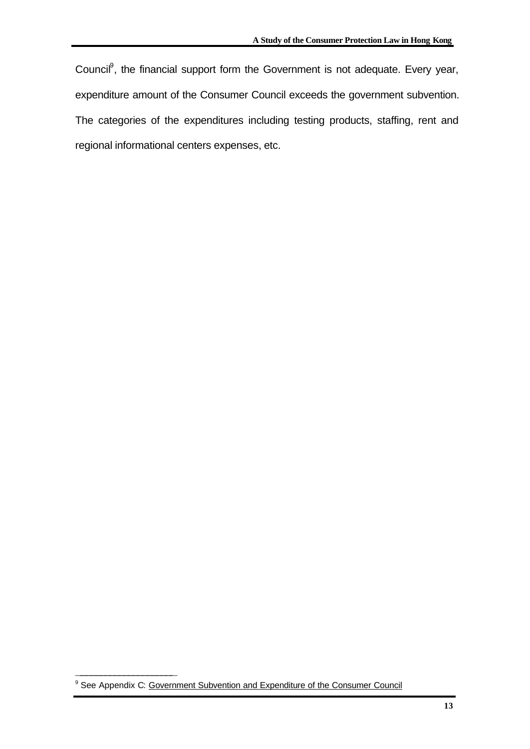Council[9], the financial support form the Government is not adequate. Every year, expenditure amount of the Consumer Council exceeds the government subvention. The categories of the expenditures including testing products, staffing, rent and regional informational centers expenses, etc.

---

[9] See Appendix C: Government Subvention and Expenditure of the Consumer Council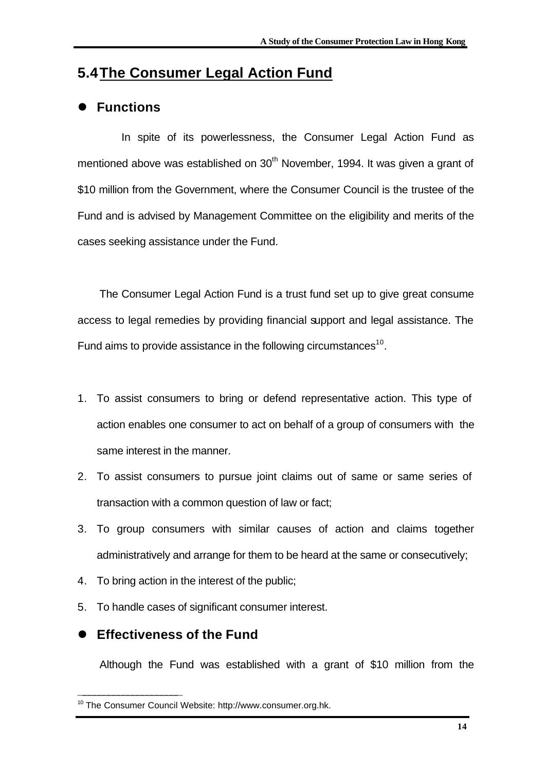## 5.4 The Consumer Legal Action Fund

- **Functions**

In spite of its powerlessness, the Consumer Legal Action Fund as mentioned above was established on 30th November, 1994. It was given a grant of $10 million from the Government, where the Consumer Council is the trustee of the Fund and is advised by Management Committee on the eligibility and merits of the cases seeking assistance under the Fund.

The Consumer Legal Action Fund is a trust fund set up to give great consume access to legal remedies by providing financial support and legal assistance. The Fund aims to provide assistance in the following circumstances[10].

1. To assist consumers to bring or defend representative action. This type of action enables one consumer to act on behalf of a group of consumers with the same interest in the manner.
2. To assist consumers to pursue joint claims out of same or same series of transaction with a common question of law or fact;
3. To group consumers with similar causes of action and claims together administratively and arrange for them to be heard at the same or consecutively;
4. To bring action in the interest of the public;
5. To handle cases of significant consumer interest.

- **Effectiveness of the Fund**

Although the Fund was established with a grant of $10 million from the

---

[10] The Consumer Council Website: http://www.consumer.org.hk.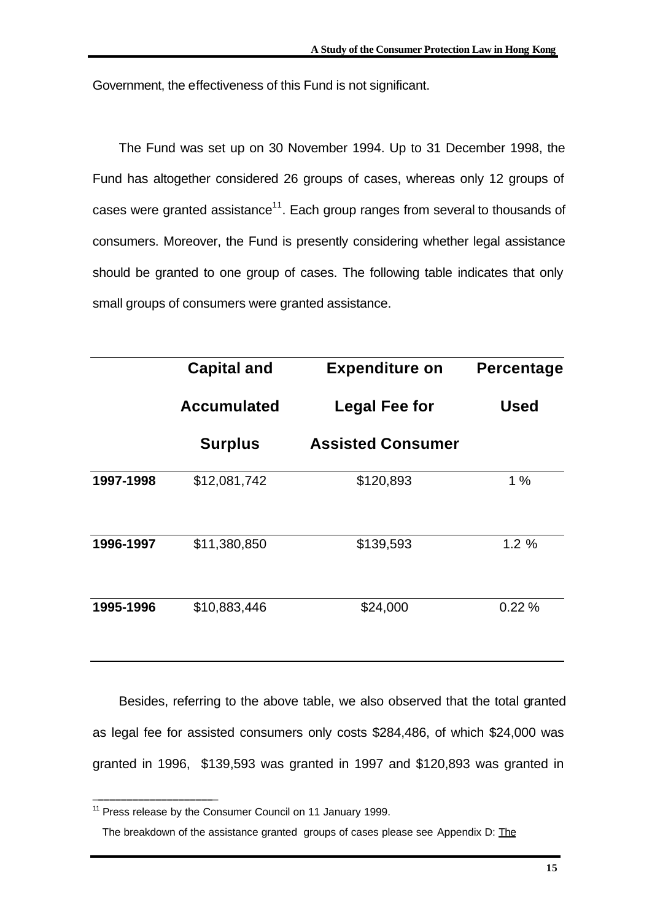Government, the effectiveness of this Fund is not significant.

The Fund was set up on 30 November 1994. Up to 31 December 1998, the Fund has altogether considered 26 groups of cases, whereas only 12 groups of cases were granted assistance[11]. Each group ranges from several to thousands of consumers. Moreover, the Fund is presently considering whether legal assistance should be granted to one group of cases. The following table indicates that only small groups of consumers were granted assistance.

| | **Capital and Accumulated Surplus** | **Expenditure on Legal Fee for Assisted Consumer** | **Percentage Used** |
|---|---|---|---|
| **1997-1998** | $12,081,742 | $120,893 | 1 % |
| **1996-1997** | $11,380,850 | $139,593 | 1.2 % |
| **1995-1996** | $10,883,446 | $24,000 | 0.22 % |

Besides, referring to the above table, we also observed that the total granted as legal fee for assisted consumers only costs $284,486, of which $24,000 was granted in 1996, $139,593 was granted in 1997 and $120,893 was granted in

[11] Press release by the Consumer Council on 11 January 1999.

The breakdown of the assistance granted groups of cases please see Appendix D: The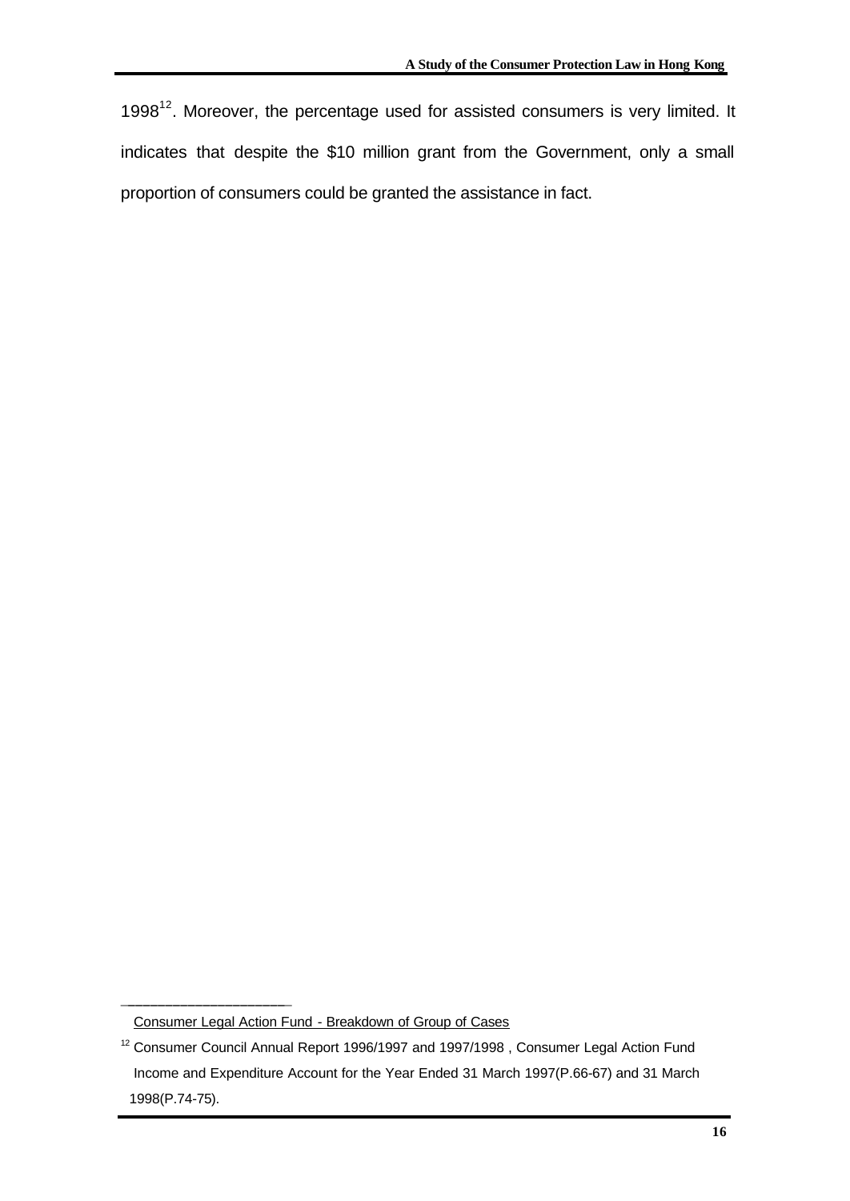1998[12]. Moreover, the percentage used for assisted consumers is very limited. It indicates that despite the $10 million grant from the Government, only a small proportion of consumers could be granted the assistance in fact.

---

Consumer Legal Action Fund - Breakdown of Group of Cases

[12] Consumer Council Annual Report 1996/1997 and 1997/1998 , Consumer Legal Action Fund Income and Expenditure Account for the Year Ended 31 March 1997(P.66-67) and 31 March 1998(P.74-75).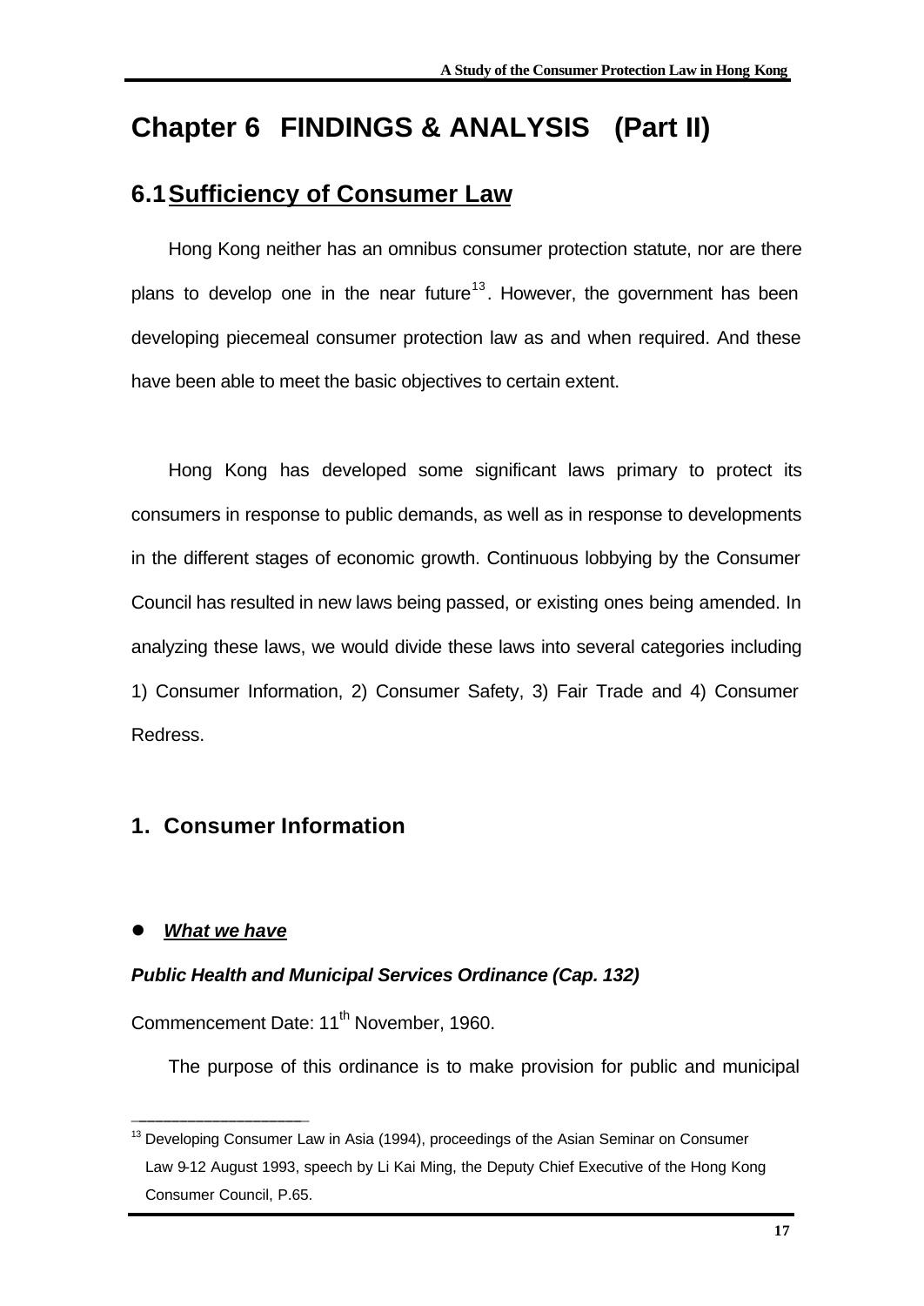# Chapter 6 FINDINGS & ANALYSIS (Part II)

## 6.1 Sufficiency of Consumer Law

Hong Kong neither has an omnibus consumer protection statute, nor are there plans to develop one in the near future[13]. However, the government has been developing piecemeal consumer protection law as and when required. And these have been able to meet the basic objectives to certain extent.

Hong Kong has developed some significant laws primary to protect its consumers in response to public demands, as well as in response to developments in the different stages of economic growth. Continuous lobbying by the Consumer Council has resulted in new laws being passed, or existing ones being amended. In analyzing these laws, we would divide these laws into several categories including 1) Consumer Information, 2) Consumer Safety, 3) Fair Trade and 4) Consumer Redress.

### 1. Consumer Information

- ***What we have***

***Public Health and Municipal Services Ordinance (Cap. 132)***

Commencement Date: 11th November, 1960.

The purpose of this ordinance is to make provision for public and municipal

---

[13] Developing Consumer Law in Asia (1994), proceedings of the Asian Seminar on Consumer Law 9-12 August 1993, speech by Li Kai Ming, the Deputy Chief Executive of the Hong Kong Consumer Council, P.65.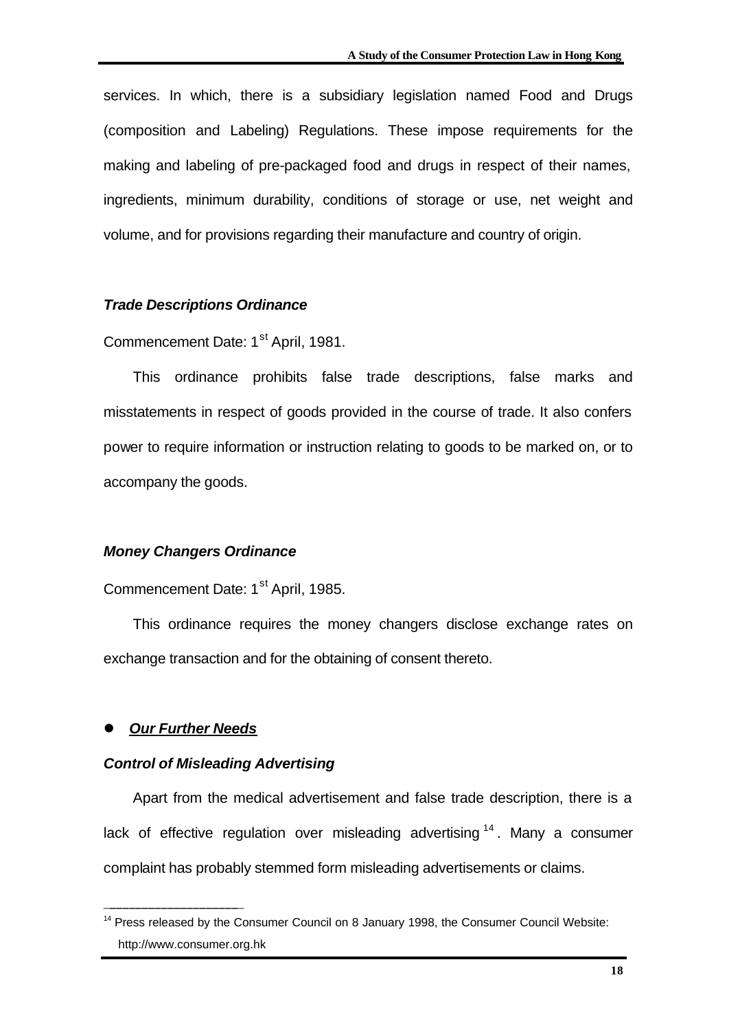services. In which, there is a subsidiary legislation named Food and Drugs (composition and Labeling) Regulations. These impose requirements for the making and labeling of pre-packaged food and drugs in respect of their names, ingredients, minimum durability, conditions of storage or use, net weight and volume, and for provisions regarding their manufacture and country of origin.

***Trade Descriptions Ordinance***

Commencement Date: 1st April, 1981.

This ordinance prohibits false trade descriptions, false marks and misstatements in respect of goods provided in the course of trade. It also confers power to require information or instruction relating to goods to be marked on, or to accompany the goods.

***Money Changers Ordinance***

Commencement Date: 1st April, 1985.

This ordinance requires the money changers disclose exchange rates on exchange transaction and for the obtaining of consent thereto.

- ***<u>Our Further Needs</u>***

***Control of Misleading Advertising***

Apart from the medical advertisement and false trade description, there is a lack of effective regulation over misleading advertising [14]. Many a consumer complaint has probably stemmed form misleading advertisements or claims.

---

[14] Press released by the Consumer Council on 8 January 1998, the Consumer Council Website: http://www.consumer.org.hk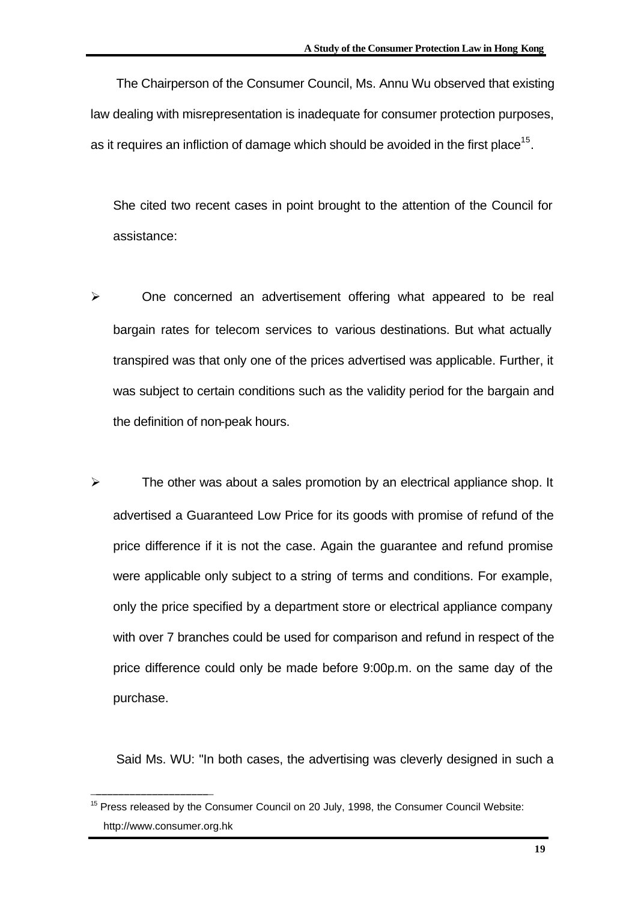The Chairperson of the Consumer Council, Ms. Annu Wu observed that existing law dealing with misrepresentation is inadequate for consumer protection purposes, as it requires an infliction of damage which should be avoided in the first place[15].

She cited two recent cases in point brought to the attention of the Council for assistance:

- One concerned an advertisement offering what appeared to be real bargain rates for telecom services to various destinations. But what actually transpired was that only one of the prices advertised was applicable. Further, it was subject to certain conditions such as the validity period for the bargain and the definition of non-peak hours.

- The other was about a sales promotion by an electrical appliance shop. It advertised a Guaranteed Low Price for its goods with promise of refund of the price difference if it is not the case. Again the guarantee and refund promise were applicable only subject to a string of terms and conditions. For example, only the price specified by a department store or electrical appliance company with over 7 branches could be used for comparison and refund in respect of the price difference could only be made before 9:00p.m. on the same day of the purchase.

Said Ms. WU: "In both cases, the advertising was cleverly designed in such a

---

[15] Press released by the Consumer Council on 20 July, 1998, the Consumer Council Website: http://www.consumer.org.hk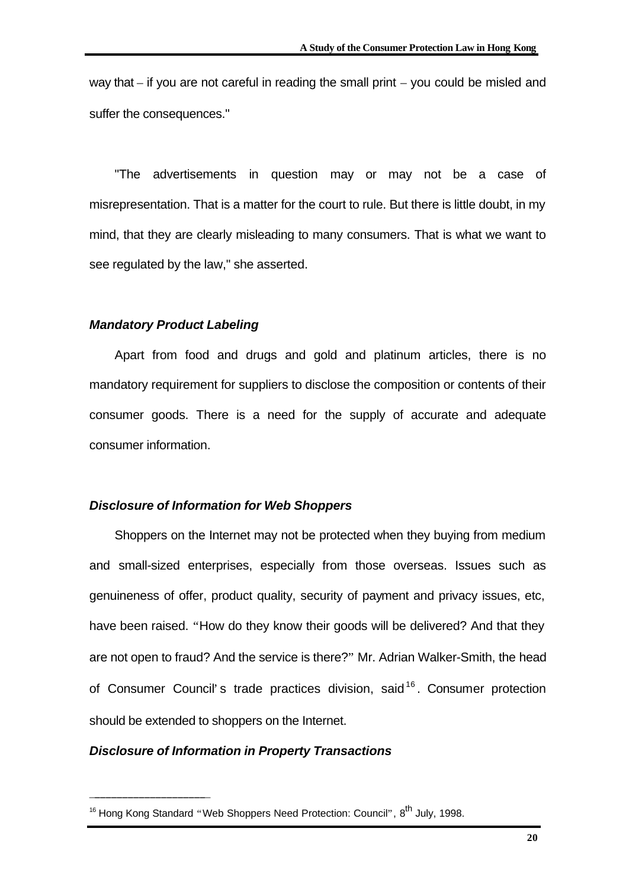way that – if you are not careful in reading the small print – you could be misled and suffer the consequences."

"The advertisements in question may or may not be a case of misrepresentation. That is a matter for the court to rule. But there is little doubt, in my mind, that they are clearly misleading to many consumers. That is what we want to see regulated by the law," she asserted.

### *Mandatory Product Labeling*

Apart from food and drugs and gold and platinum articles, there is no mandatory requirement for suppliers to disclose the composition or contents of their consumer goods. There is a need for the supply of accurate and adequate consumer information.

### *Disclosure of Information for Web Shoppers*

Shoppers on the Internet may not be protected when they buying from medium and small-sized enterprises, especially from those overseas. Issues such as genuineness of offer, product quality, security of payment and privacy issues, etc, have been raised. "How do they know their goods will be delivered? And that they are not open to fraud? And the service is there?" Mr. Adrian Walker-Smith, the head of Consumer Council's trade practices division, said[16]. Consumer protection should be extended to shoppers on the Internet.

### *Disclosure of Information in Property Transactions*

---

[16] Hong Kong Standard "Web Shoppers Need Protection: Council", 8th July, 1998.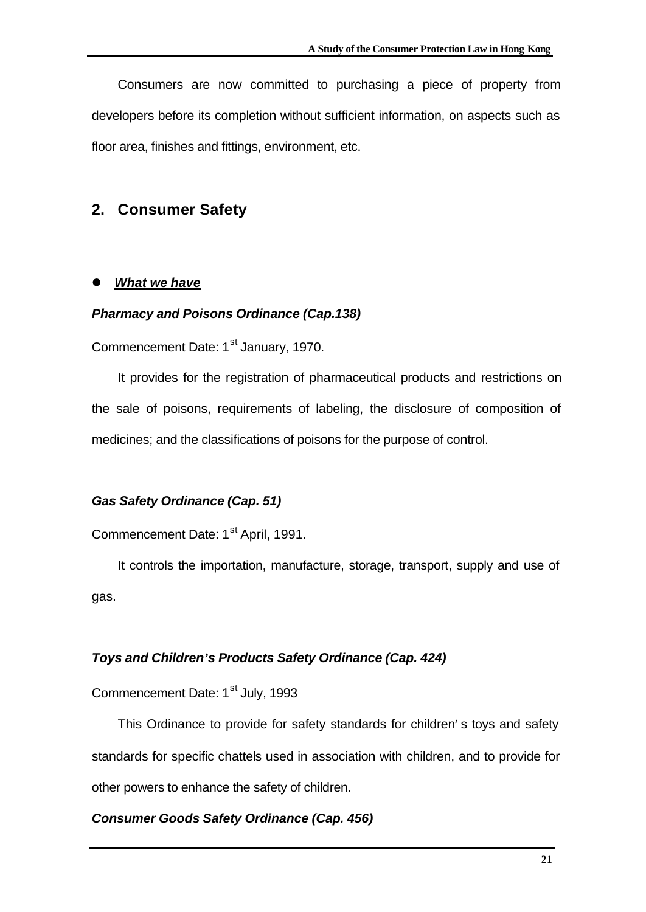Consumers are now committed to purchasing a piece of property from developers before its completion without sufficient information, on aspects such as floor area, finishes and fittings, environment, etc.

## 2. Consumer Safety

- ***What we have***

***Pharmacy and Poisons Ordinance (Cap.138)***

Commencement Date: 1st January, 1970.

It provides for the registration of pharmaceutical products and restrictions on the sale of poisons, requirements of labeling, the disclosure of composition of medicines; and the classifications of poisons for the purpose of control.

***Gas Safety Ordinance (Cap. 51)***

Commencement Date: 1st April, 1991.

It controls the importation, manufacture, storage, transport, supply and use of gas.

***Toys and Children's Products Safety Ordinance (Cap. 424)***

Commencement Date: 1st July, 1993

This Ordinance to provide for safety standards for children' s toys and safety standards for specific chattels used in association with children, and to provide for other powers to enhance the safety of children.

***Consumer Goods Safety Ordinance (Cap. 456)***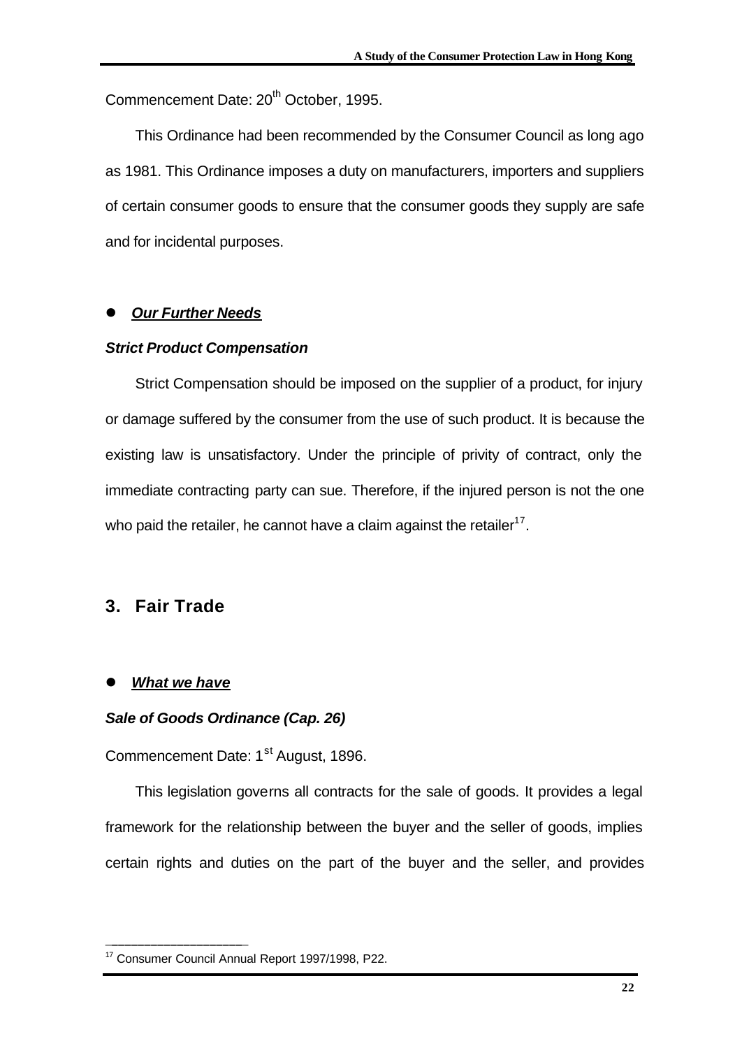Commencement Date: 20th October, 1995.

This Ordinance had been recommended by the Consumer Council as long ago as 1981. This Ordinance imposes a duty on manufacturers, importers and suppliers of certain consumer goods to ensure that the consumer goods they supply are safe and for incidental purposes.

- ***Our Further Needs***

***Strict Product Compensation***

Strict Compensation should be imposed on the supplier of a product, for injury or damage suffered by the consumer from the use of such product. It is because the existing law is unsatisfactory. Under the principle of privity of contract, only the immediate contracting party can sue. Therefore, if the injured person is not the one who paid the retailer, he cannot have a claim against the retailer[17].

## 3. Fair Trade

- ***What we have***

***Sale of Goods Ordinance (Cap. 26)***

Commencement Date: 1st August, 1896.

This legislation governs all contracts for the sale of goods. It provides a legal framework for the relationship between the buyer and the seller of goods, implies certain rights and duties on the part of the buyer and the seller, and provides

---

[17] Consumer Council Annual Report 1997/1998, P22.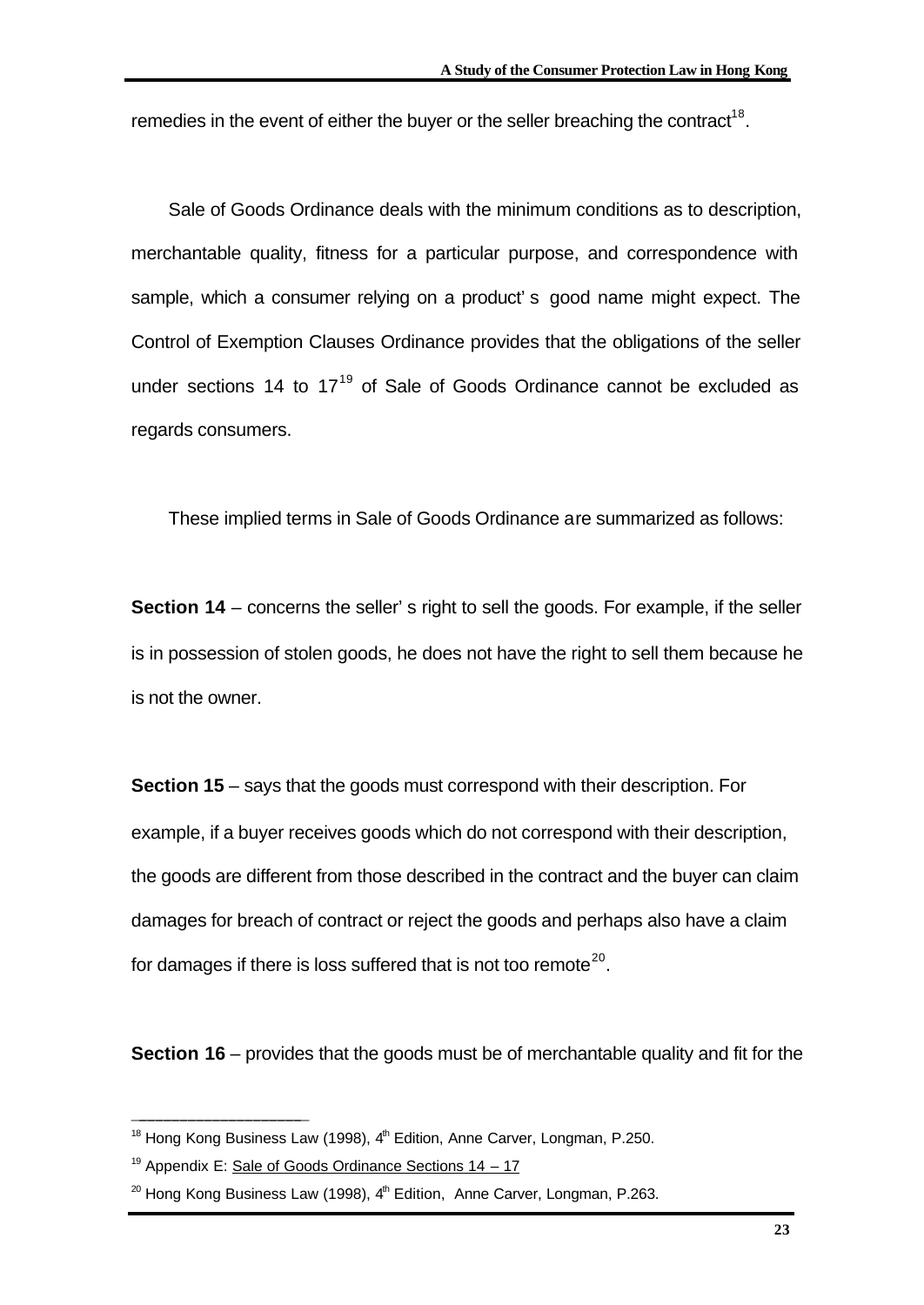remedies in the event of either the buyer or the seller breaching the contract[18].

Sale of Goods Ordinance deals with the minimum conditions as to description, merchantable quality, fitness for a particular purpose, and correspondence with sample, which a consumer relying on a product's good name might expect. The Control of Exemption Clauses Ordinance provides that the obligations of the seller under sections 14 to 17[19] of Sale of Goods Ordinance cannot be excluded as regards consumers.

These implied terms in Sale of Goods Ordinance are summarized as follows:

**Section 14** – concerns the seller's right to sell the goods. For example, if the seller is in possession of stolen goods, he does not have the right to sell them because he is not the owner.

**Section 15** – says that the goods must correspond with their description. For example, if a buyer receives goods which do not correspond with their description, the goods are different from those described in the contract and the buyer can claim damages for breach of contract or reject the goods and perhaps also have a claim for damages if there is loss suffered that is not too remote[20].

**Section 16** – provides that the goods must be of merchantable quality and fit for the

---

[18] Hong Kong Business Law (1998), 4th Edition, Anne Carver, Longman, P.250.

[19] Appendix E: Sale of Goods Ordinance Sections 14 – 17

[20] Hong Kong Business Law (1998), 4th Edition, Anne Carver, Longman, P.263.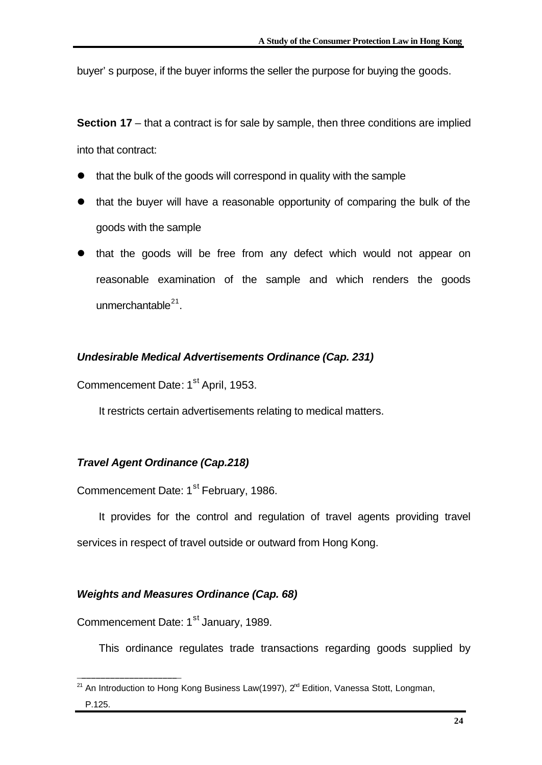buyer' s purpose, if the buyer informs the seller the purpose for buying the goods.

**Section 17** – that a contract is for sale by sample, then three conditions are implied into that contract:

- that the bulk of the goods will correspond in quality with the sample
- that the buyer will have a reasonable opportunity of comparing the bulk of the goods with the sample
- that the goods will be free from any defect which would not appear on reasonable examination of the sample and which renders the goods unmerchantable[21].

***Undesirable Medical Advertisements Ordinance (Cap. 231)***

Commencement Date: 1st April, 1953.

It restricts certain advertisements relating to medical matters.

***Travel Agent Ordinance (Cap.218)***

Commencement Date: 1st February, 1986.

It provides for the control and regulation of travel agents providing travel services in respect of travel outside or outward from Hong Kong.

***Weights and Measures Ordinance (Cap. 68)***

Commencement Date: 1st January, 1989.

This ordinance regulates trade transactions regarding goods supplied by

---

[21] An Introduction to Hong Kong Business Law(1997), 2nd Edition, Vanessa Stott, Longman, P.125.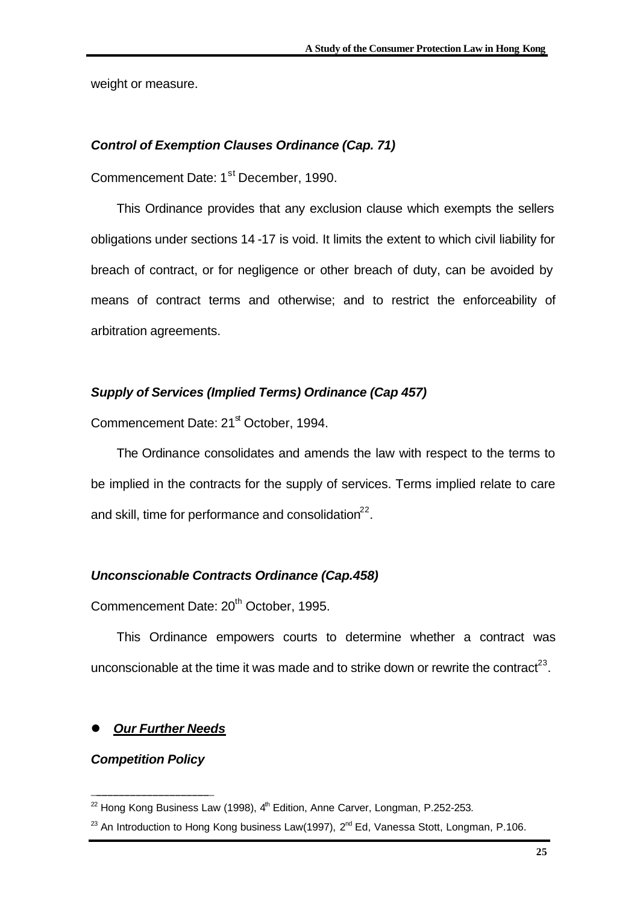weight or measure.

### *Control of Exemption Clauses Ordinance (Cap. 71)*

Commencement Date: 1st December, 1990.

This Ordinance provides that any exclusion clause which exempts the sellers obligations under sections 14 -17 is void. It limits the extent to which civil liability for breach of contract, or for negligence or other breach of duty, can be avoided by means of contract terms and otherwise; and to restrict the enforceability of arbitration agreements.

### *Supply of Services (Implied Terms) Ordinance (Cap 457)*

Commencement Date: 21st October, 1994.

The Ordinance consolidates and amends the law with respect to the terms to be implied in the contracts for the supply of services. Terms implied relate to care and skill, time for performance and consolidation[22].

### *Unconscionable Contracts Ordinance (Cap.458)*

Commencement Date: 20th October, 1995.

This Ordinance empowers courts to determine whether a contract was unconscionable at the time it was made and to strike down or rewrite the contract[23].

- ***Our Further Needs***

### *Competition Policy*

---

[22] Hong Kong Business Law (1998), 4th Edition, Anne Carver, Longman, P.252-253.

[23] An Introduction to Hong Kong business Law(1997), 2nd Ed, Vanessa Stott, Longman, P.106.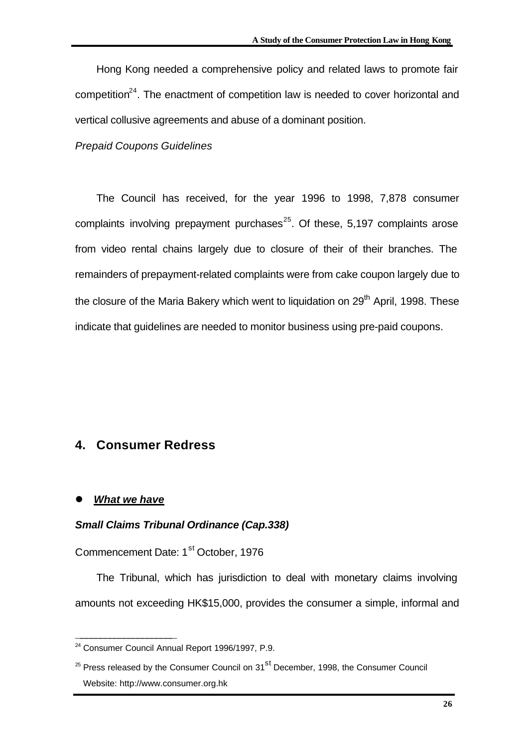Hong Kong needed a comprehensive policy and related laws to promote fair competition[24]. The enactment of competition law is needed to cover horizontal and vertical collusive agreements and abuse of a dominant position.

*Prepaid Coupons Guidelines*

The Council has received, for the year 1996 to 1998, 7,878 consumer complaints involving prepayment purchases[25]. Of these, 5,197 complaints arose from video rental chains largely due to closure of their of their branches. The remainders of prepayment-related complaints were from cake coupon largely due to the closure of the Maria Bakery which went to liquidation on 29th April, 1998. These indicate that guidelines are needed to monitor business using pre-paid coupons.

## 4. Consumer Redress

- ***What we have***

***Small Claims Tribunal Ordinance (Cap.338)***

Commencement Date: 1st October, 1976

The Tribunal, which has jurisdiction to deal with monetary claims involving amounts not exceeding HK$15,000, provides the consumer a simple, informal and

---

[24] Consumer Council Annual Report 1996/1997, P.9.

[25] Press released by the Consumer Council on 31st December, 1998, the Consumer Council Website: http://www.consumer.org.hk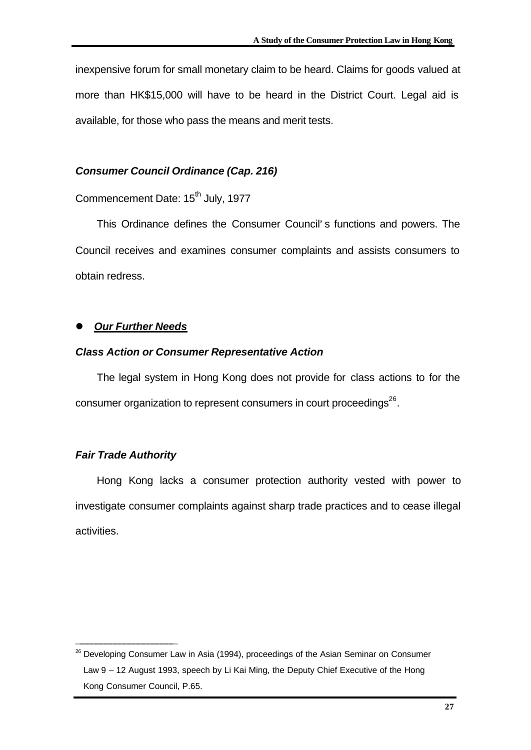inexpensive forum for small monetary claim to be heard. Claims for goods valued at more than HK$15,000 will have to be heard in the District Court. Legal aid is available, for those who pass the means and merit tests.

***Consumer Council Ordinance (Cap. 216)***

Commencement Date: 15th July, 1977

This Ordinance defines the Consumer Council's functions and powers. The Council receives and examines consumer complaints and assists consumers to obtain redress.

- ***Our Further Needs***

***Class Action or Consumer Representative Action***

The legal system in Hong Kong does not provide for class actions to for the consumer organization to represent consumers in court proceedings[26].

***Fair Trade Authority***

Hong Kong lacks a consumer protection authority vested with power to investigate consumer complaints against sharp trade practices and to cease illegal activities.

---

[26] Developing Consumer Law in Asia (1994), proceedings of the Asian Seminar on Consumer Law 9 – 12 August 1993, speech by Li Kai Ming, the Deputy Chief Executive of the Hong Kong Consumer Council, P.65.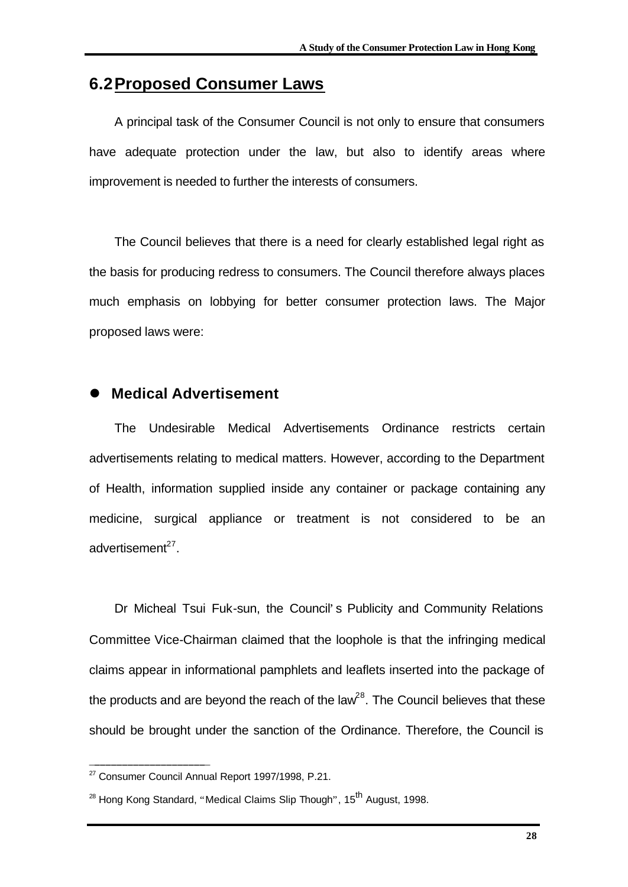## 6.2 Proposed Consumer Laws

A principal task of the Consumer Council is not only to ensure that consumers have adequate protection under the law, but also to identify areas where improvement is needed to further the interests of consumers.

The Council believes that there is a need for clearly established legal right as the basis for producing redress to consumers. The Council therefore always places much emphasis on lobbying for better consumer protection laws. The Major proposed laws were:

- **Medical Advertisement**

The Undesirable Medical Advertisements Ordinance restricts certain advertisements relating to medical matters. However, according to the Department of Health, information supplied inside any container or package containing any medicine, surgical appliance or treatment is not considered to be an advertisement[27].

Dr Micheal Tsui Fuk-sun, the Council's Publicity and Community Relations Committee Vice-Chairman claimed that the loophole is that the infringing medical claims appear in informational pamphlets and leaflets inserted into the package of the products and are beyond the reach of the law[28]. The Council believes that these should be brought under the sanction of the Ordinance. Therefore, the Council is

---

[27] Consumer Council Annual Report 1997/1998, P.21.

[28] Hong Kong Standard, "Medical Claims Slip Though", 15th August, 1998.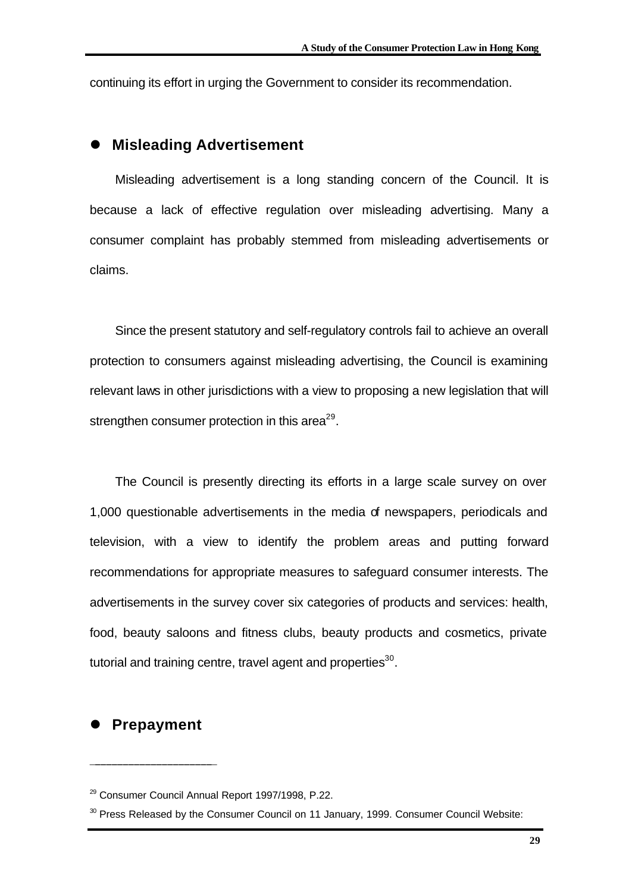continuing its effort in urging the Government to consider its recommendation.

## Misleading Advertisement

Misleading advertisement is a long standing concern of the Council. It is because a lack of effective regulation over misleading advertising. Many a consumer complaint has probably stemmed from misleading advertisements or claims.

Since the present statutory and self-regulatory controls fail to achieve an overall protection to consumers against misleading advertising, the Council is examining relevant laws in other jurisdictions with a view to proposing a new legislation that will strengthen consumer protection in this area[29].

The Council is presently directing its efforts in a large scale survey on over 1,000 questionable advertisements in the media of newspapers, periodicals and television, with a view to identify the problem areas and putting forward recommendations for appropriate measures to safeguard consumer interests. The advertisements in the survey cover six categories of products and services: health, food, beauty saloons and fitness clubs, beauty products and cosmetics, private tutorial and training centre, travel agent and properties[30].

## Prepayment

---

[29] Consumer Council Annual Report 1997/1998, P.22.

[30] Press Released by the Consumer Council on 11 January, 1999. Consumer Council Website: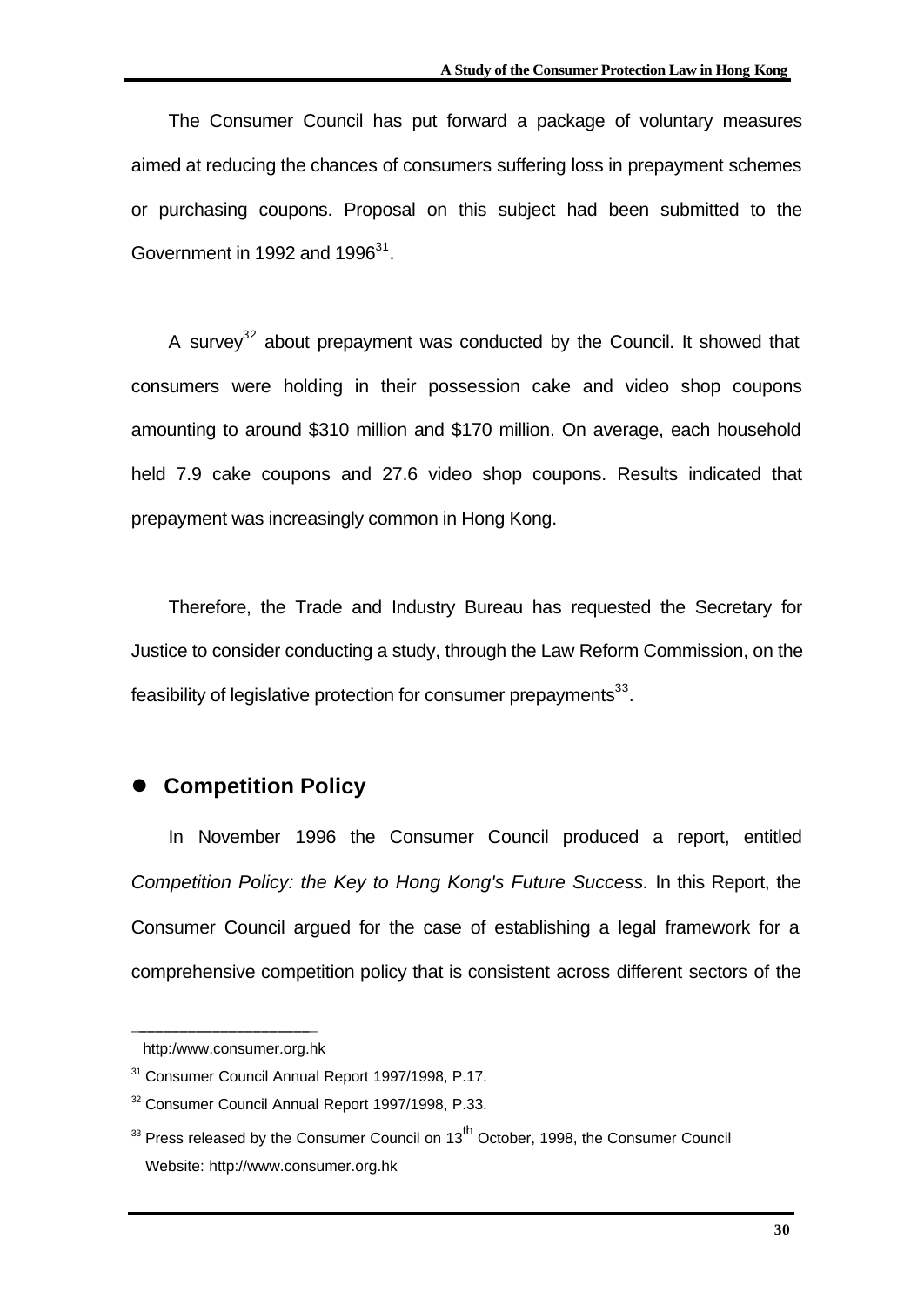The Consumer Council has put forward a package of voluntary measures aimed at reducing the chances of consumers suffering loss in prepayment schemes or purchasing coupons. Proposal on this subject had been submitted to the Government in 1992 and 1996[31].

A survey[32] about prepayment was conducted by the Council. It showed that consumers were holding in their possession cake and video shop coupons amounting to around $310 million and $170 million. On average, each household held 7.9 cake coupons and 27.6 video shop coupons. Results indicated that prepayment was increasingly common in Hong Kong.

Therefore, the Trade and Industry Bureau has requested the Secretary for Justice to consider conducting a study, through the Law Reform Commission, on the feasibility of legislative protection for consumer prepayments[33].

## Competition Policy

In November 1996 the Consumer Council produced a report, entitled *Competition Policy: the Key to Hong Kong's Future Success.* In this Report, the Consumer Council argued for the case of establishing a legal framework for a comprehensive competition policy that is consistent across different sectors of the

---

http:/www.consumer.org.hk

[31] Consumer Council Annual Report 1997/1998, P.17.

[32] Consumer Council Annual Report 1997/1998, P.33.

[33] Press released by the Consumer Council on 13th October, 1998, the Consumer Council Website: http://www.consumer.org.hk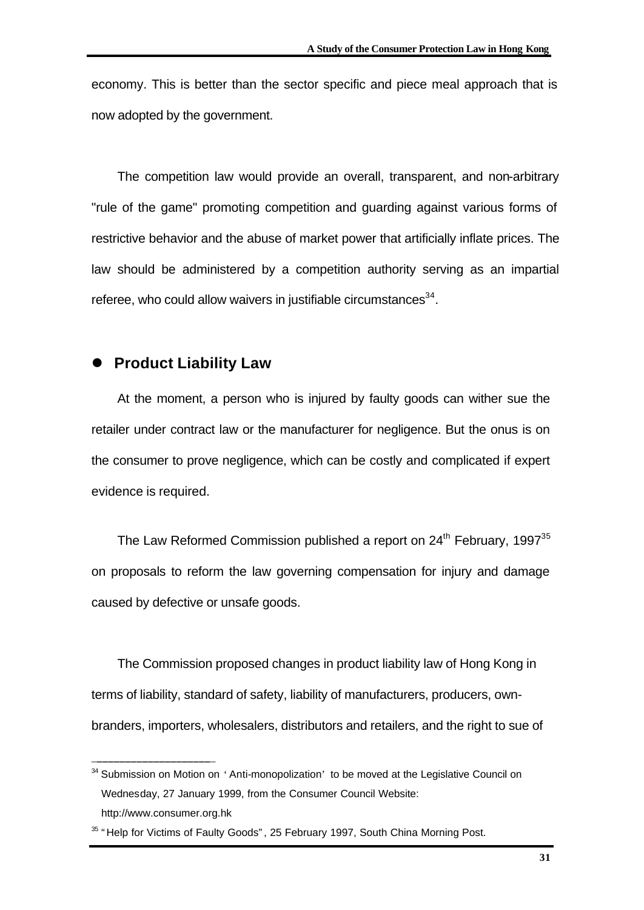economy. This is better than the sector specific and piece meal approach that is now adopted by the government.

The competition law would provide an overall, transparent, and non-arbitrary "rule of the game" promoting competition and guarding against various forms of restrictive behavior and the abuse of market power that artificially inflate prices. The law should be administered by a competition authority serving as an impartial referee, who could allow waivers in justifiable circumstances[34].

- **Product Liability Law**

At the moment, a person who is injured by faulty goods can wither sue the retailer under contract law or the manufacturer for negligence. But the onus is on the consumer to prove negligence, which can be costly and complicated if expert evidence is required.

The Law Reformed Commission published a report on 24th February, 1997[35] on proposals to reform the law governing compensation for injury and damage caused by defective or unsafe goods.

The Commission proposed changes in product liability law of Hong Kong in terms of liability, standard of safety, liability of manufacturers, producers, own-branders, importers, wholesalers, distributors and retailers, and the right to sue of

---

[34] Submission on Motion on 'Anti-monopolization' to be moved at the Legislative Council on Wednesday, 27 January 1999, from the Consumer Council Website: http://www.consumer.org.hk

[35] "Help for Victims of Faulty Goods", 25 February 1997, South China Morning Post.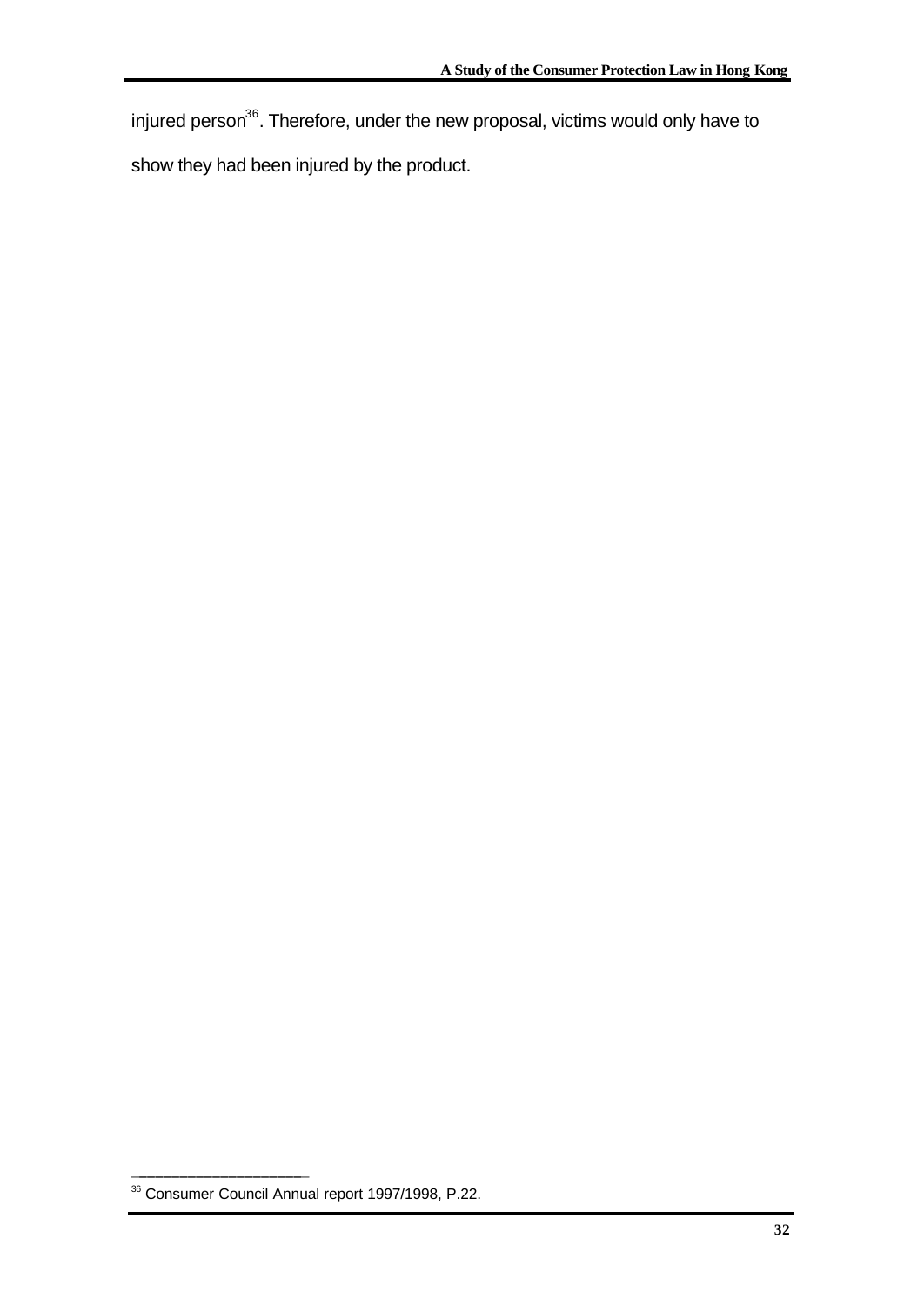injured person[36]. Therefore, under the new proposal, victims would only have to show they had been injured by the product.

---

[36] Consumer Council Annual report 1997/1998, P.22.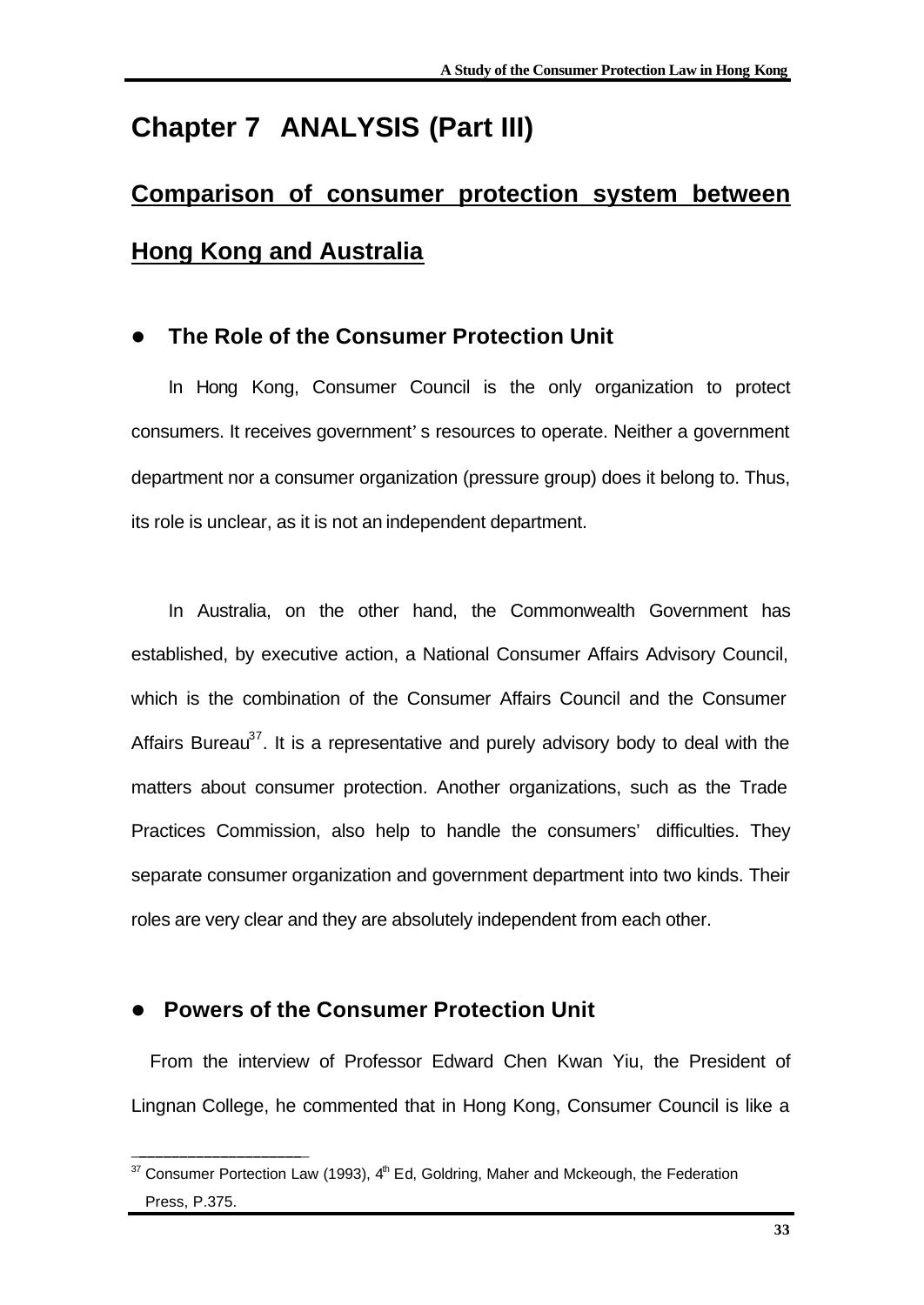# Chapter 7 ANALYSIS (Part III)

## Comparison of consumer protection system between Hong Kong and Australia

### The Role of the Consumer Protection Unit

In Hong Kong, Consumer Council is the only organization to protect consumers. It receives government' s resources to operate. Neither a government department nor a consumer organization (pressure group) does it belong to. Thus, its role is unclear, as it is not an independent department.

In Australia, on the other hand, the Commonwealth Government has established, by executive action, a National Consumer Affairs Advisory Council, which is the combination of the Consumer Affairs Council and the Consumer Affairs Bureau[37]. It is a representative and purely advisory body to deal with the matters about consumer protection. Another organizations, such as the Trade Practices Commission, also help to handle the consumers' difficulties. They separate consumer organization and government department into two kinds. Their roles are very clear and they are absolutely independent from each other.

### Powers of the Consumer Protection Unit

From the interview of Professor Edward Chen Kwan Yiu, the President of Lingnan College, he commented that in Hong Kong, Consumer Council is like a

---

[37] Consumer Portection Law (1993), 4th Ed, Goldring, Maher and Mckeough, the Federation Press, P.375.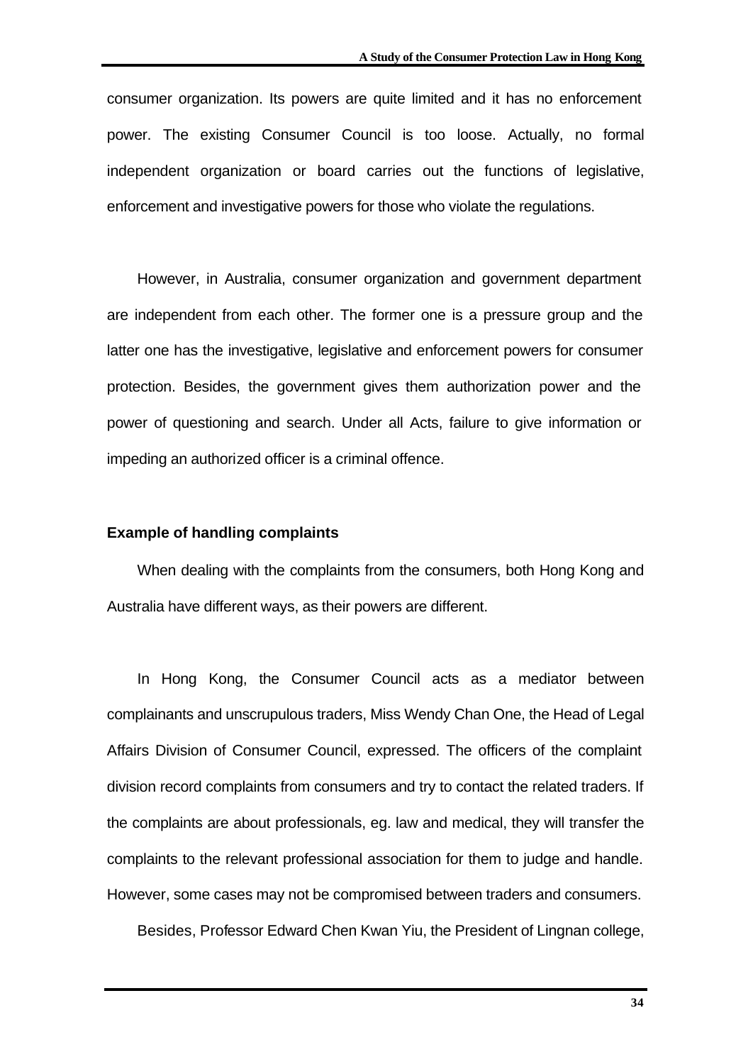consumer organization. Its powers are quite limited and it has no enforcement power. The existing Consumer Council is too loose. Actually, no formal independent organization or board carries out the functions of legislative, enforcement and investigative powers for those who violate the regulations.

However, in Australia, consumer organization and government department are independent from each other. The former one is a pressure group and the latter one has the investigative, legislative and enforcement powers for consumer protection. Besides, the government gives them authorization power and the power of questioning and search. Under all Acts, failure to give information or impeding an authorized officer is a criminal offence.

**Example of handling complaints**

When dealing with the complaints from the consumers, both Hong Kong and Australia have different ways, as their powers are different.

In Hong Kong, the Consumer Council acts as a mediator between complainants and unscrupulous traders, Miss Wendy Chan One, the Head of Legal Affairs Division of Consumer Council, expressed. The officers of the complaint division record complaints from consumers and try to contact the related traders. If the complaints are about professionals, eg. law and medical, they will transfer the complaints to the relevant professional association for them to judge and handle. However, some cases may not be compromised between traders and consumers.

Besides, Professor Edward Chen Kwan Yiu, the President of Lingnan college,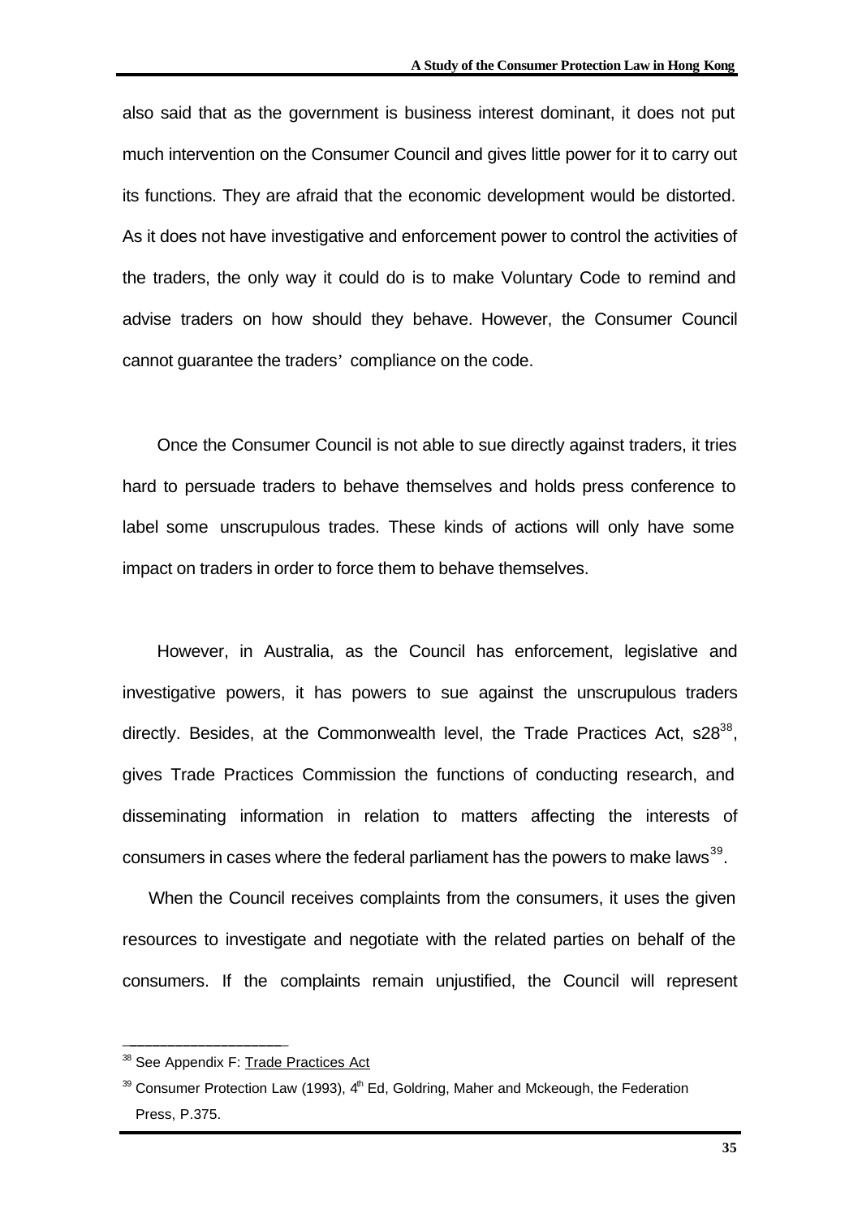also said that as the government is business interest dominant, it does not put much intervention on the Consumer Council and gives little power for it to carry out its functions. They are afraid that the economic development would be distorted. As it does not have investigative and enforcement power to control the activities of the traders, the only way it could do is to make Voluntary Code to remind and advise traders on how should they behave. However, the Consumer Council cannot guarantee the traders' compliance on the code.

Once the Consumer Council is not able to sue directly against traders, it tries hard to persuade traders to behave themselves and holds press conference to label some unscrupulous trades. These kinds of actions will only have some impact on traders in order to force them to behave themselves.

However, in Australia, as the Council has enforcement, legislative and investigative powers, it has powers to sue against the unscrupulous traders directly. Besides, at the Commonwealth level, the Trade Practices Act, s28[38], gives Trade Practices Commission the functions of conducting research, and disseminating information in relation to matters affecting the interests of consumers in cases where the federal parliament has the powers to make laws[39].

When the Council receives complaints from the consumers, it uses the given resources to investigate and negotiate with the related parties on behalf of the consumers. If the complaints remain unjustified, the Council will represent

---

[38] See Appendix F: Trade Practices Act

[39] Consumer Protection Law (1993), 4th Ed, Goldring, Maher and Mckeough, the Federation Press, P.375.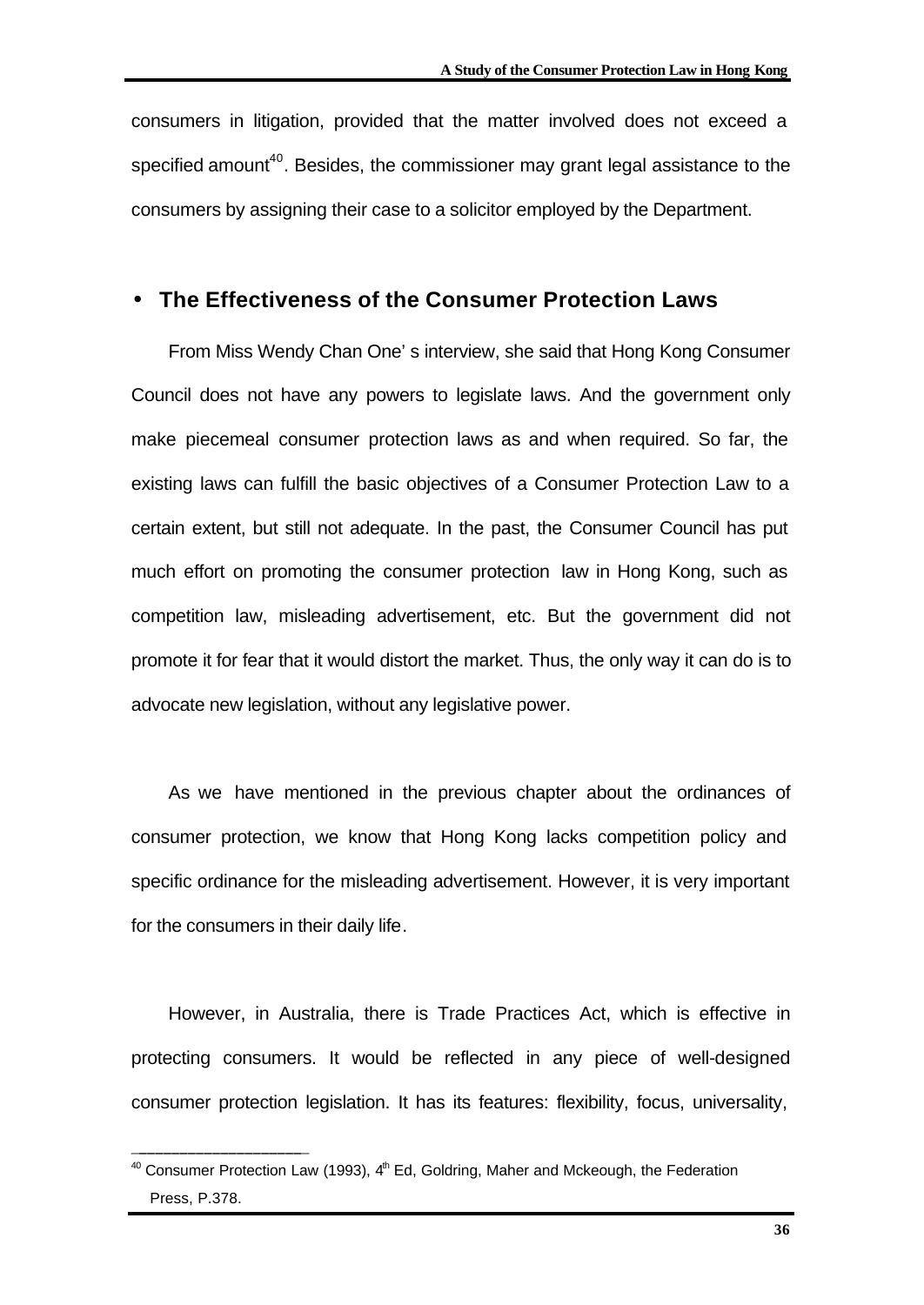consumers in litigation, provided that the matter involved does not exceed a specified amount[40]. Besides, the commissioner may grant legal assistance to the consumers by assigning their case to a solicitor employed by the Department.

## • The Effectiveness of the Consumer Protection Laws

From Miss Wendy Chan One' s interview, she said that Hong Kong Consumer Council does not have any powers to legislate laws. And the government only make piecemeal consumer protection laws as and when required. So far, the existing laws can fulfill the basic objectives of a Consumer Protection Law to a certain extent, but still not adequate. In the past, the Consumer Council has put much effort on promoting the consumer protection law in Hong Kong, such as competition law, misleading advertisement, etc. But the government did not promote it for fear that it would distort the market. Thus, the only way it can do is to advocate new legislation, without any legislative power.

As we have mentioned in the previous chapter about the ordinances of consumer protection, we know that Hong Kong lacks competition policy and specific ordinance for the misleading advertisement. However, it is very important for the consumers in their daily life.

However, in Australia, there is Trade Practices Act, which is effective in protecting consumers. It would be reflected in any piece of well-designed consumer protection legislation. It has its features: flexibility, focus, universality,

---

[40] Consumer Protection Law (1993), 4th Ed, Goldring, Maher and Mckeough, the Federation Press, P.378.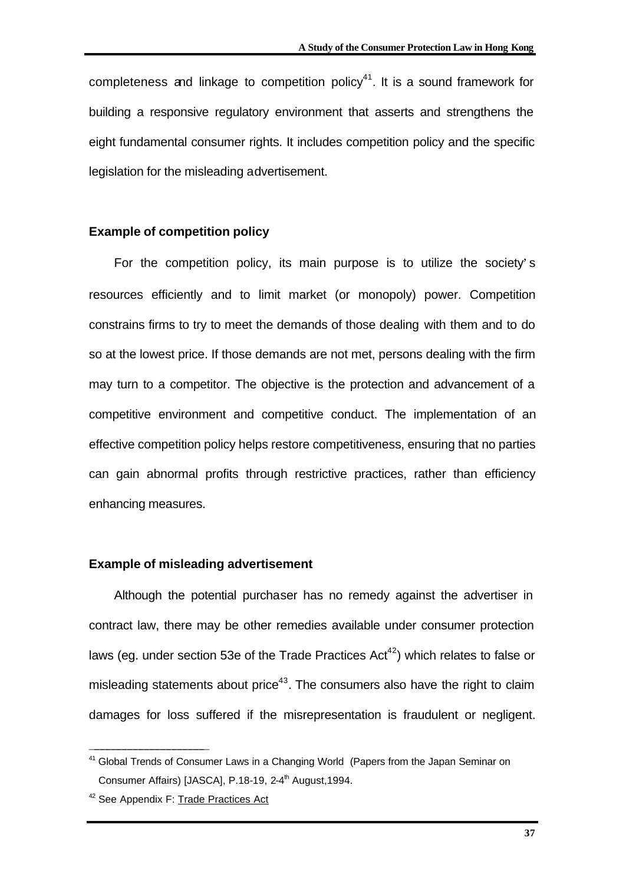completeness and linkage to competition policy[41]. It is a sound framework for building a responsive regulatory environment that asserts and strengthens the eight fundamental consumer rights. It includes competition policy and the specific legislation for the misleading advertisement.

**Example of competition policy**

For the competition policy, its main purpose is to utilize the society's resources efficiently and to limit market (or monopoly) power. Competition constrains firms to try to meet the demands of those dealing with them and to do so at the lowest price. If those demands are not met, persons dealing with the firm may turn to a competitor. The objective is the protection and advancement of a competitive environment and competitive conduct. The implementation of an effective competition policy helps restore competitiveness, ensuring that no parties can gain abnormal profits through restrictive practices, rather than efficiency enhancing measures.

**Example of misleading advertisement**

Although the potential purchaser has no remedy against the advertiser in contract law, there may be other remedies available under consumer protection laws (eg. under section 53e of the Trade Practices Act[42]) which relates to false or misleading statements about price[43]. The consumers also have the right to claim damages for loss suffered if the misrepresentation is fraudulent or negligent.

---

[41] Global Trends of Consumer Laws in a Changing World (Papers from the Japan Seminar on Consumer Affairs) [JASCA], P.18-19, 2-4th August,1994.

[42] See Appendix F: Trade Practices Act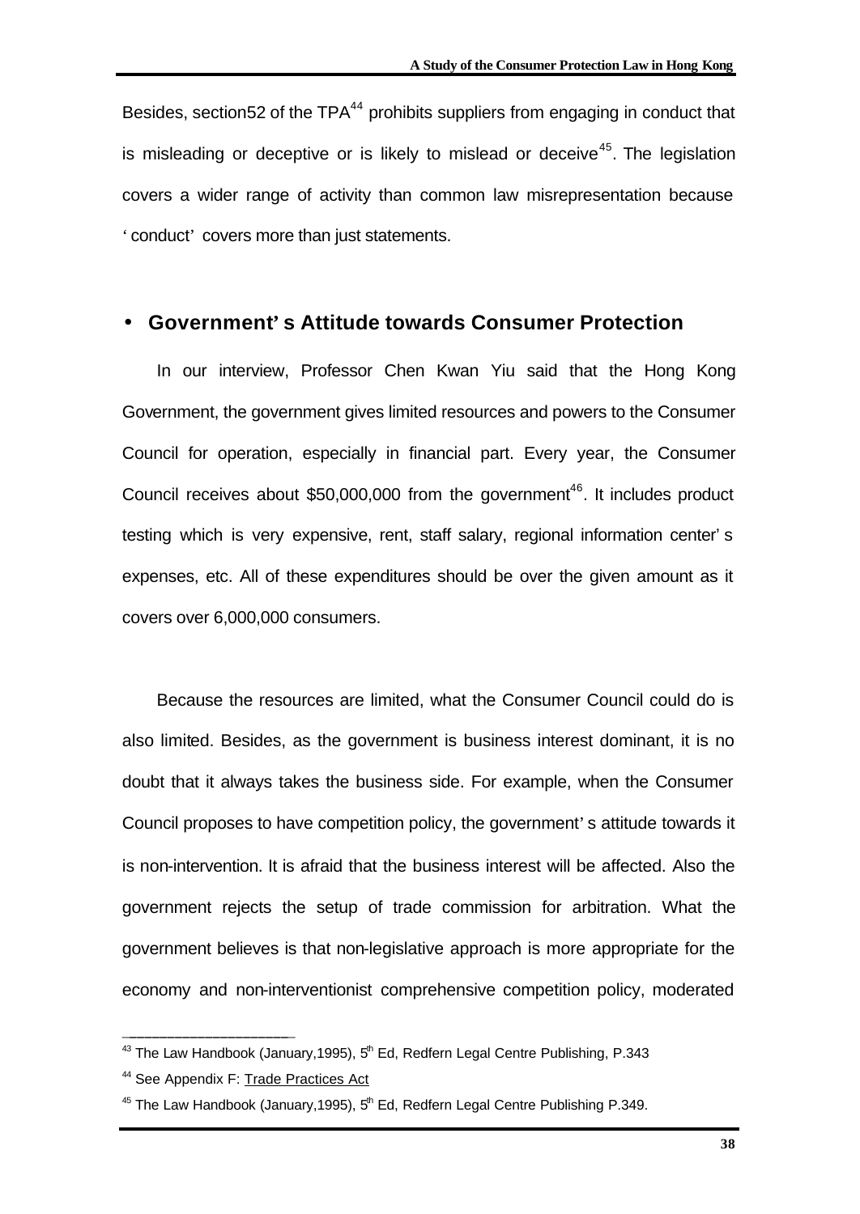Besides, section52 of the TPA[44] prohibits suppliers from engaging in conduct that is misleading or deceptive or is likely to mislead or deceive[45]. The legislation covers a wider range of activity than common law misrepresentation because 'conduct' covers more than just statements.

- **Government's Attitude towards Consumer Protection**

In our interview, Professor Chen Kwan Yiu said that the Hong Kong Government, the government gives limited resources and powers to the Consumer Council for operation, especially in financial part. Every year, the Consumer Council receives about $50,000,000 from the government[46]. It includes product testing which is very expensive, rent, staff salary, regional information center's expenses, etc. All of these expenditures should be over the given amount as it covers over 6,000,000 consumers.

Because the resources are limited, what the Consumer Council could do is also limited. Besides, as the government is business interest dominant, it is no doubt that it always takes the business side. For example, when the Consumer Council proposes to have competition policy, the government's attitude towards it is non-intervention. It is afraid that the business interest will be affected. Also the government rejects the setup of trade commission for arbitration. What the government believes is that non-legislative approach is more appropriate for the economy and non-interventionist comprehensive competition policy, moderated

---

[43] The Law Handbook (January,1995), 5th Ed, Redfern Legal Centre Publishing, P.343

[44] See Appendix F: Trade Practices Act

[45] The Law Handbook (January,1995), 5th Ed, Redfern Legal Centre Publishing P.349.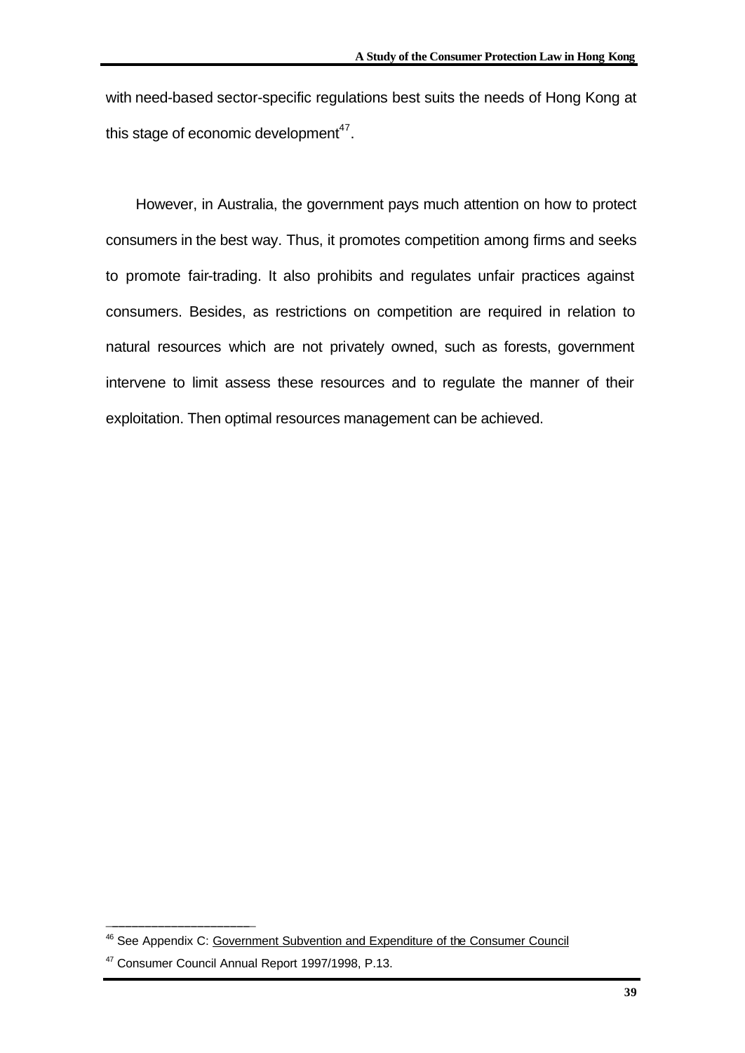with need-based sector-specific regulations best suits the needs of Hong Kong at this stage of economic development[47].

However, in Australia, the government pays much attention on how to protect consumers in the best way. Thus, it promotes competition among firms and seeks to promote fair-trading. It also prohibits and regulates unfair practices against consumers. Besides, as restrictions on competition are required in relation to natural resources which are not privately owned, such as forests, government intervene to limit assess these resources and to regulate the manner of their exploitation. Then optimal resources management can be achieved.

---

[46] See Appendix C: Government Subvention and Expenditure of the Consumer Council

[47] Consumer Council Annual Report 1997/1998, P.13.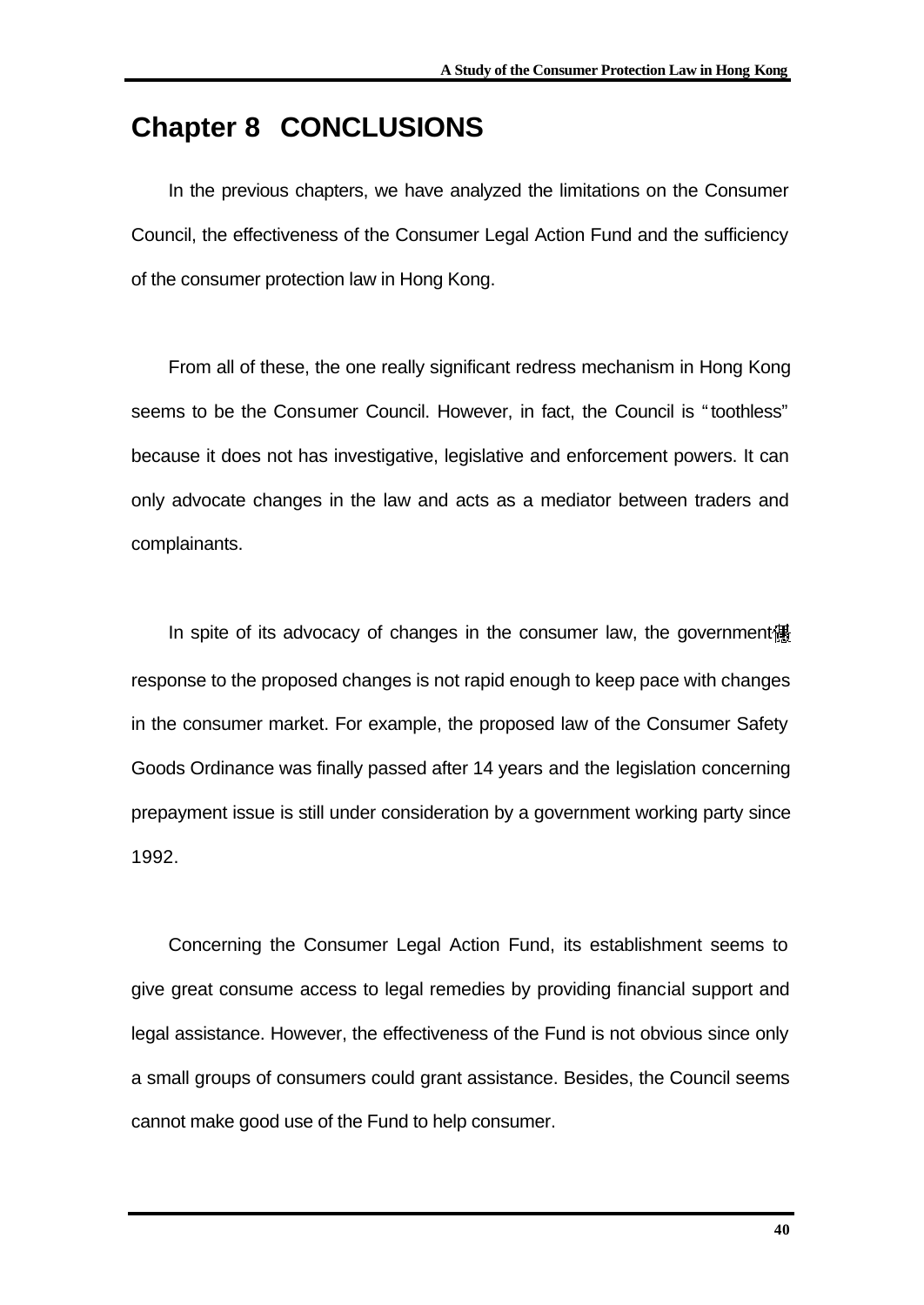# Chapter 8 CONCLUSIONS

In the previous chapters, we have analyzed the limitations on the Consumer Council, the effectiveness of the Consumer Legal Action Fund and the sufficiency of the consumer protection law in Hong Kong.

From all of these, the one really significant redress mechanism in Hong Kong seems to be the Consumer Council. However, in fact, the Council is "toothless" because it does not has investigative, legislative and enforcement powers. It can only advocate changes in the law and acts as a mediator between traders and complainants.

In spite of its advocacy of changes in the consumer law, the government's response to the proposed changes is not rapid enough to keep pace with changes in the consumer market. For example, the proposed law of the Consumer Safety Goods Ordinance was finally passed after 14 years and the legislation concerning prepayment issue is still under consideration by a government working party since 1992.

Concerning the Consumer Legal Action Fund, its establishment seems to give great consume access to legal remedies by providing financial support and legal assistance. However, the effectiveness of the Fund is not obvious since only a small groups of consumers could grant assistance. Besides, the Council seems cannot make good use of the Fund to help consumer.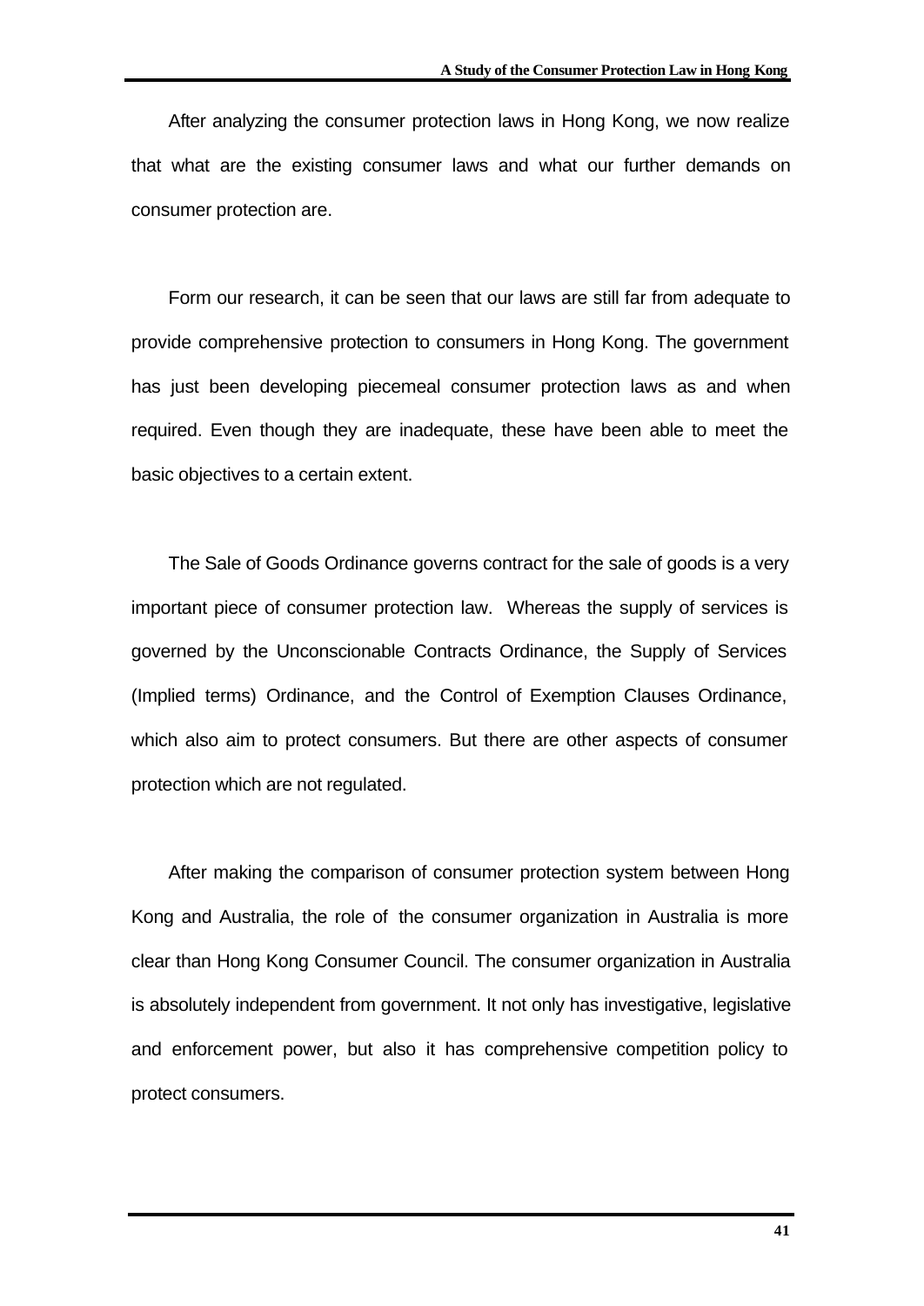After analyzing the consumer protection laws in Hong Kong, we now realize that what are the existing consumer laws and what our further demands on consumer protection are.

Form our research, it can be seen that our laws are still far from adequate to provide comprehensive protection to consumers in Hong Kong. The government has just been developing piecemeal consumer protection laws as and when required. Even though they are inadequate, these have been able to meet the basic objectives to a certain extent.

The Sale of Goods Ordinance governs contract for the sale of goods is a very important piece of consumer protection law. Whereas the supply of services is governed by the Unconscionable Contracts Ordinance, the Supply of Services (Implied terms) Ordinance, and the Control of Exemption Clauses Ordinance, which also aim to protect consumers. But there are other aspects of consumer protection which are not regulated.

After making the comparison of consumer protection system between Hong Kong and Australia, the role of the consumer organization in Australia is more clear than Hong Kong Consumer Council. The consumer organization in Australia is absolutely independent from government. It not only has investigative, legislative and enforcement power, but also it has comprehensive competition policy to protect consumers.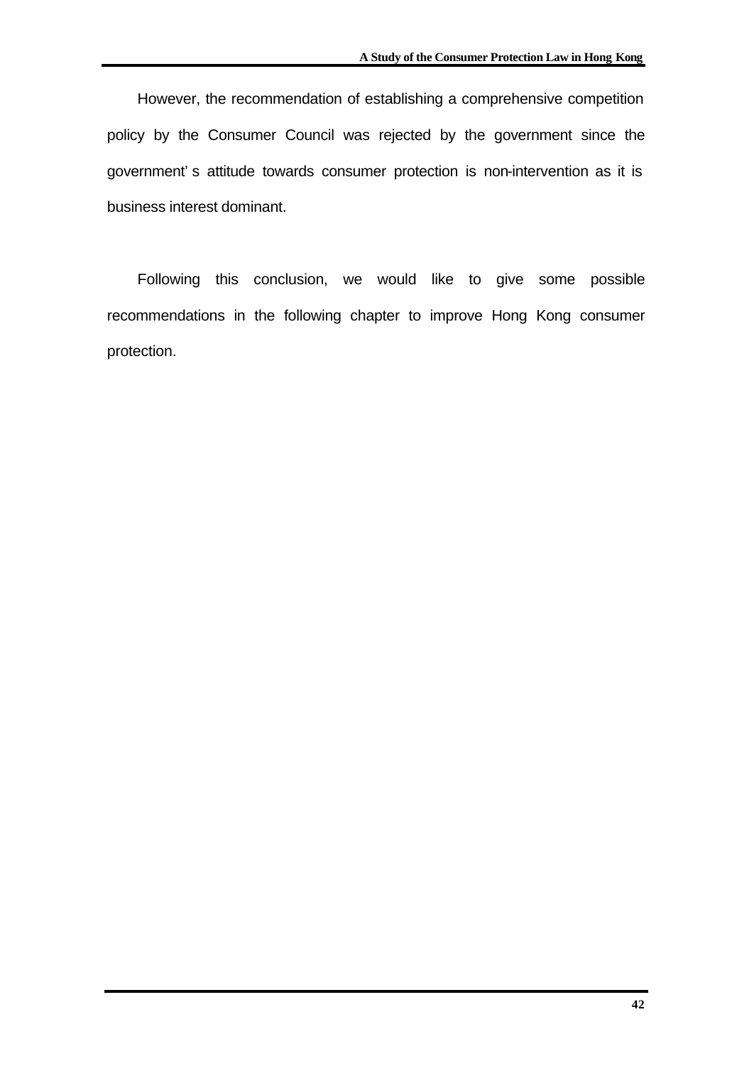However, the recommendation of establishing a comprehensive competition policy by the Consumer Council was rejected by the government since the government' s attitude towards consumer protection is non-intervention as it is business interest dominant.

Following this conclusion, we would like to give some possible recommendations in the following chapter to improve Hong Kong consumer protection.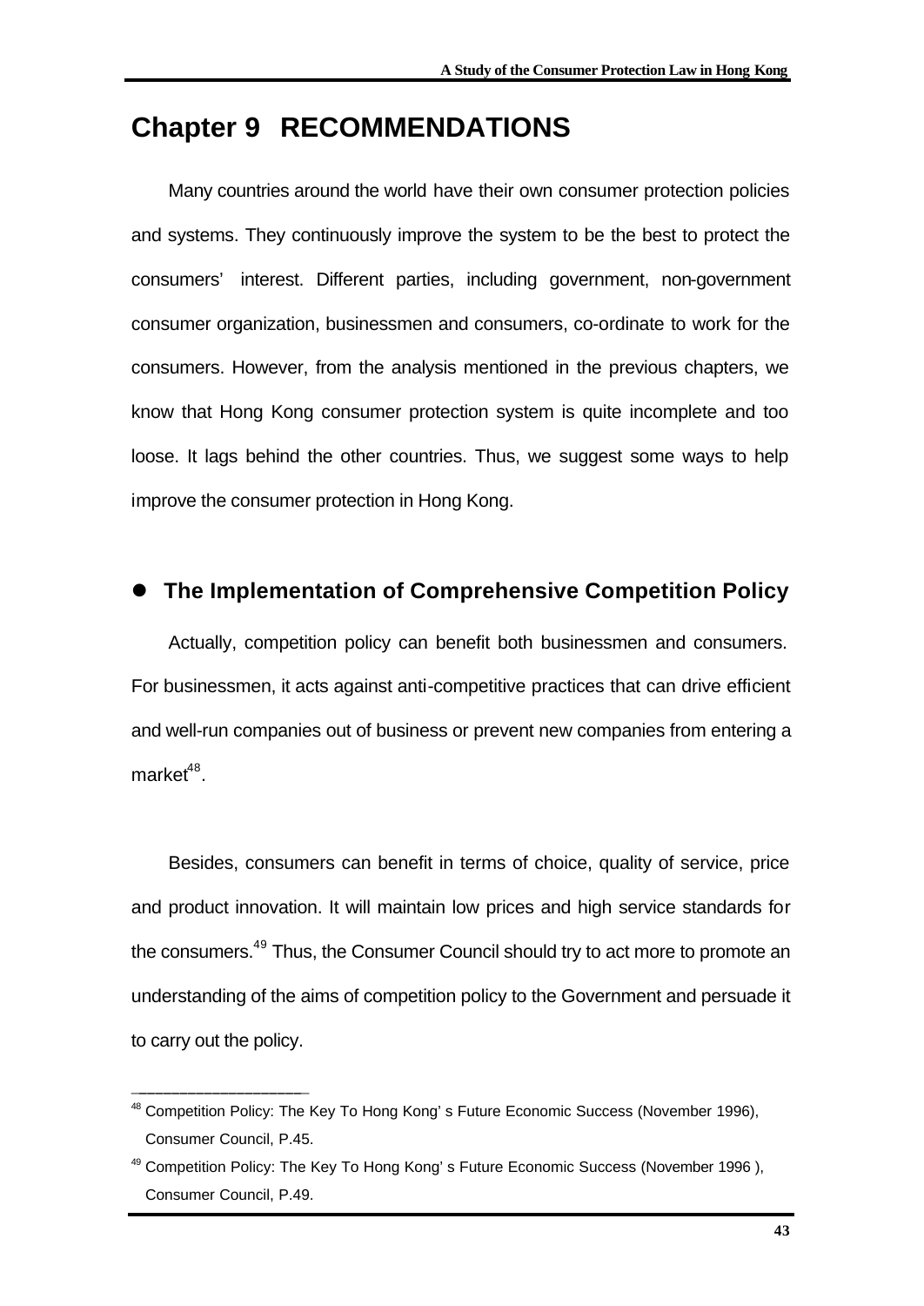# Chapter 9 RECOMMENDATIONS

Many countries around the world have their own consumer protection policies and systems. They continuously improve the system to be the best to protect the consumers' interest. Different parties, including government, non-government consumer organization, businessmen and consumers, co-ordinate to work for the consumers. However, from the analysis mentioned in the previous chapters, we know that Hong Kong consumer protection system is quite incomplete and too loose. It lags behind the other countries. Thus, we suggest some ways to help improve the consumer protection in Hong Kong.

## ● The Implementation of Comprehensive Competition Policy

Actually, competition policy can benefit both businessmen and consumers. For businessmen, it acts against anti-competitive practices that can drive efficient and well-run companies out of business or prevent new companies from entering a market[48].

Besides, consumers can benefit in terms of choice, quality of service, price and product innovation. It will maintain low prices and high service standards for the consumers.[49] Thus, the Consumer Council should try to act more to promote an understanding of the aims of competition policy to the Government and persuade it to carry out the policy.

---

[48] Competition Policy: The Key To Hong Kong' s Future Economic Success (November 1996), Consumer Council, P.45.

[49] Competition Policy: The Key To Hong Kong' s Future Economic Success (November 1996 ), Consumer Council, P.49.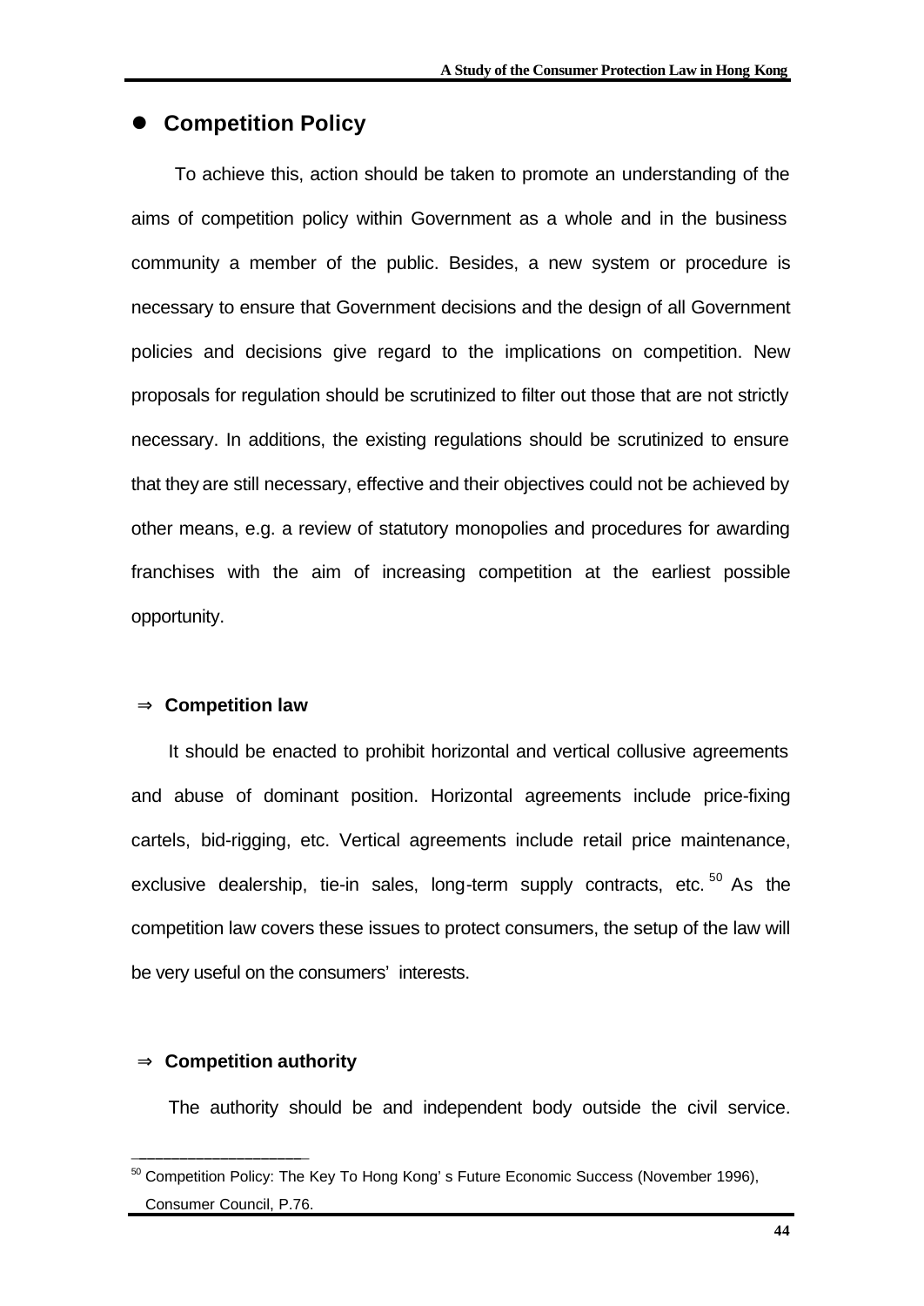## Competition Policy

To achieve this, action should be taken to promote an understanding of the aims of competition policy within Government as a whole and in the business community a member of the public. Besides, a new system or procedure is necessary to ensure that Government decisions and the design of all Government policies and decisions give regard to the implications on competition. New proposals for regulation should be scrutinized to filter out those that are not strictly necessary. In additions, the existing regulations should be scrutinized to ensure that they are still necessary, effective and their objectives could not be achieved by other means, e.g. a review of statutory monopolies and procedures for awarding franchises with the aim of increasing competition at the earliest possible opportunity.

### ⇒ Competition law

It should be enacted to prohibit horizontal and vertical collusive agreements and abuse of dominant position. Horizontal agreements include price-fixing cartels, bid-rigging, etc. Vertical agreements include retail price maintenance, exclusive dealership, tie-in sales, long-term supply contracts, etc.[50] As the competition law covers these issues to protect consumers, the setup of the law will be very useful on the consumers' interests.

### ⇒ Competition authority

The authority should be and independent body outside the civil service.

---

[50] Competition Policy: The Key To Hong Kong's Future Economic Success (November 1996), Consumer Council, P.76.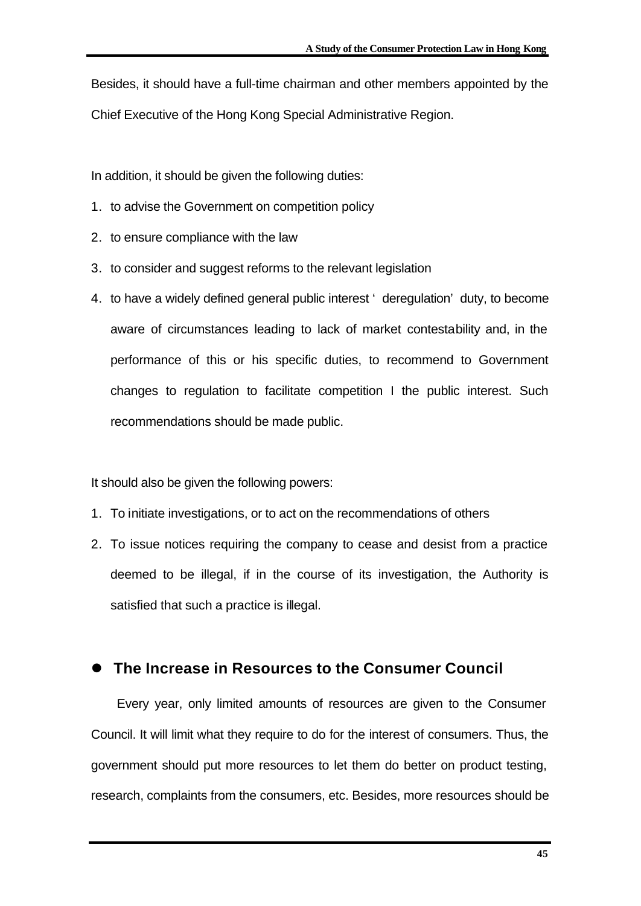Besides, it should have a full-time chairman and other members appointed by the Chief Executive of the Hong Kong Special Administrative Region.

In addition, it should be given the following duties:

1. to advise the Government on competition policy
2. to ensure compliance with the law
3. to consider and suggest reforms to the relevant legislation
4. to have a widely defined general public interest ' deregulation' duty, to become aware of circumstances leading to lack of market contestability and, in the performance of this or his specific duties, to recommend to Government changes to regulation to facilitate competition I the public interest. Such recommendations should be made public.

It should also be given the following powers:

1. To initiate investigations, or to act on the recommendations of others
2. To issue notices requiring the company to cease and desist from a practice deemed to be illegal, if in the course of its investigation, the Authority is satisfied that such a practice is illegal.

## The Increase in Resources to the Consumer Council

Every year, only limited amounts of resources are given to the Consumer Council. It will limit what they require to do for the interest of consumers. Thus, the government should put more resources to let them do better on product testing, research, complaints from the consumers, etc. Besides, more resources should be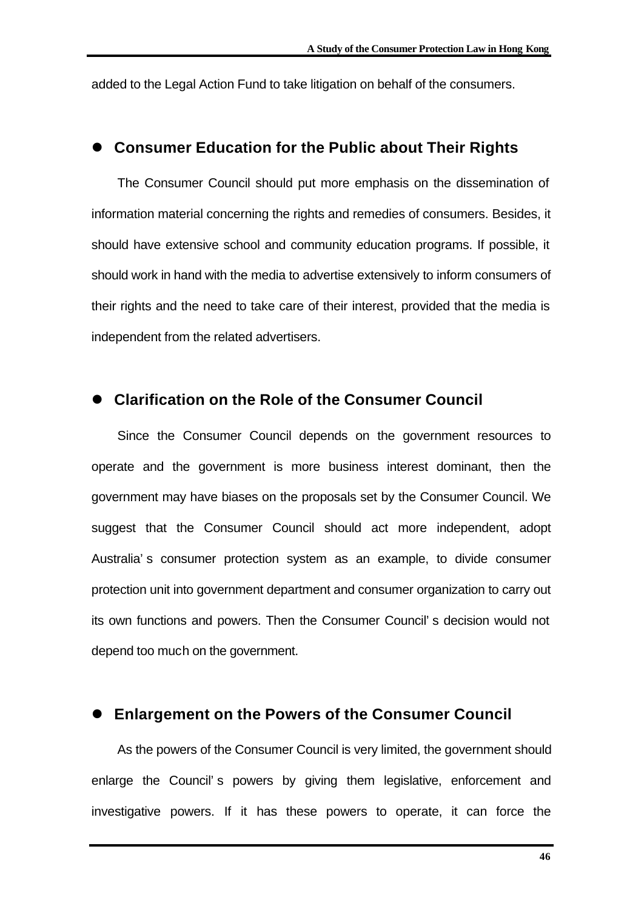added to the Legal Action Fund to take litigation on behalf of the consumers.

- **Consumer Education for the Public about Their Rights**

The Consumer Council should put more emphasis on the dissemination of information material concerning the rights and remedies of consumers. Besides, it should have extensive school and community education programs. If possible, it should work in hand with the media to advertise extensively to inform consumers of their rights and the need to take care of their interest, provided that the media is independent from the related advertisers.

- **Clarification on the Role of the Consumer Council**

Since the Consumer Council depends on the government resources to operate and the government is more business interest dominant, then the government may have biases on the proposals set by the Consumer Council. We suggest that the Consumer Council should act more independent, adopt Australia's consumer protection system as an example, to divide consumer protection unit into government department and consumer organization to carry out its own functions and powers. Then the Consumer Council's decision would not depend too much on the government.

- **Enlargement on the Powers of the Consumer Council**

As the powers of the Consumer Council is very limited, the government should enlarge the Council's powers by giving them legislative, enforcement and investigative powers. If it has these powers to operate, it can force the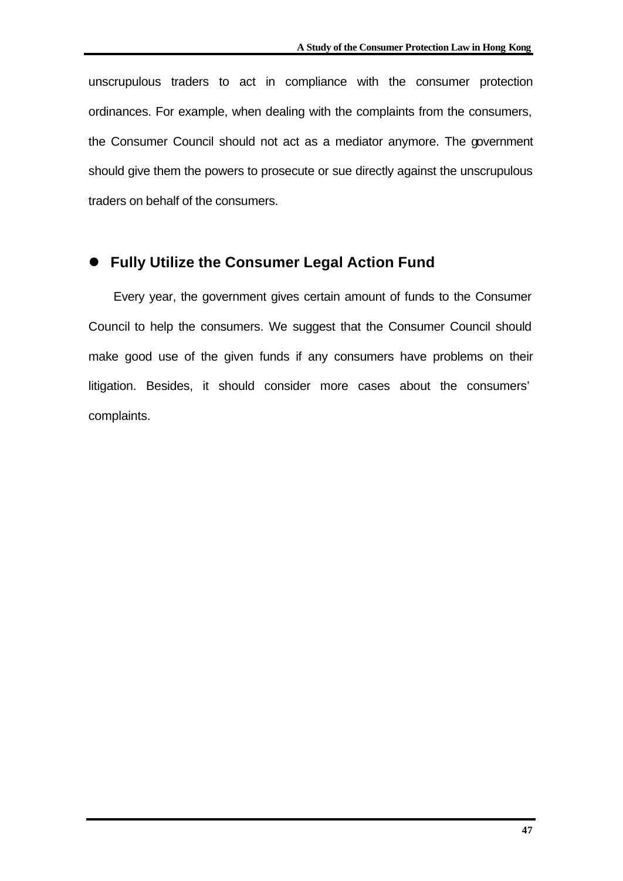unscrupulous traders to act in compliance with the consumer protection ordinances. For example, when dealing with the complaints from the consumers, the Consumer Council should not act as a mediator anymore. The government should give them the powers to prosecute or sue directly against the unscrupulous traders on behalf of the consumers.

- **Fully Utilize the Consumer Legal Action Fund**

Every year, the government gives certain amount of funds to the Consumer Council to help the consumers. We suggest that the Consumer Council should make good use of the given funds if any consumers have problems on their litigation. Besides, it should consider more cases about the consumers' complaints.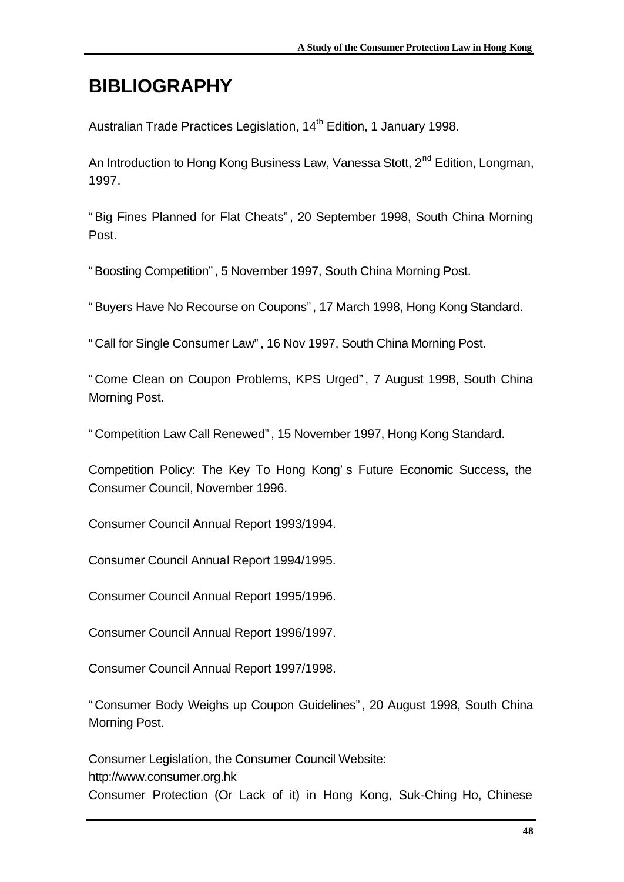# BIBLIOGRAPHY

Australian Trade Practices Legislation, 14th Edition, 1 January 1998.

An Introduction to Hong Kong Business Law, Vanessa Stott, 2nd Edition, Longman, 1997.

"Big Fines Planned for Flat Cheats", 20 September 1998, South China Morning Post.

"Boosting Competition", 5 November 1997, South China Morning Post.

"Buyers Have No Recourse on Coupons", 17 March 1998, Hong Kong Standard.

"Call for Single Consumer Law", 16 Nov 1997, South China Morning Post.

"Come Clean on Coupon Problems, KPS Urged", 7 August 1998, South China Morning Post.

"Competition Law Call Renewed", 15 November 1997, Hong Kong Standard.

Competition Policy: The Key To Hong Kong's Future Economic Success, the Consumer Council, November 1996.

Consumer Council Annual Report 1993/1994.

Consumer Council Annual Report 1994/1995.

Consumer Council Annual Report 1995/1996.

Consumer Council Annual Report 1996/1997.

Consumer Council Annual Report 1997/1998.

"Consumer Body Weighs up Coupon Guidelines", 20 August 1998, South China Morning Post.

Consumer Legislation, the Consumer Council Website:
http://www.consumer.org.hk

Consumer Protection (Or Lack of it) in Hong Kong, Suk-Ching Ho, Chinese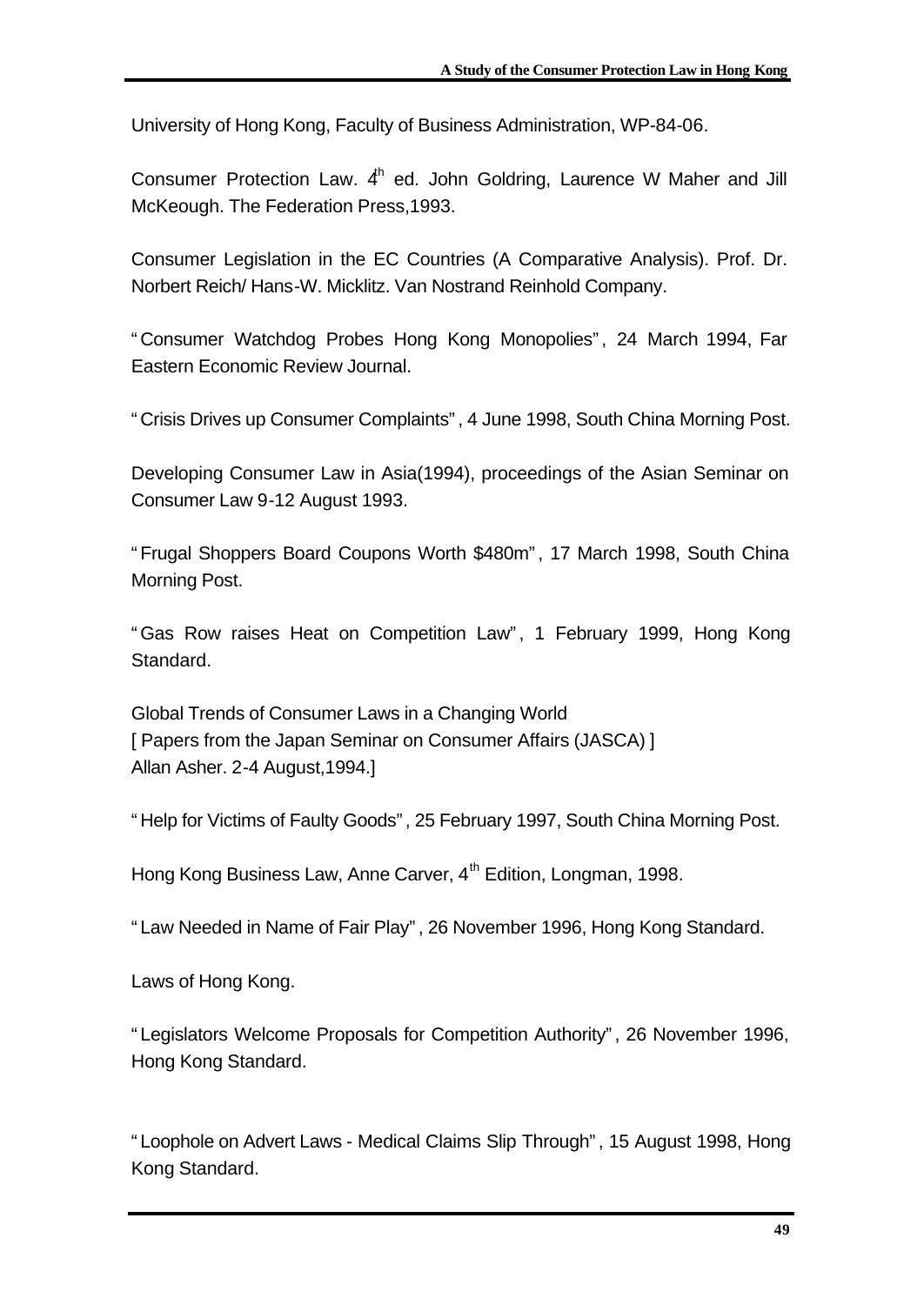University of Hong Kong, Faculty of Business Administration, WP-84-06.

Consumer Protection Law. 4th ed. John Goldring, Laurence W Maher and Jill McKeough. The Federation Press,1993.

Consumer Legislation in the EC Countries (A Comparative Analysis). Prof. Dr. Norbert Reich/ Hans-W. Micklitz. Van Nostrand Reinhold Company.

"Consumer Watchdog Probes Hong Kong Monopolies", 24 March 1994, Far Eastern Economic Review Journal.

"Crisis Drives up Consumer Complaints", 4 June 1998, South China Morning Post.

Developing Consumer Law in Asia(1994), proceedings of the Asian Seminar on Consumer Law 9-12 August 1993.

"Frugal Shoppers Board Coupons Worth $480m", 17 March 1998, South China Morning Post.

"Gas Row raises Heat on Competition Law", 1 February 1999, Hong Kong Standard.

Global Trends of Consumer Laws in a Changing World
[ Papers from the Japan Seminar on Consumer Affairs (JASCA) ]
Allan Asher. 2-4 August,1994.]

"Help for Victims of Faulty Goods", 25 February 1997, South China Morning Post.

Hong Kong Business Law, Anne Carver, 4th Edition, Longman, 1998.

"Law Needed in Name of Fair Play", 26 November 1996, Hong Kong Standard.

Laws of Hong Kong.

"Legislators Welcome Proposals for Competition Authority", 26 November 1996, Hong Kong Standard.

"Loophole on Advert Laws - Medical Claims Slip Through", 15 August 1998, Hong Kong Standard.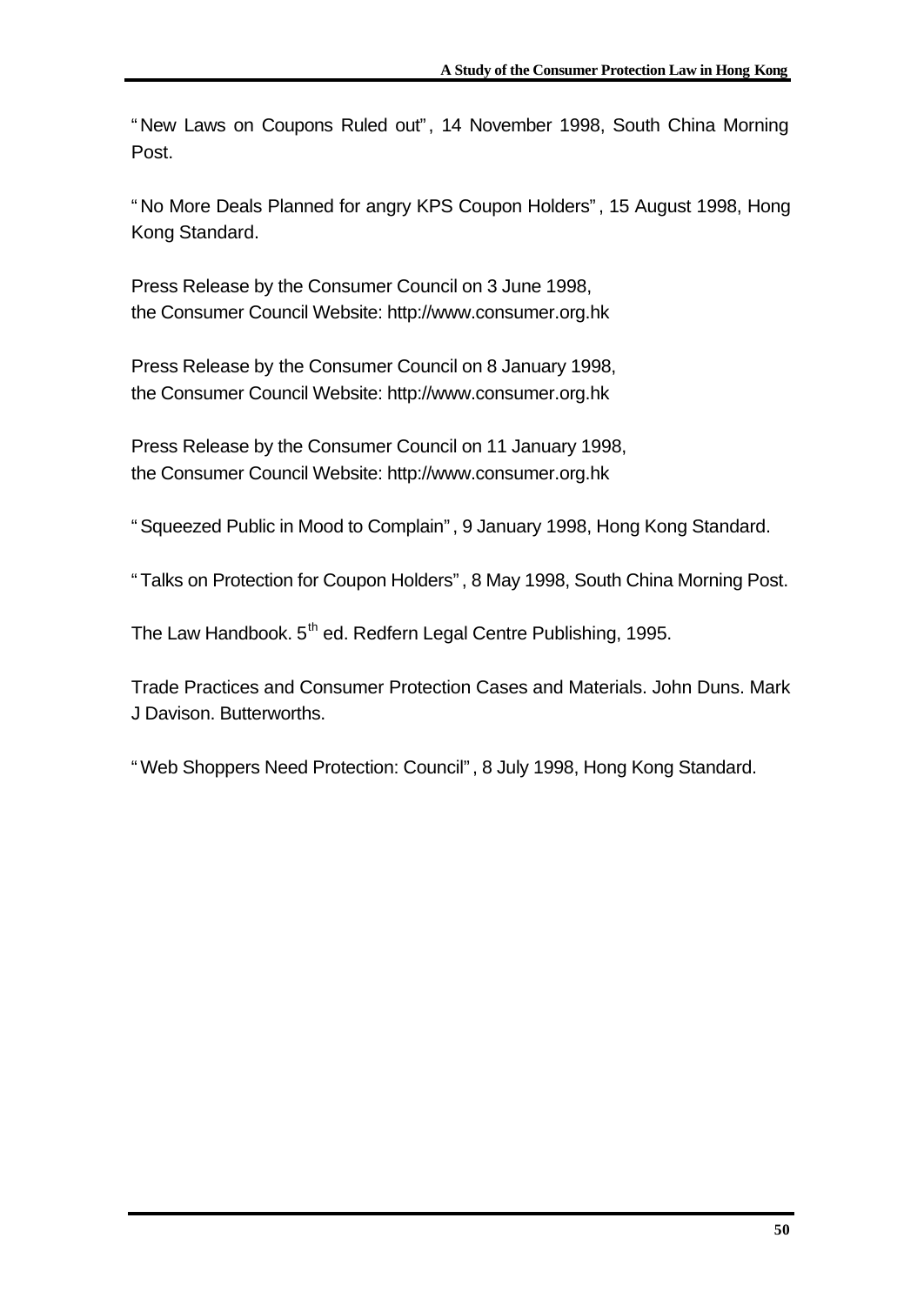"New Laws on Coupons Ruled out", 14 November 1998, South China Morning Post.

"No More Deals Planned for angry KPS Coupon Holders", 15 August 1998, Hong Kong Standard.

Press Release by the Consumer Council on 3 June 1998, the Consumer Council Website: http://www.consumer.org.hk

Press Release by the Consumer Council on 8 January 1998, the Consumer Council Website: http://www.consumer.org.hk

Press Release by the Consumer Council on 11 January 1998, the Consumer Council Website: http://www.consumer.org.hk

"Squeezed Public in Mood to Complain", 9 January 1998, Hong Kong Standard.

"Talks on Protection for Coupon Holders", 8 May 1998, South China Morning Post.

The Law Handbook. 5th ed. Redfern Legal Centre Publishing, 1995.

Trade Practices and Consumer Protection Cases and Materials. John Duns. Mark J Davison. Butterworths.

"Web Shoppers Need Protection: Council", 8 July 1998, Hong Kong Standard.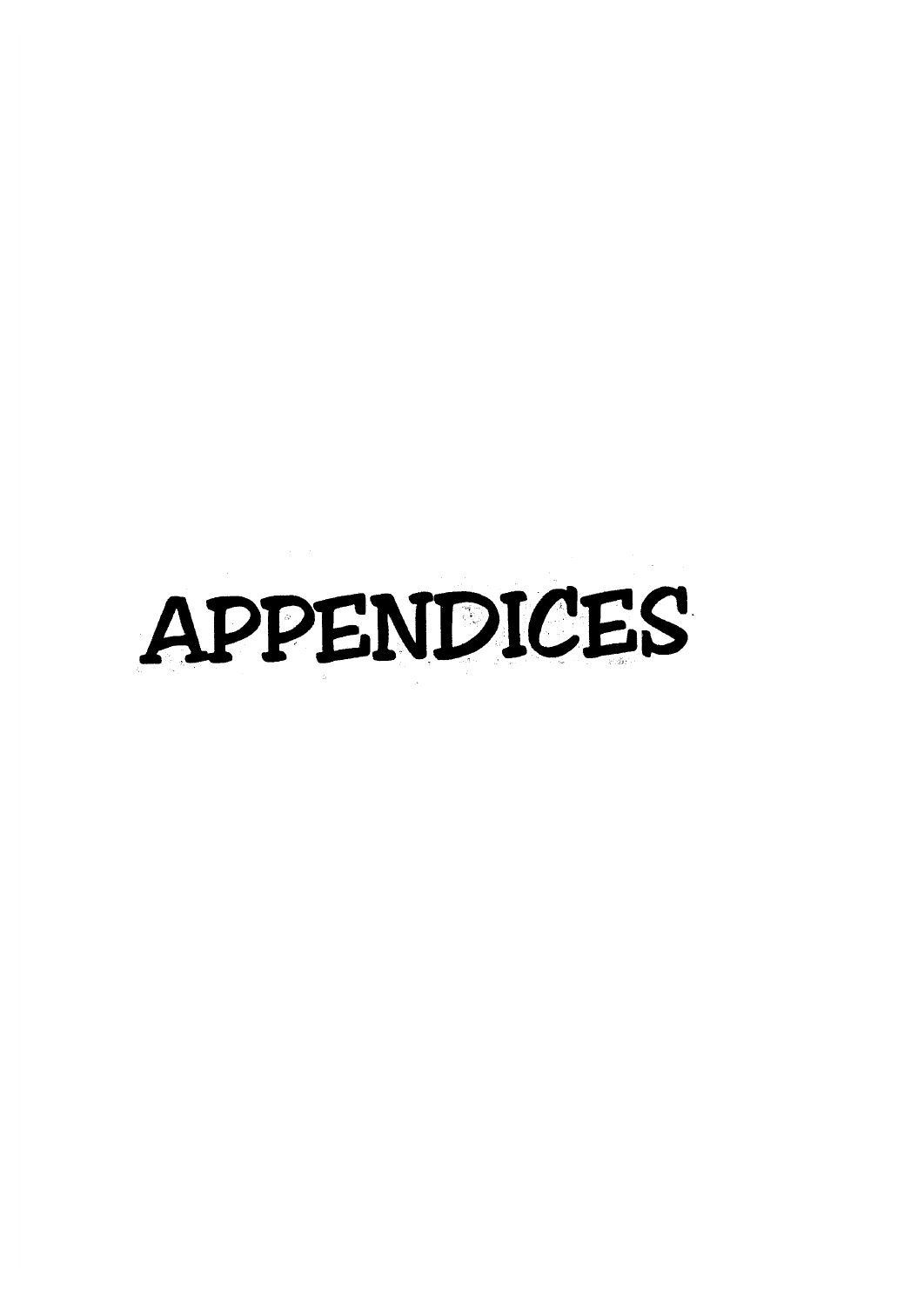# APPENDICES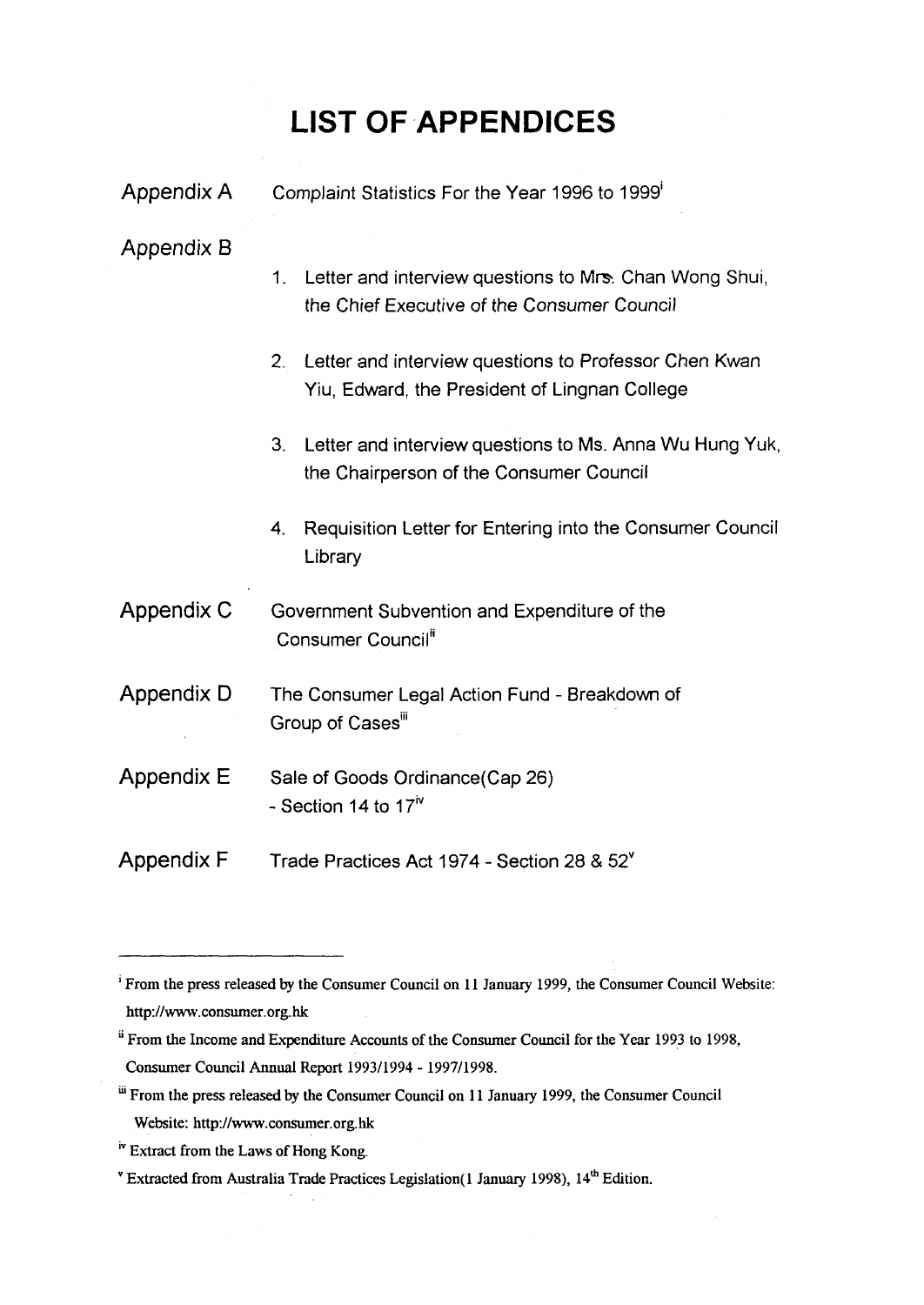# LIST OF APPENDICES

Appendix A — Complaint Statistics For the Year 1996 to 1999[i]

Appendix B

1. Letter and interview questions to Mrs. Chan Wong Shui, the Chief Executive of the Consumer Council
2. Letter and interview questions to Professor Chen Kwan Yiu, Edward, the President of Lingnan College
3. Letter and interview questions to Ms. Anna Wu Hung Yuk, the Chairperson of the Consumer Council
4. Requisition Letter for Entering into the Consumer Council Library

Appendix C — Government Subvention and Expenditure of the Consumer Council[ii]

Appendix D — The Consumer Legal Action Fund - Breakdown of Group of Cases[iii]

Appendix E — Sale of Goods Ordinance(Cap 26) - Section 14 to 17[iv]

Appendix F — Trade Practices Act 1974 - Section 28 & 52[v]

---

[i] From the press released by the Consumer Council on 11 January 1999, the Consumer Council Website: http://www.consumer.org.hk

[ii] From the Income and Expenditure Accounts of the Consumer Council for the Year 1993 to 1998, Consumer Council Annual Report 1993/1994 - 1997/1998.

[iii] From the press released by the Consumer Council on 11 January 1999, the Consumer Council Website: http://www.consumer.org.hk

[iv] Extract from the Laws of Hong Kong.

[v] Extracted from Australia Trade Practices Legislation(1 January 1998), 14th Edition.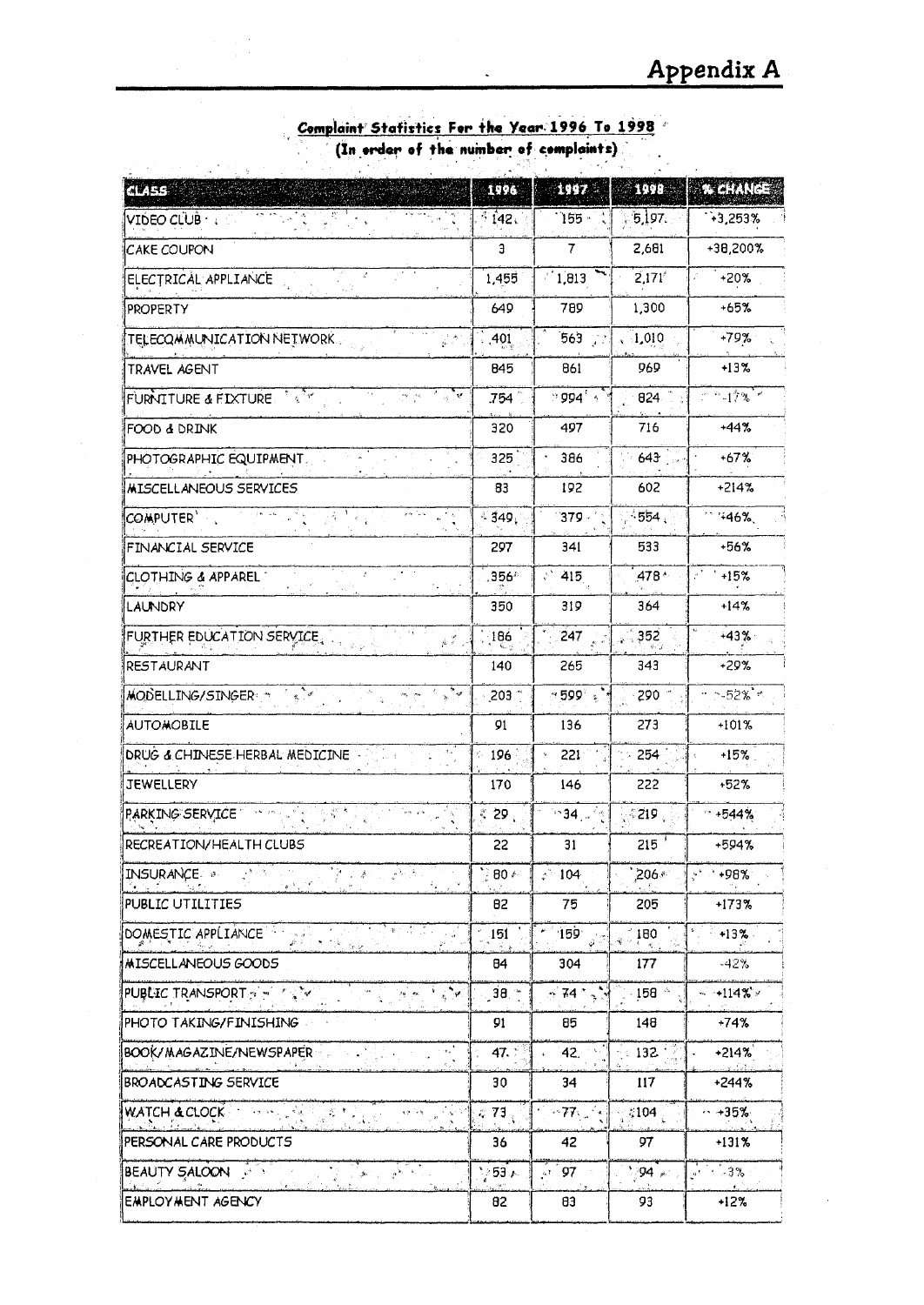# Appendix A

## Complaint Statistics For the Year 1996 To 1998

**(In order of the number of complaints)**

| CLASS | 1996 | 1997 | 1998 | % CHANGE |
|---|---|---|---|---|
| VIDEO CLUB | 142 | 155 | 5,197 | +3,253% |
| CAKE COUPON | 3 | 7 | 2,681 | +38,200% |
| ELECTRICAL APPLIANCE | 1,455 | 1,813 | 2,171 | +20% |
| PROPERTY | 649 | 789 | 1,300 | +65% |
| TELECOMMUNICATION NETWORK | 401 | 563 | 1,010 | +79% |
| TRAVEL AGENT | 845 | 861 | 969 | +13% |
| FURNITURE & FIXTURE | 754 | 994 | 824 | -17% |
| FOOD & DRINK | 320 | 497 | 716 | +44% |
| PHOTOGRAPHIC EQUIPMENT | 325 | 386 | 643 | +67% |
| MISCELLANEOUS SERVICES | 83 | 192 | 602 | +214% |
| COMPUTER | 349 | 379 | 554 | +46% |
| FINANCIAL SERVICE | 297 | 341 | 533 | +56% |
| CLOTHING & APPAREL | 356 | 415 | 478 | +15% |
| LAUNDRY | 350 | 319 | 364 | +14% |
| FURTHER EDUCATION SERVICE | 186 | 247 | 352 | +43% |
| RESTAURANT | 140 | 265 | 343 | +29% |
| MODELLING/SINGER | 203 | 599 | 290 | -52% |
| AUTOMOBILE | 91 | 136 | 273 | +101% |
| DRUG & CHINESE HERBAL MEDICINE | 196 | 221 | 254 | +15% |
| JEWELLERY | 170 | 146 | 222 | +52% |
| PARKING SERVICE | 29 | 34 | 219 | +544% |
| RECREATION/HEALTH CLUBS | 22 | 31 | 215 | +594% |
| INSURANCE | 80 | 104 | 206 | +98% |
| PUBLIC UTILITIES | 82 | 75 | 205 | +173% |
| DOMESTIC APPLIANCE | 151 | 159 | 180 | +13% |
| MISCELLANEOUS GOODS | 84 | 304 | 177 | -42% |
| PUBLIC TRANSPORT | 38 | 74 | 158 | +114% |
| PHOTO TAKING/FINISHING | 91 | 85 | 148 | +74% |
| BOOK/MAGAZINE/NEWSPAPER | 47 | 42 | 132 | +214% |
| BROADCASTING SERVICE | 30 | 34 | 117 | +244% |
| WATCH & CLOCK | 73 | 77 | 104 | +35% |
| PERSONAL CARE PRODUCTS | 36 | 42 | 97 | +131% |
| BEAUTY SALOON | 53 | 97 | 94 | -3% |
| EMPLOYMENT AGENCY | 82 | 83 | 93 | +12% |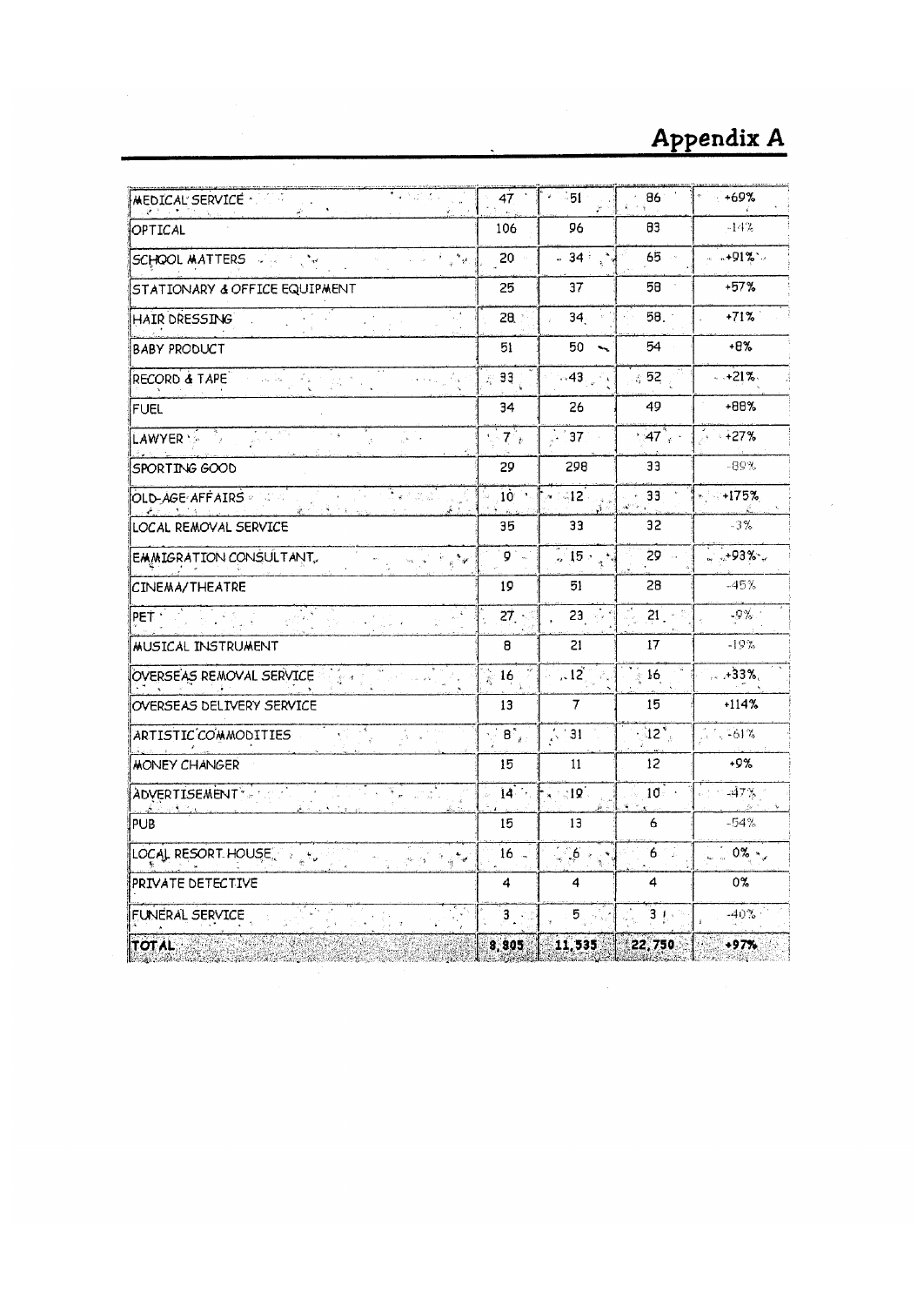# Appendix A

| | | | | |
|---|---|---|---|---|
| MEDICAL SERVICE | 47 | 51 | 86 | +69% |
| OPTICAL | 106 | 96 | 83 | -14% |
| SCHOOL MATTERS | 20 | 34 | 65 | +91% |
| STATIONARY & OFFICE EQUIPMENT | 25 | 37 | 58 | +57% |
| HAIR DRESSING | 28 | 34 | 58 | +71% |
| BABY PRODUCT | 51 | 50 | 54 | +8% |
| RECORD & TAPE | 33 | 43 | 52 | +21% |
| FUEL | 34 | 26 | 49 | +88% |
| LAWYER | 7 | 37 | 47 | +27% |
| SPORTING GOOD | 29 | 298 | 33 | -89% |
| OLD-AGE AFFAIRS | 10 | 12 | 33 | +175% |
| LOCAL REMOVAL SERVICE | 35 | 33 | 32 | -3% |
| EMMIGRATION CONSULTANT | 9 | 15 | 29 | +93% |
| CINEMA/THEATRE | 19 | 51 | 28 | -45% |
| PET | 27 | 23 | 21 | -9% |
| MUSICAL INSTRUMENT | 8 | 21 | 17 | -19% |
| OVERSEAS REMOVAL SERVICE | 16 | 12 | 16 | +33% |
| OVERSEAS DELIVERY SERVICE | 13 | 7 | 15 | +114% |
| ARTISTIC COMMODITIES | 8 | 31 | 12 | -61% |
| MONEY CHANGER | 15 | 11 | 12 | +9% |
| ADVERTISEMENT | 14 | 19 | 10 | -47% |
| PUB | 15 | 13 | 6 | -54% |
| LOCAL RESORT HOUSE | 16 | 6 | 6 | 0% |
| PRIVATE DETECTIVE | 4 | 4 | 4 | 0% |
| FUNERAL SERVICE | 3 | 5 | 3 | -40% |
| **TOTAL** | **8,805** | **11,535** | **22,750** | **+97%** |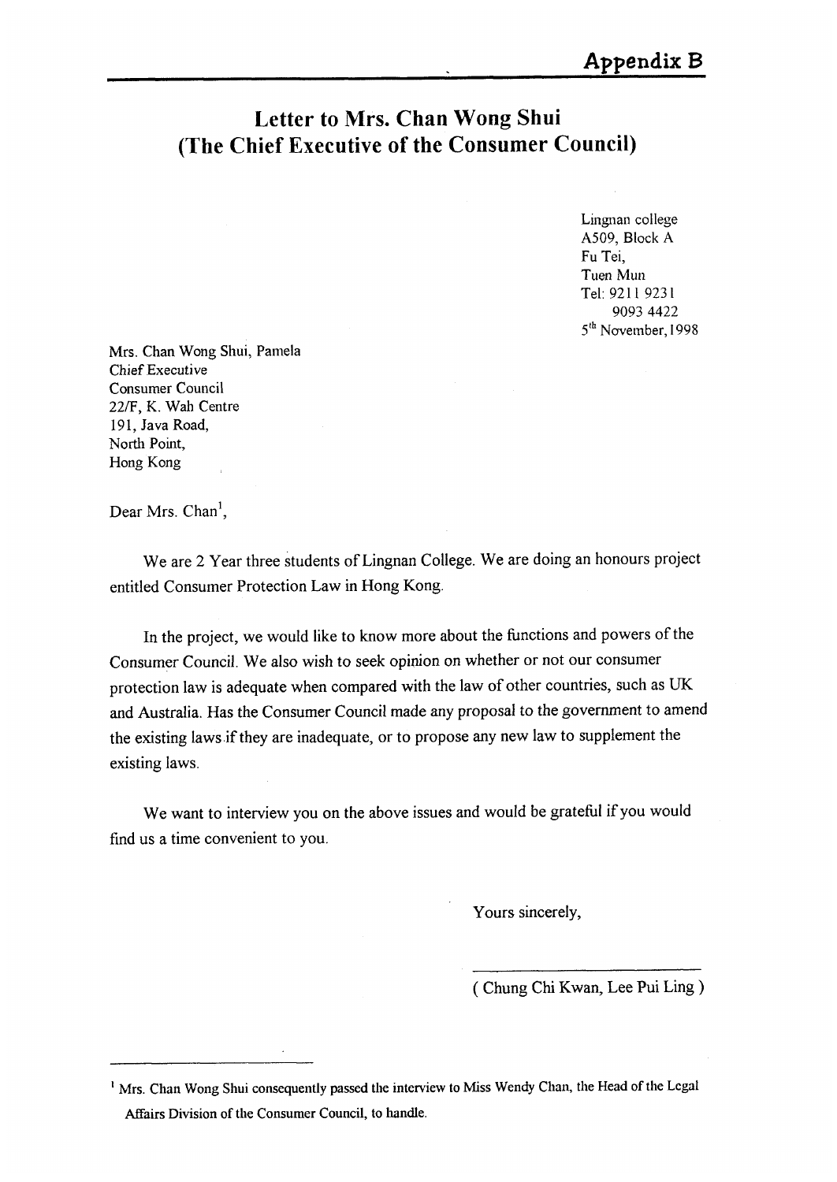**Appendix B**

# Letter to Mrs. Chan Wong Shui (The Chief Executive of the Consumer Council)

Lingnan college
A509, Block A
Fu Tei,
Tuen Mun
Tel: 9211 9231
9093 4422
5th November, 1998

Mrs. Chan Wong Shui, Pamela
Chief Executive
Consumer Council
22/F, K. Wah Centre
191, Java Road,
North Point,
Hong Kong

Dear Mrs. Chan[1],

We are 2 Year three students of Lingnan College. We are doing an honours project entitled Consumer Protection Law in Hong Kong.

In the project, we would like to know more about the functions and powers of the Consumer Council. We also wish to seek opinion on whether or not our consumer protection law is adequate when compared with the law of other countries, such as UK and Australia. Has the Consumer Council made any proposal to the government to amend the existing laws if they are inadequate, or to propose any new law to supplement the existing laws.

We want to interview you on the above issues and would be grateful if you would find us a time convenient to you.

Yours sincerely,

( Chung Chi Kwan, Lee Pui Ling )

---

[1] Mrs. Chan Wong Shui consequently passed the interview to Miss Wendy Chan, the Head of the Legal Affairs Division of the Consumer Council, to handle.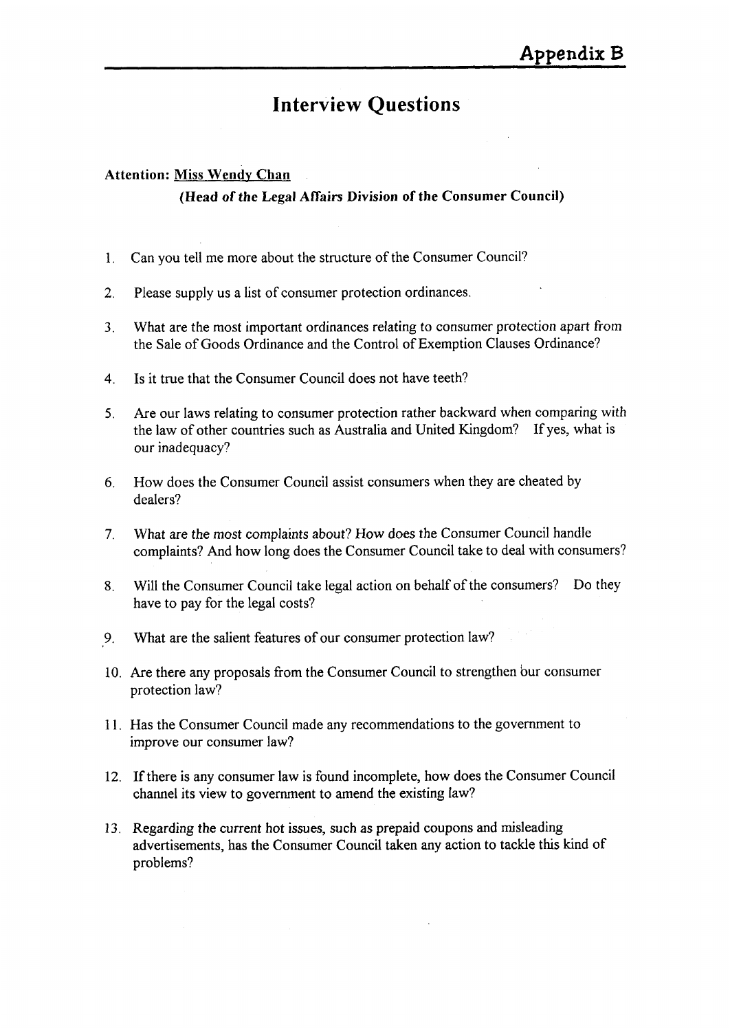# Appendix B

## Interview Questions

**Attention:** **Miss Wendy Chan**

**(Head of the Legal Affairs Division of the Consumer Council)**

1. Can you tell me more about the structure of the Consumer Council?
2. Please supply us a list of consumer protection ordinances.
3. What are the most important ordinances relating to consumer protection apart from the Sale of Goods Ordinance and the Control of Exemption Clauses Ordinance?
4. Is it true that the Consumer Council does not have teeth?
5. Are our laws relating to consumer protection rather backward when comparing with the law of other countries such as Australia and United Kingdom? If yes, what is our inadequacy?
6. How does the Consumer Council assist consumers when they are cheated by dealers?
7. What are the most complaints about? How does the Consumer Council handle complaints? And how long does the Consumer Council take to deal with consumers?
8. Will the Consumer Council take legal action on behalf of the consumers? Do they have to pay for the legal costs?
9. What are the salient features of our consumer protection law?
10. Are there any proposals from the Consumer Council to strengthen our consumer protection law?
11. Has the Consumer Council made any recommendations to the government to improve our consumer law?
12. If there is any consumer law is found incomplete, how does the Consumer Council channel its view to government to amend the existing law?
13. Regarding the current hot issues, such as prepaid coupons and misleading advertisements, has the Consumer Council taken any action to tackle this kind of problems?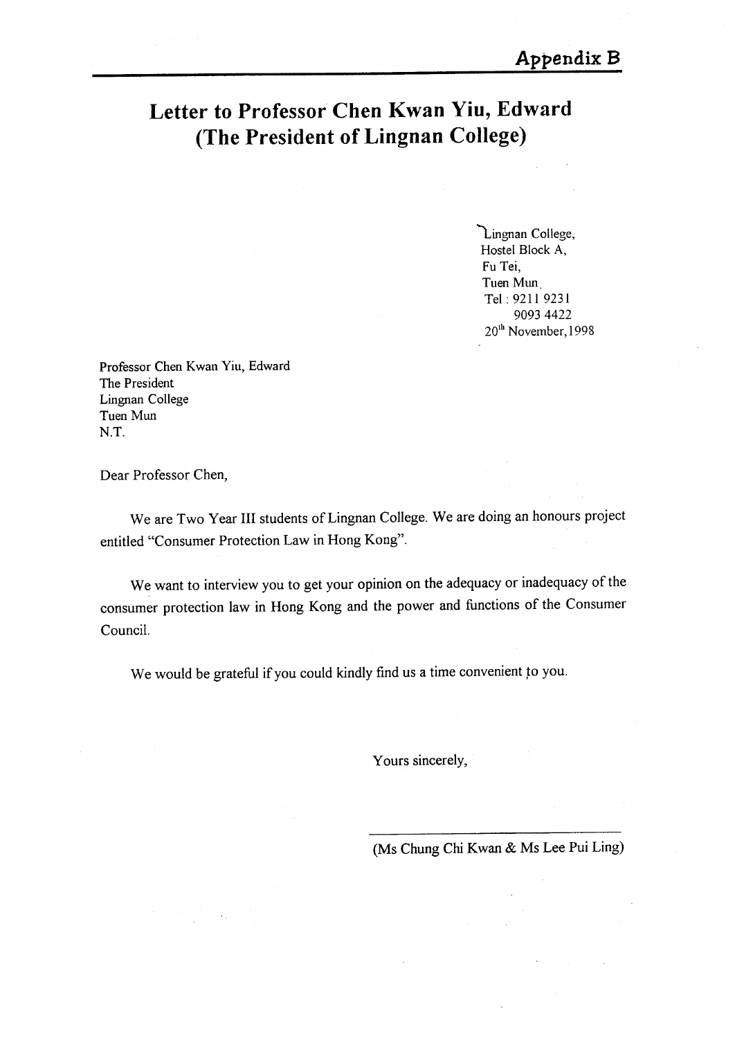**Appendix B**

# Letter to Professor Chen Kwan Yiu, Edward (The President of Lingnan College)

Lingnan College,
Hostel Block A,
Fu Tei,
Tuen Mun.
Tel : 9211 9231
9093 4422
20th November, 1998

Professor Chen Kwan Yiu, Edward
The President
Lingnan College
Tuen Mun
N.T.

Dear Professor Chen,

We are Two Year III students of Lingnan College. We are doing an honours project entitled "Consumer Protection Law in Hong Kong".

We want to interview you to get your opinion on the adequacy or inadequacy of the consumer protection law in Hong Kong and the power and functions of the Consumer Council.

We would be grateful if you could kindly find us a time convenient to you.

Yours sincerely,

(Ms Chung Chi Kwan & Ms Lee Pui Ling)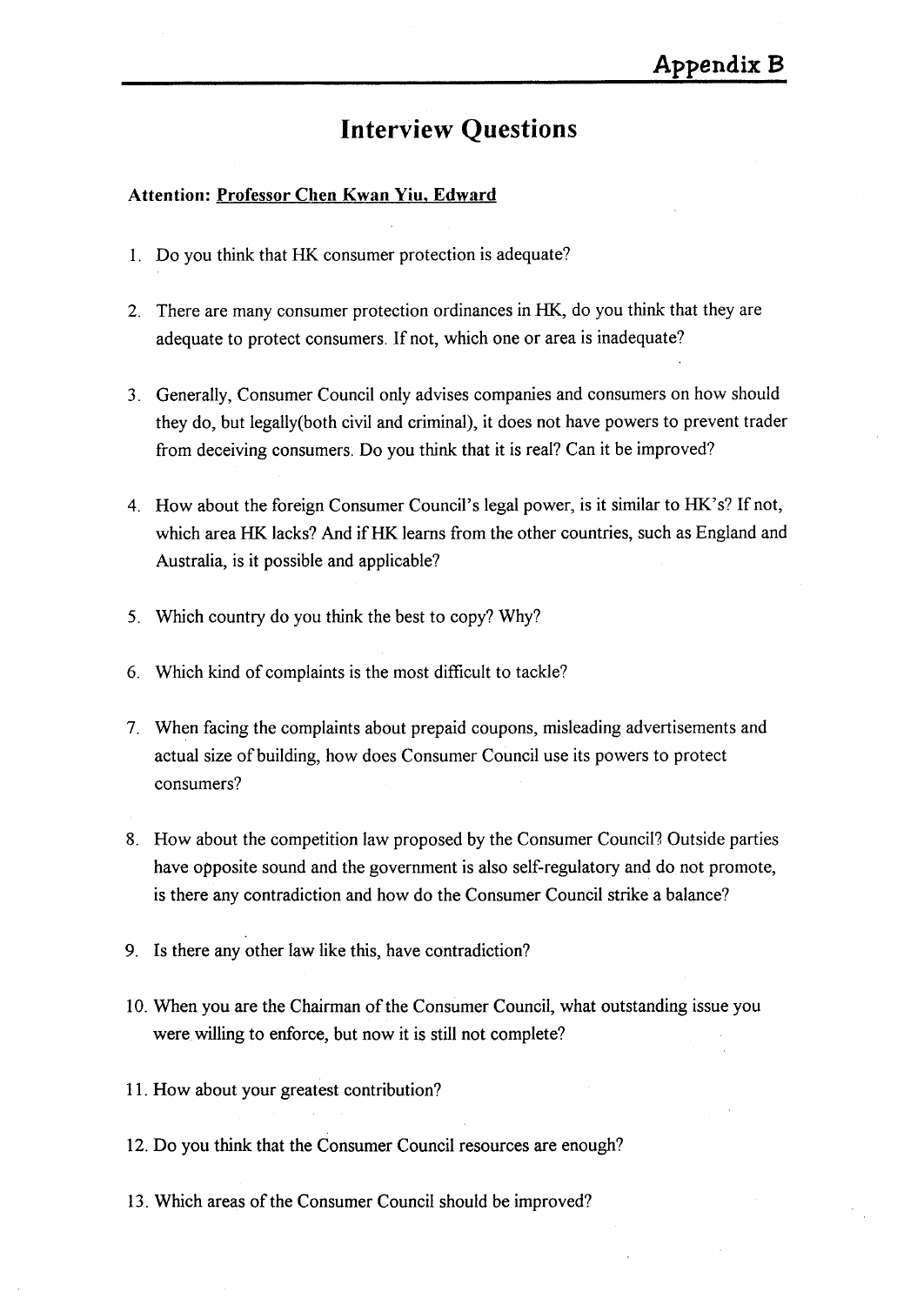# Appendix B

## Interview Questions

**Attention: Professor Chen Kwan Yiu, Edward**

1. Do you think that HK consumer protection is adequate?

2. There are many consumer protection ordinances in HK, do you think that they are adequate to protect consumers. If not, which one or area is inadequate?

3. Generally, Consumer Council only advises companies and consumers on how should they do, but legally(both civil and criminal), it does not have powers to prevent trader from deceiving consumers. Do you think that it is real? Can it be improved?

4. How about the foreign Consumer Council's legal power, is it similar to HK's? If not, which area HK lacks? And if HK learns from the other countries, such as England and Australia, is it possible and applicable?

5. Which country do you think the best to copy? Why?

6. Which kind of complaints is the most difficult to tackle?

7. When facing the complaints about prepaid coupons, misleading advertisements and actual size of building, how does Consumer Council use its powers to protect consumers?

8. How about the competition law proposed by the Consumer Council? Outside parties have opposite sound and the government is also self-regulatory and do not promote, is there any contradiction and how do the Consumer Council strike a balance?

9. Is there any other law like this, have contradiction?

10. When you are the Chairman of the Consumer Council, what outstanding issue you were willing to enforce, but now it is still not complete?

11. How about your greatest contribution?

12. Do you think that the Consumer Council resources are enough?

13. Which areas of the Consumer Council should be improved?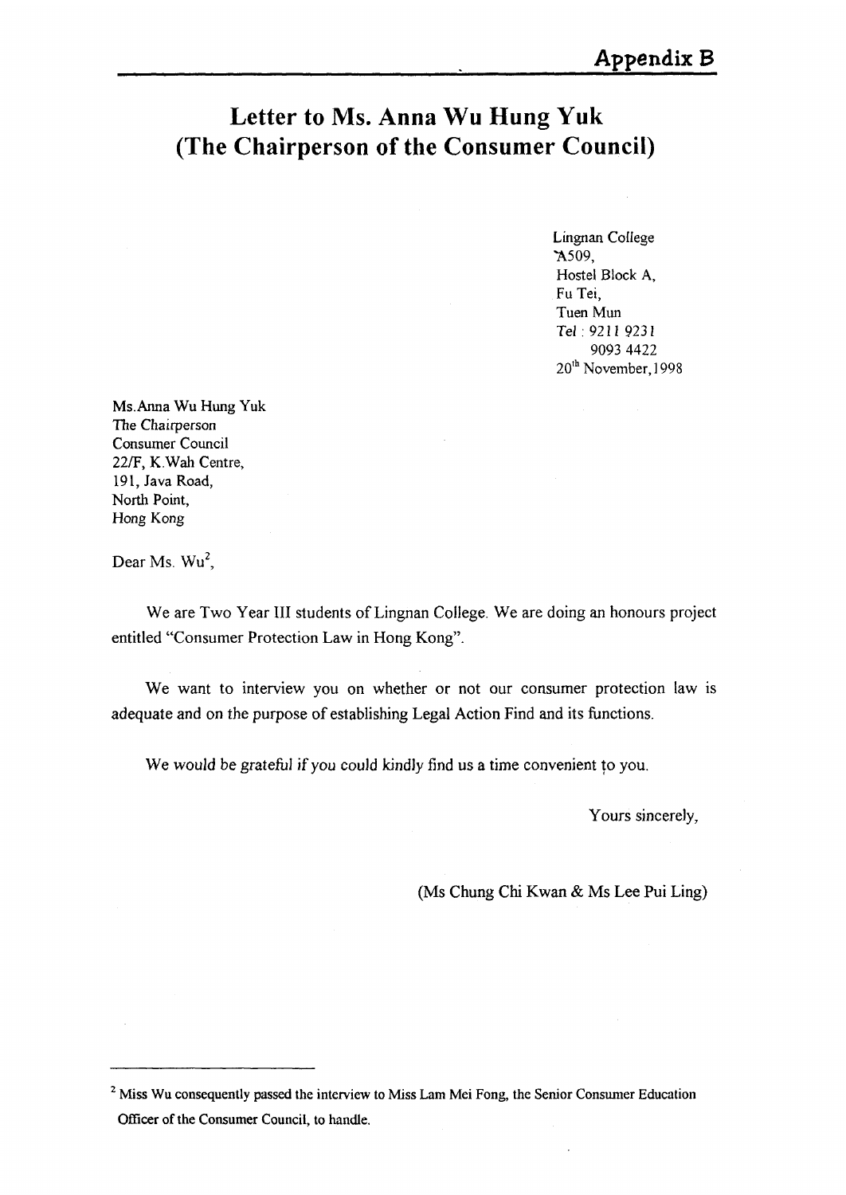**Appendix B**

# Letter to Ms. Anna Wu Hung Yuk (The Chairperson of the Consumer Council)

Lingnan College
A509,
Hostel Block A,
Fu Tei,
Tuen Mun
*Tel* : 9211 9231
9093 4422
20th November, 1998

Ms. Anna Wu Hung Yuk
The Chairperson
Consumer Council
22/F, K.Wah Centre,
191, Java Road,
North Point,
Hong Kong

Dear Ms. Wu[2],

We are Two Year III students of Lingnan College. We are doing an honours project entitled "Consumer Protection Law in Hong Kong".

We want to interview you on whether or not our consumer protection law is adequate and on the purpose of establishing Legal Action Find and its functions.

We would be grateful if you could kindly find us a time convenient to you.

Yours sincerely,

(Ms Chung Chi Kwan & Ms Lee Pui Ling)

---

[2] Miss Wu consequently passed the interview to Miss Lam Mei Fong, the Senior Consumer Education Officer of the Consumer Council, to handle.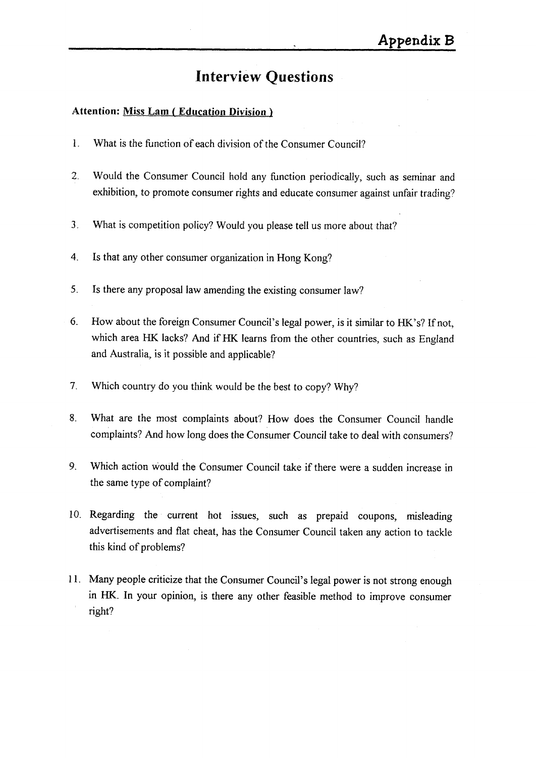# Appendix B

## Interview Questions

**Attention: <u>Miss Lam ( Education Division )</u>**

1. What is the function of each division of the Consumer Council?

2. Would the Consumer Council hold any function periodically, such as seminar and exhibition, to promote consumer rights and educate consumer against unfair trading?

3. What is competition policy? Would you please tell us more about that?

4. Is that any other consumer organization in Hong Kong?

5. Is there any proposal law amending the existing consumer law?

6. How about the foreign Consumer Council's legal power, is it similar to HK's? If not, which area HK lacks? And if HK learns from the other countries, such as England and Australia, is it possible and applicable?

7. Which country do you think would be the best to copy? Why?

8. What are the most complaints about? How does the Consumer Council handle complaints? And how long does the Consumer Council take to deal with consumers?

9. Which action would the Consumer Council take if there were a sudden increase in the same type of complaint?

10. Regarding the current hot issues, such as prepaid coupons, misleading advertisements and flat cheat, has the Consumer Council taken any action to tackle this kind of problems?

11. Many people criticize that the Consumer Council's legal power is not strong enough in HK. In your opinion, is there any other feasible method to improve consumer right?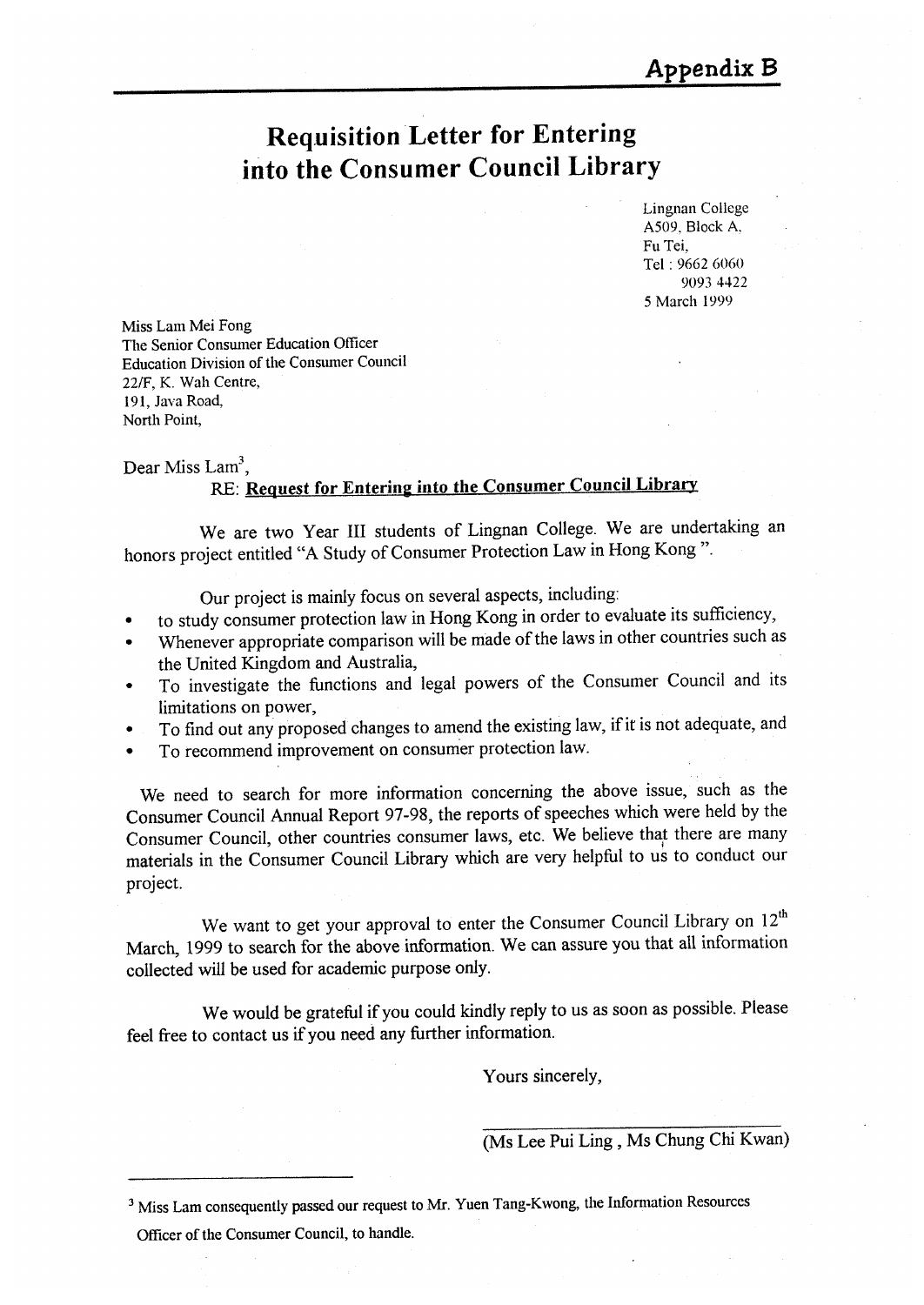**Appendix B**

# Requisition Letter for Entering into the Consumer Council Library

Lingnan College
A509, Block A,
Fu Tei,
Tel : 9662 6060
9093 4422
5 March 1999

Miss Lam Mei Fong
The Senior Consumer Education Officer
Education Division of the Consumer Council
22/F, K. Wah Centre,
191, Java Road,
North Point,

Dear Miss Lam[3],

RE: **Request for Entering into the Consumer Council Library**

We are two Year III students of Lingnan College. We are undertaking an honors project entitled "A Study of Consumer Protection Law in Hong Kong ".

Our project is mainly focus on several aspects, including:

- to study consumer protection law in Hong Kong in order to evaluate its sufficiency,
- Whenever appropriate comparison will be made of the laws in other countries such as the United Kingdom and Australia,
- To investigate the functions and legal powers of the Consumer Council and its limitations on power,
- To find out any proposed changes to amend the existing law, if it is not adequate, and
- To recommend improvement on consumer protection law.

We need to search for more information concerning the above issue, such as the Consumer Council Annual Report 97-98, the reports of speeches which were held by the Consumer Council, other countries consumer laws, etc. We believe that there are many materials in the Consumer Council Library which are very helpful to us to conduct our project.

We want to get your approval to enter the Consumer Council Library on 12th March, 1999 to search for the above information. We can assure you that all information collected will be used for academic purpose only.

We would be grateful if you could kindly reply to us as soon as possible. Please feel free to contact us if you need any further information.

Yours sincerely,

(Ms Lee Pui Ling , Ms Chung Chi Kwan)

[3] Miss Lam consequently passed our request to Mr. Yuen Tang-Kwong, the Information Resources Officer of the Consumer Council, to handle.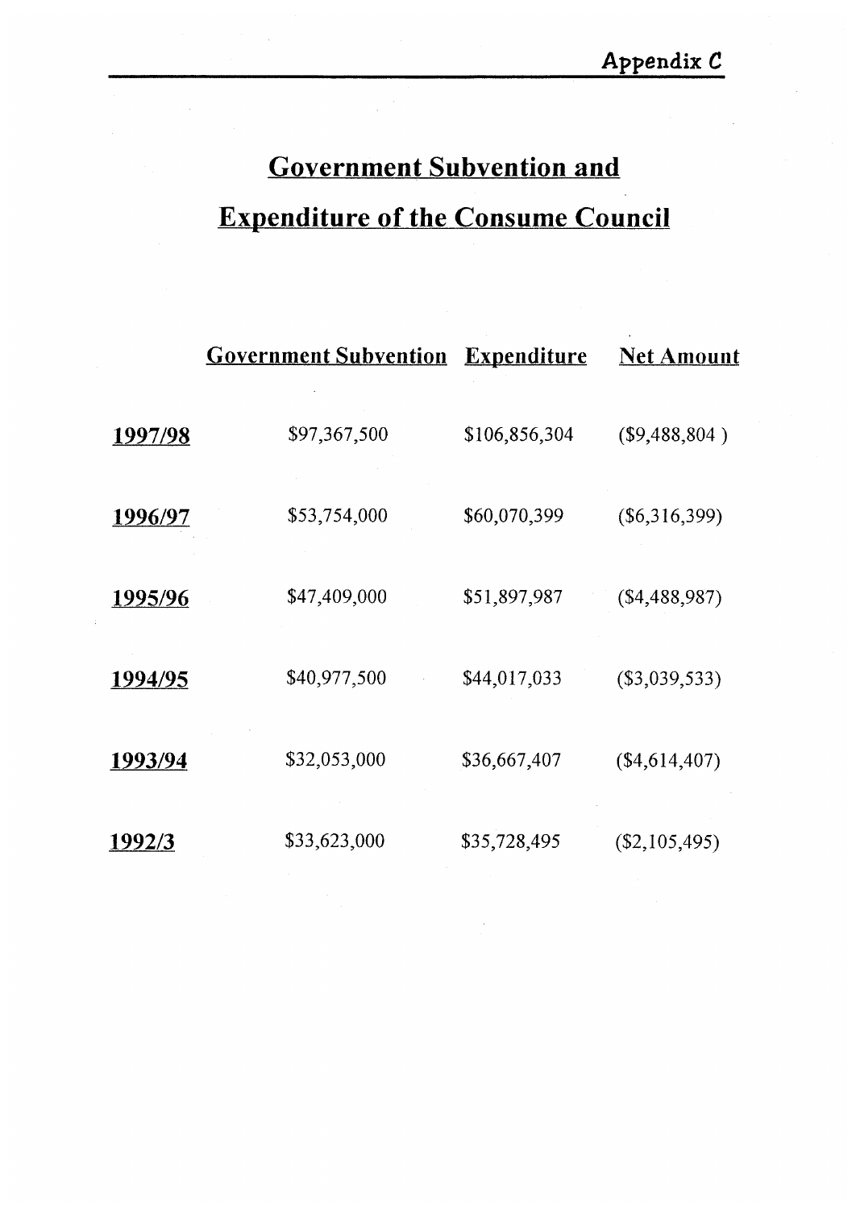**Appendix C**

# Government Subvention and Expenditure of the Consume Council

| | Government Subvention | Expenditure | Net Amount |
|---|---|---|---|
| **1997/98** | $97,367,500 | $106,856,304 | ($9,488,804 ) |
| **1996/97** | $53,754,000 | $60,070,399 | ($6,316,399) |
| **1995/96** | $47,409,000 | $51,897,987 | ($4,488,987) |
| **1994/95** | $40,977,500 | $44,017,033 | ($3,039,533) |
| **1993/94** | $32,053,000 | $36,667,407 | ($4,614,407) |
| **1992/3** | $33,623,000 | $35,728,495 | ($2,105,495) |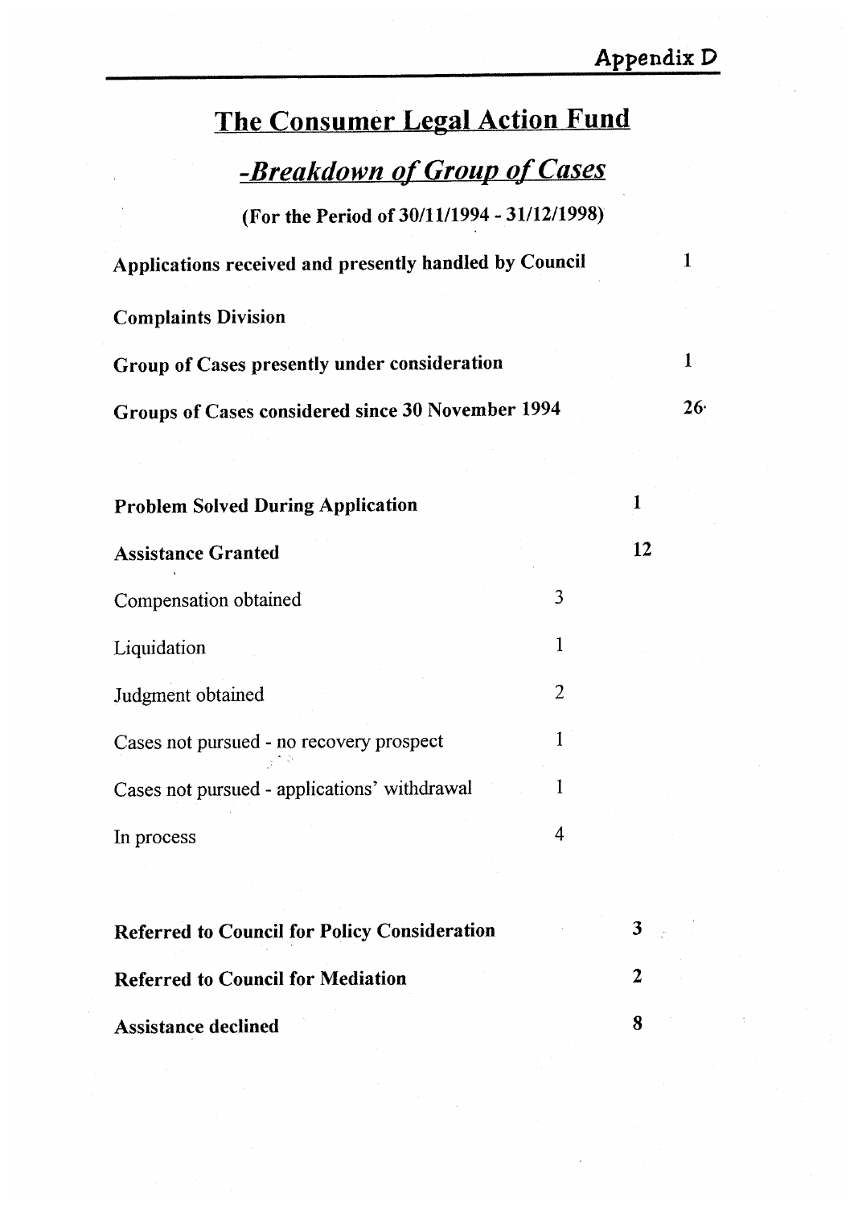Appendix D

# The Consumer Legal Action Fund

## *-Breakdown of Group of Cases*

**(For the Period of 30/11/1994 - 31/12/1998)**

| | | | |
|---|---|---|---|
| **Applications received and presently handled by Council Complaints Division** | | | **1** |
| **Group of Cases presently under consideration** | | | **1** |
| **Groups of Cases considered since 30 November 1994** | | | **26** |
| | | | |
| **Problem Solved During Application** | | **1** | |
| **Assistance Granted** | | **12** | |
| Compensation obtained | 3 | | |
| Liquidation | 1 | | |
| Judgment obtained | 2 | | |
| Cases not pursued - no recovery prospect | 1 | | |
| Cases not pursued - applications' withdrawal | 1 | | |
| In process | 4 | | |
| | | | |
| **Referred to Council for Policy Consideration** | | **3** | |
| **Referred to Council for Mediation** | | **2** | |
| **Assistance declined** | | **8** | |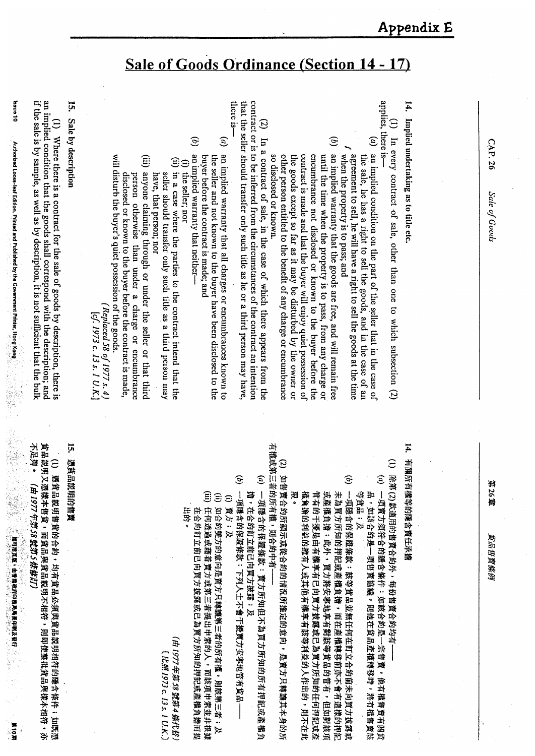# Appendix E

## Sale of Goods Ordinance (Section 14 - 17)

**14. Implied undertaking as to title etc.**

(1) In every contract of sale, other than one to which subsection (2) applies, there is—

(a) an implied condition on the part of the seller that in the case of the sale, he has a right to sell the goods, and in the case of an agreement to sell, he will have a right to sell the goods at the time when the property is to pass; and

(b) an implied warranty that the goods are free, and will remain free until the time when the property is to pass, from any charge or encumbrance not disclosed or known to the buyer before the contract is made and that the buyer will enjoy quiet possession of the goods except so far as it may be disturbed by the owner or other person entitled to the benefit of any charge or encumbrance so disclosed or known.

(2) In a contract of sale, in the case of which there appears from the contract or is to be inferred from the circumstances of the contract an intention that the seller should transfer only such title as he or a third person may have, there is—

(a) an implied warranty that all charges or encumbrances known to the seller and not known to the buyer have been disclosed to the buyer before the contract is made; and

(b) an implied warranty that neither—
(i) the seller; nor
(ii) in a case where the parties to the contract intend that the seller should transfer only such title as a third person may have, that person; nor
(iii) anyone claiming through or under the seller or that third person otherwise than under a charge or encumbrance disclosed or known to the buyer before the contract is made,

will disturb the buyer's quiet possession of the goods.

*(Replaced 58 of 1977 s. 4)*
*[cf. 1973 c. 13 s. 1 U.K.]*

**15. Sale by description**

(1) Where there is a contract for the sale of goods by description, there is an implied condition that the goods shall correspond with the description; and if the sale is by sample, as well as by description, it is not sufficient that the bulk

**14. 有關所有權等的隱含責任承擔**

(1) 除第(2)款適用的售賣合約外，每份售賣合約均有——

(a) 一項賣方須符合的隱含條件：如該合約是一宗售賣，他有權售賣有關貨品，如該合約是一項售賣協議，則他在貨品產權轉移時，將有權售賣該等貨品；及

(b) 一項隱含的保證條款：該等貨品並無任何在訂立合約前未向買方披露或未為買方所知的押記或產權負擔，而在產權轉移前亦不會有這樣的押記或產權負擔；此外，買方將安寧地享有對該等貨品的管有，但如對該項管有的干擾是由有權享有已向買方披露或已為買方所知的任何押記或產權負擔的利益的擁有人或其他有權享有該等利益的人作出的，則不在此限。

(2) 如售賣合約所顯示或從合約的情況所推定的意向，是賣方只轉讓其本身的所有權或第三者的所有權，則合約中有——

(a) 一項隱含的保證條款：賣方所知但不為買方所知的所有押記或產權負擔，在合約訂立前已向買方披露；及

(b) 一項隱含的保證條款：下列人士不會干擾買方安寧地管有貨品——
(i) 賣方；及
(ii) 如合約雙方的意向是賣方只轉讓第三者的所有權，則該第三者；及
(iii) 任何透過或藉着賣方或第三者提出申索的人，而該項申索並非根據在合約訂立前已向買方披露或已為買方所知的押記或產權負擔而提出的。

*(由1977年第58號第4條代替)*
*[比照1973 c. 13 s. 1 U.K.]*

**15. 憑貨品說明的售賣**

(1) 憑貨品說明售貨的合約，均有貨品必須與貨品說明相符的隱含條件；如既憑貨品說明又憑樣本售貨，而貨品與貨品說明不相符，則即使整批貨品與樣本相符，亦不足夠。 *(由1977年第58號第5條修訂)*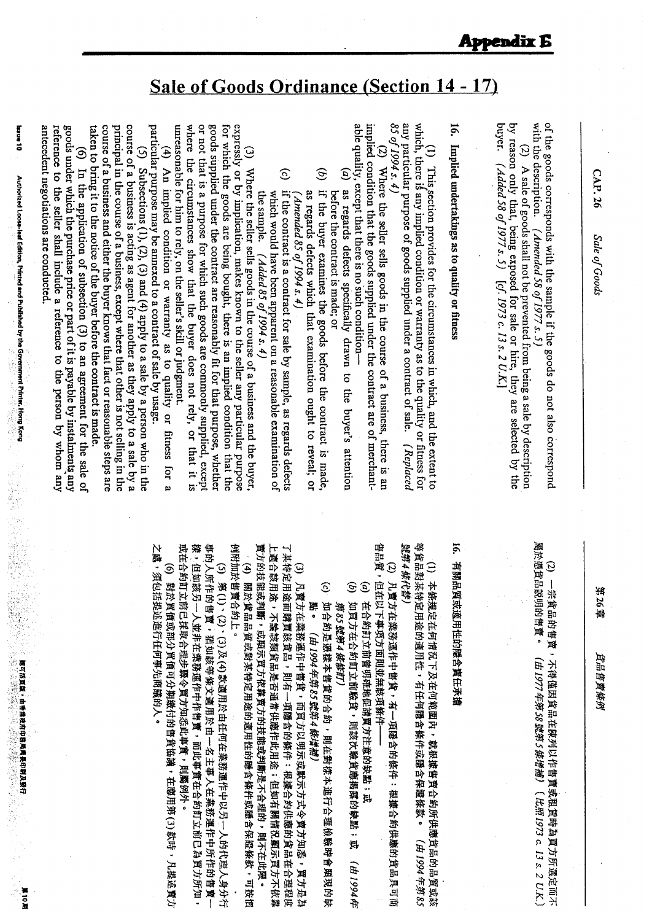# Appendix E

## Sale of Goods Ordinance (Section 14 - 17)

of the goods corresponds with the sample if the goods do not also correspond with the description. *(Amended 58 of 1977 s. 5)*

(2) A sale of goods shall not be prevented from being a sale by description by reason only that, being exposed for sale or hire, they are selected by the buyer. *(Added 58 of 1977 s. 5)* [*cf.* 1973 c. 13 s. 2 U.K.]

### 16. Implied undertakings as to quality or fitness

(1) This section provides for the circumstances in which, and the extent to which, there is any implied condition or warranty as to the quality or fitness for any particular purpose of goods supplied under a contract of sale. *(Replaced 85 of 1994 s. 4)*

(2) Where the seller sells goods in the course of a business, there is an implied condition that the goods supplied under the contract are of merchantable quality, except that there is no such condition—

(*a*) as regards defects specifically drawn to the buyer's attention before the contract is made; or

(*b*) if the buyer examines the goods before the contract is made, as regards defects which that examination ought to reveal; or *(Amended 85 of 1994 s. 4)*

(*c*) if the contract is a contract for sale by sample, as regards defects which would have been apparent on a reasonable examination of the sample. *(Added 85 of 1994 s. 4)*

(3) Where the seller sells goods in the course of a business and the buyer, expressly or by implication, makes known to the seller any particular purpose for which the goods are being bought, there is an implied condition that the goods supplied under the contract are reasonably fit for that purpose, whether or not that is a purpose for which such goods are commonly supplied, except where the circumstances show that the buyer does not rely, or that it is unreasonable for him to rely, on the seller's skill or judgment.

(4) An implied condition or warranty as to quality or fitness for a particular purpose may be annexed to a contract of sale by usage.

(5) Subsections (1), (2), (3) and (4) apply to a sale by a person who in the course of a business is acting as agent for another as they apply to a sale by a principal in the course of a business, except where that other is not selling in the course of a business and either the buyer knows that fact or reasonable steps are taken to bring it to the notice of the buyer before the contract is made.

(6) In the application of subsection (3) to an agreement for the sale of goods under which the purchase price or part of it is payable by instalments any reference to the seller shall include a reference to the person by whom any antecedent negotiations are conducted.

(2) 一宗貨品的售賣，不得僅因貨品在陳列以作售賣或租賃時為買方所選定而不屬於憑貨品說明的售賣。 *(由1977年第58號第5條增補)* [比照 1973 c. 13 s. 2 U.K.]

### 16. 有關品質或適用性的隱含責任承擔

(1) 本條規定在何種情況下及在何範圍內，就根據售賣合約所供應貨品的品質或該等貨品對某特定用途的適用性，有任何隱含條件或隱含保證條款。 *(由1994年第85號第4條代替)*

(2) 凡賣方在業務運作中售貨，有一項隱含的條件：根據合約供應的貨品具可商售品質，但在以下事項方面則並無該項條件——

(*a*) 在合約訂立前曾明確地促請買方注意的缺點；或

(*b*) 如買方在合約訂立前驗貨，則該次驗貨應揭露的缺點；或 *(由1994年第85號第4條修訂)*

(*c*) 如合約是憑樣本售貨的合約，則在對樣本進行合理檢驗時會顯現的缺點。 *(由1994年第85號第4條增補)*

(3) 凡賣方在業務運作中售貨，而買方以明示或默示方式令賣方知悉，買方是為了某特定用途而購買該貨品，則有一項隱含的條件：根據合約供應的貨品在合理程度上適合該用途，不論該類貨品是否通常供應作此用途；但如有關情況顯示買方不依靠賣方的技能或判斷，或顯示買方依靠賣方的技能或判斷是不合理的，則不在此限。

(4) 關於貨品品質或對某特定用途的適用性的隱含條件或隱含保證條款，可按慣例附加於售賣合約上。

(5) 第(1)、(2)、(3)及(4)款適用於由任何在業務運作中以另一人的代理人身分行事的人所作的售賣，猶如該等條文適用於由一名主事人在業務運作中所作的售賣一樣，但如該另一人並非在業務運作中作售賣，而此事實在合約訂立前已為買方所知，或在合約訂立前已採取合理步驟令買方知悉此事實，則屬例外。

(6) 對於貨價或部分貨價可分期繳付的售貨協議，在應用第(3)款時，凡提述賣方之處，須包括提述進行任何事先商議的人。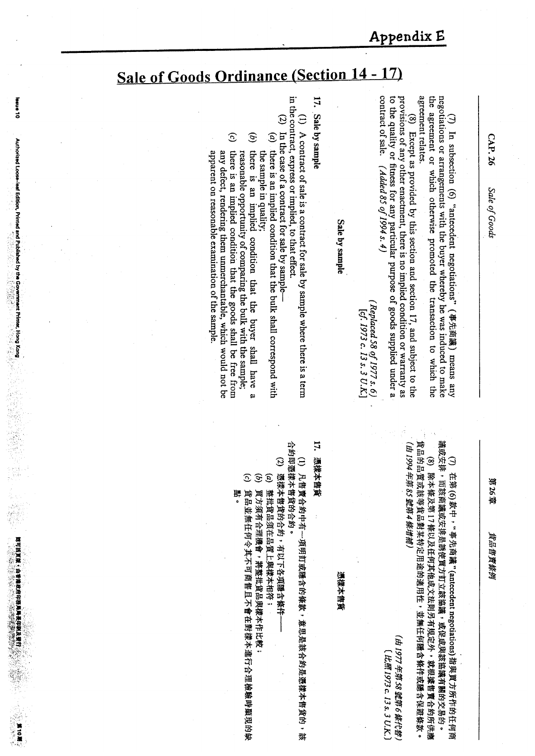# Appendix E

## Sale of Goods Ordinance (Section 14 - 17)

CAP. 26 Sale of Goods

(7) In subsection (6) "antecedent negotiations" (事先商議) means any negotiations or arrangements with the buyer whereby he was induced to make the agreement or which otherwise promoted the transaction to which the agreement relates.

(8) Except as provided by this section and section 17, and subject to the provisions of any other enactment, there is no implied condition or warranty as to the quality or fitness for any particular purpose of goods supplied under a contract of sale. *(Added 85 of 1994 s. 4)*

*(Replaced 58 of 1977 s. 6)*
*[cf. 1973 c. 13 s. 3 U.K.]*

### Sale by sample

**17. Sale by sample**

(1) A contract of sale is a contract for sale by sample where there is a term in the contract, express or implied, to that effect.

(2) In the case of a contract for sale by sample—

(a) there is an implied condition that the bulk shall correspond with the sample in quality;

(b) there is an implied condition that the buyer shall have a reasonable opportunity of comparing the bulk with the sample;

(c) there is an implied condition that the goods shall be free from any defect, rendering them unmerchantable, which would not be apparent on reasonable examination of the sample.

第26章 貨品售賣條例

(7) 在第(6)款中，"事先商議"(antecedent negotiations)指與買方所作的任何商議或安排，而該商議或安排是誘使買方訂立該協議，或促成與該協議有關的交易的。

(8) 除本條及第17條以及任何其他成文法則另有規定外，就根據售賣合約所供應貨品的品質或該等貨品對某特定用途的適用性，並無任何隱含條件或隱含保證條款。
*(由1994年第85號第4條增補)*

*(由1977年第58號第6條代替)*
*[比照 1973 c. 13 s. 3 U.K.]*

### 憑樣本售貨

**17. 憑樣本售貨**

(1) 凡售賣合約中有一項明訂或隱含的條款，意思是該合約是憑樣本售貨的，該合約即屬憑樣本售貨的合約。

(2) 憑樣本售貨的合約，有以下各項隱含條件——

(a) 整批貨品須在品質上與樣本相符；

(b) 買方須有合理機會，將整批貨品與樣本作比較；

(c) 貨品並無任何令其不可商售且不會在對樣本進行合理檢驗時顯現的缺點。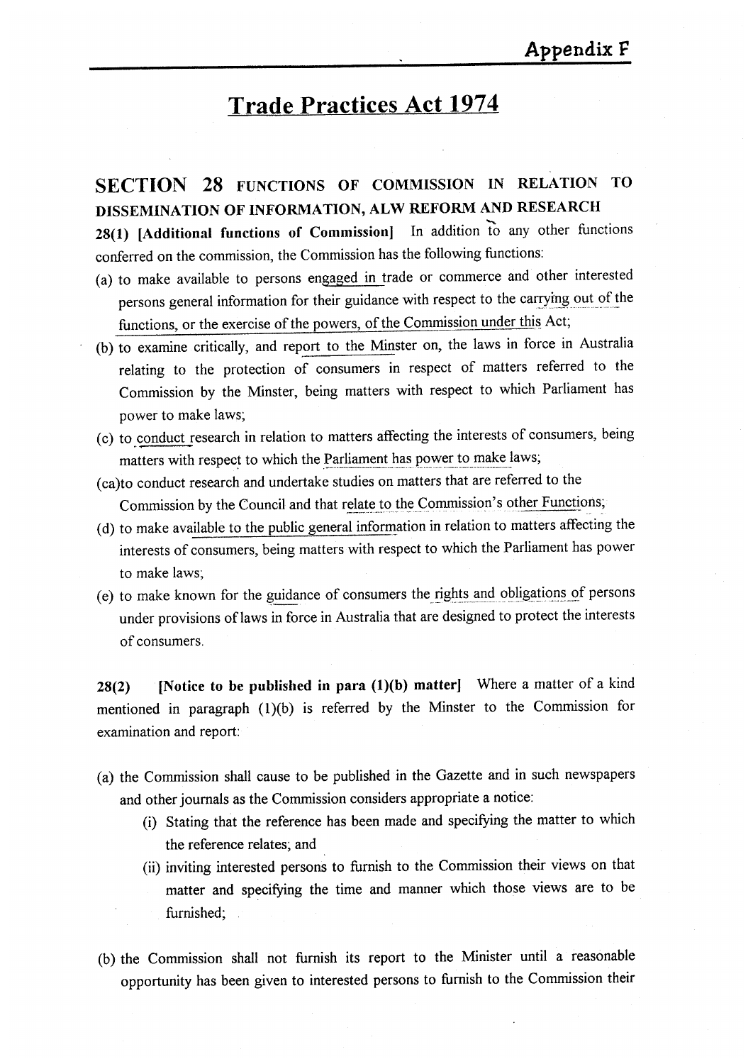Appendix F

# Trade Practices Act 1974

## SECTION 28 FUNCTIONS OF COMMISSION IN RELATION TO DISSEMINATION OF INFORMATION, ALW REFORM AND RESEARCH

**28(1) [Additional functions of Commission]** In addition to any other functions conferred on the commission, the Commission has the following functions:

(a) to make available to persons engaged in trade or commerce and other interested persons general information for their guidance with respect to the carrying out of the functions, or the exercise of the powers, of the Commission under this Act;

(b) to examine critically, and report to the Minster on, the laws in force in Australia relating to the protection of consumers in respect of matters referred to the Commission by the Minster, being matters with respect to which Parliament has power to make laws;

(c) to conduct research in relation to matters affecting the interests of consumers, being matters with respect to which the Parliament has power to make laws;

(ca)to conduct research and undertake studies on matters that are referred to the Commission by the Council and that relate to the Commission's other Functions;

(d) to make available to the public general information in relation to matters affecting the interests of consumers, being matters with respect to which the Parliament has power to make laws;

(e) to make known for the guidance of consumers the rights and obligations of persons under provisions of laws in force in Australia that are designed to protect the interests of consumers.

**28(2) [Notice to be published in para (1)(b) matter]** Where a matter of a kind mentioned in paragraph (1)(b) is referred by the Minster to the Commission for examination and report:

(a) the Commission shall cause to be published in the Gazette and in such newspapers and other journals as the Commission considers appropriate a notice:

  (i) Stating that the reference has been made and specifying the matter to which the reference relates; and

  (ii) inviting interested persons to furnish to the Commission their views on that matter and specifying the time and manner which those views are to be furnished;

(b) the Commission shall not furnish its report to the Minister until a reasonable opportunity has been given to interested persons to furnish to the Commission their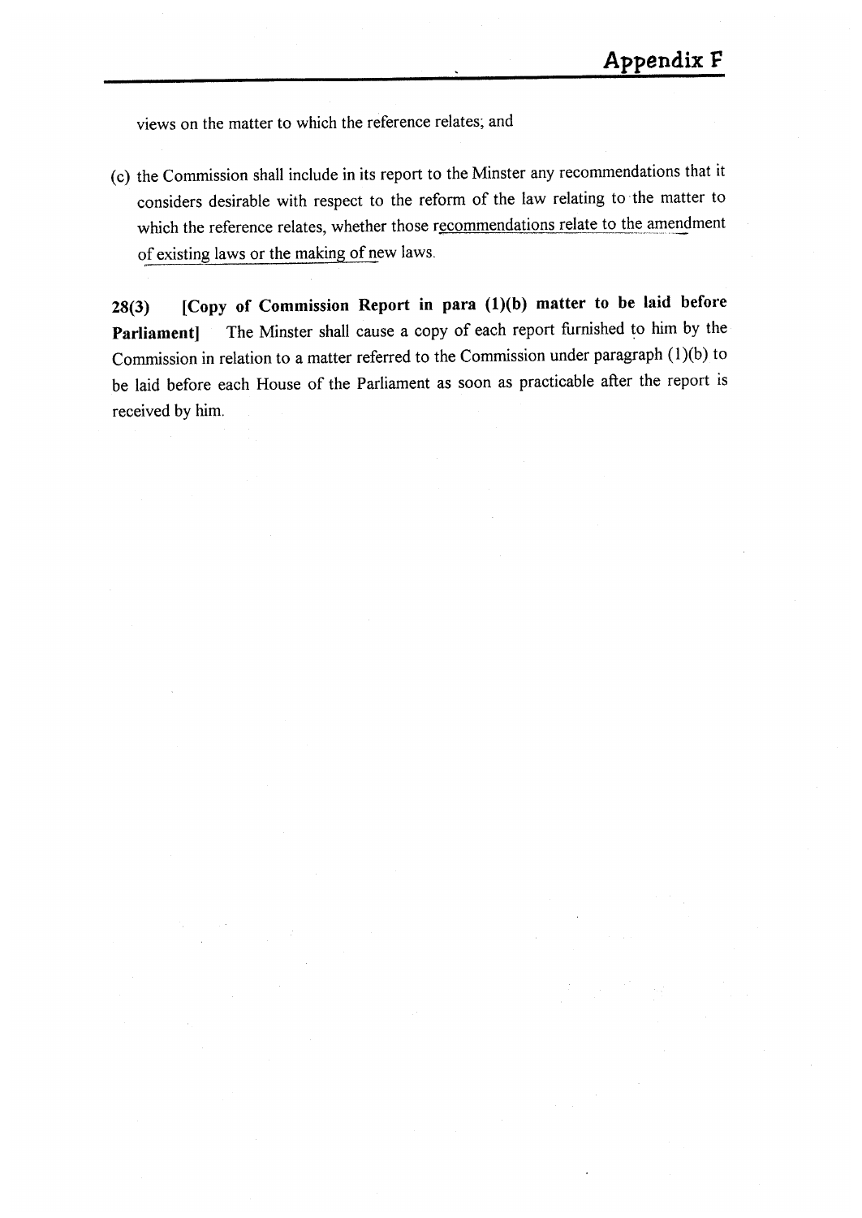views on the matter to which the reference relates; and

(c) the Commission shall include in its report to the Minster any recommendations that it considers desirable with respect to the reform of the law relating to the matter to which the reference relates, whether those recommendations relate to the amendment of existing laws or the making of new laws.

**28(3) [Copy of Commission Report in para (1)(b) matter to be laid before Parliament]** The Minster shall cause a copy of each report furnished to him by the Commission in relation to a matter referred to the Commission under paragraph (1)(b) to be laid before each House of the Parliament as soon as practicable after the report is received by him.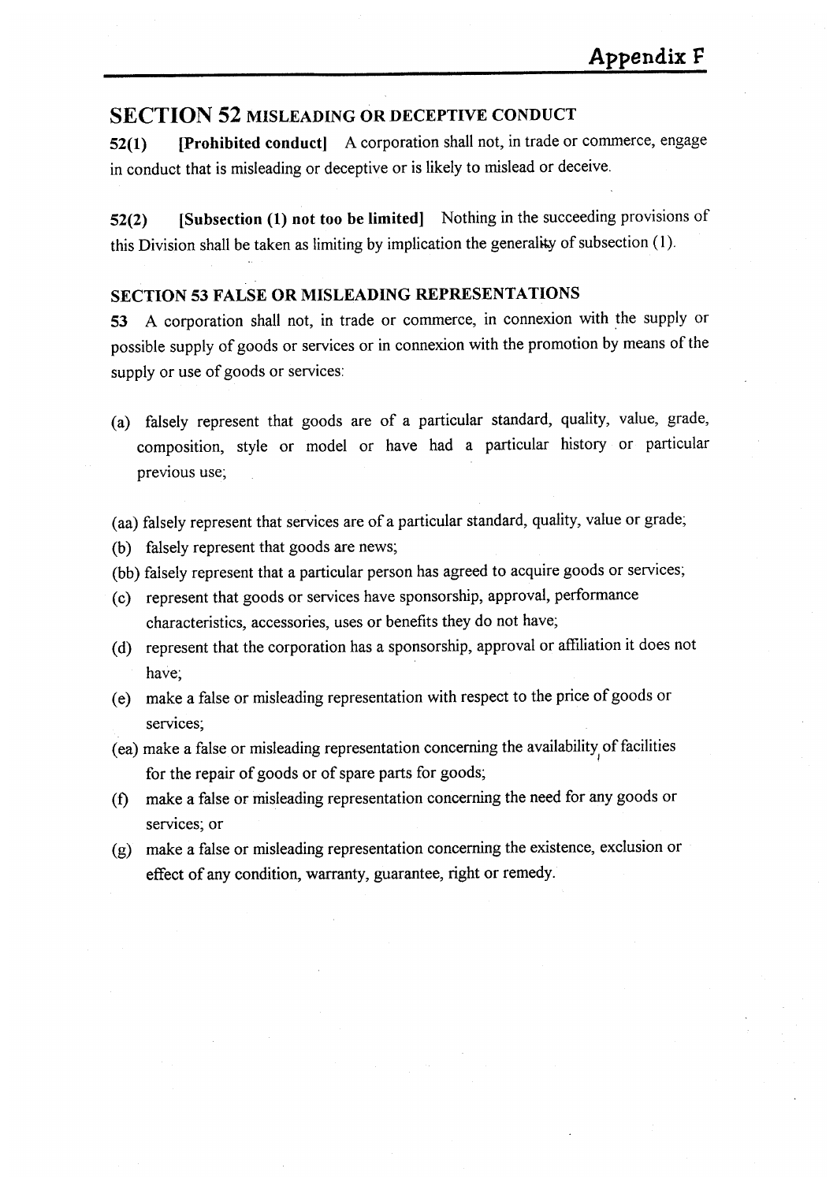# Appendix F

## SECTION 52 MISLEADING OR DECEPTIVE CONDUCT

**52(1)** **[Prohibited conduct]** A corporation shall not, in trade or commerce, engage in conduct that is misleading or deceptive or is likely to mislead or deceive.

**52(2)** **[Subsection (1) not too be limited]** Nothing in the succeeding provisions of this Division shall be taken as limiting by implication the generality of subsection (1).

## SECTION 53 FALSE OR MISLEADING REPRESENTATIONS

**53** A corporation shall not, in trade or commerce, in connexion with the supply or possible supply of goods or services or in connexion with the promotion by means of the supply or use of goods or services:

(a) falsely represent that goods are of a particular standard, quality, value, grade, composition, style or model or have had a particular history or particular previous use;

(aa) falsely represent that services are of a particular standard, quality, value or grade;

(b) falsely represent that goods are news;

(bb) falsely represent that a particular person has agreed to acquire goods or services;

(c) represent that goods or services have sponsorship, approval, performance characteristics, accessories, uses or benefits they do not have;

(d) represent that the corporation has a sponsorship, approval or affiliation it does not have;

(e) make a false or misleading representation with respect to the price of goods or services;

(ea) make a false or misleading representation concerning the availability of facilities for the repair of goods or of spare parts for goods;

(f) make a false or misleading representation concerning the need for any goods or services; or

(g) make a false or misleading representation concerning the existence, exclusion or effect of any condition, warranty, guarantee, right or remedy.